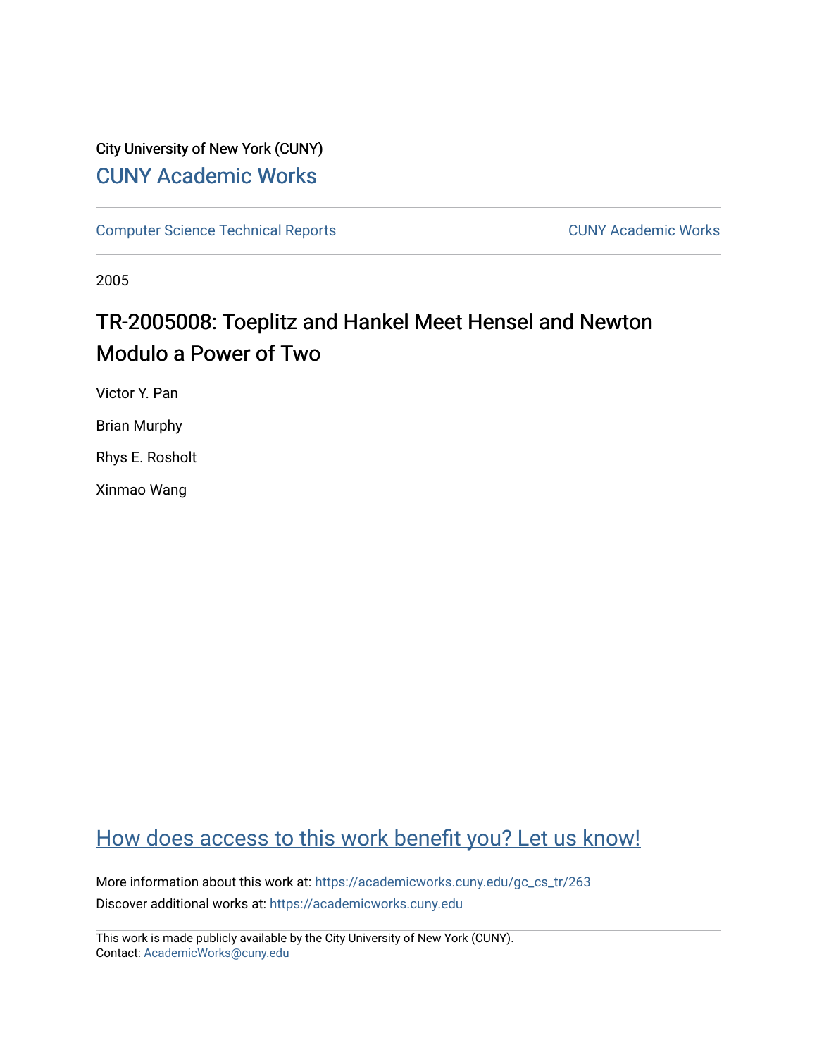City University of New York (CUNY)

CUNY Academic Works

Computer Science Technical Reports

CUNY Academic Works

2005

# TR-2005008: Toeplitz and Hankel Meet Hensel and Newton Modulo a Power of Two

Victor Y. Pan

Brian Murphy

Rhys E. Rosholt

Xinmao Wang

How does access to this work benefit you? Let us know!

More information about this work at: https://academicworks.cuny.edu/gc_cs_tr/263

Discover additional works at: https://academicworks.cuny.edu

This work is made publicly available by the City University of New York (CUNY).
Contact: AcademicWorks@cuny.edu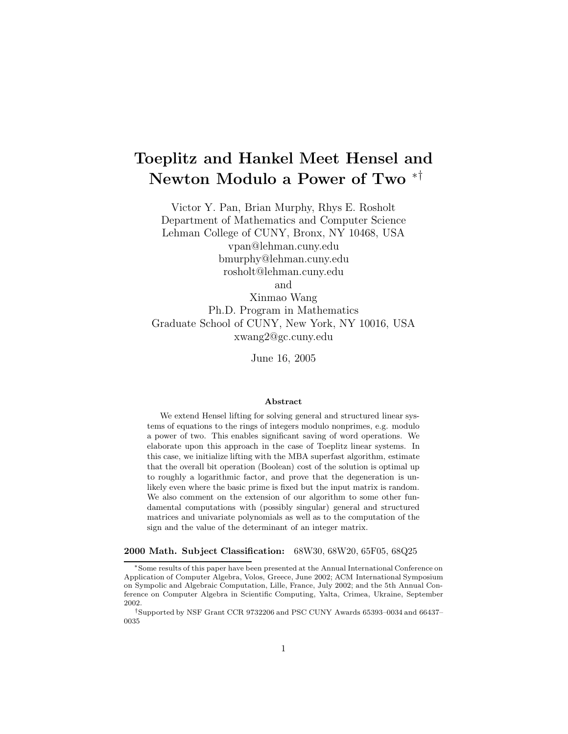# Toeplitz and Hankel Meet Hensel and Newton Modulo a Power of Two *†

Victor Y. Pan, Brian Murphy, Rhys E. Rosholt
Department of Mathematics and Computer Science
Lehman College of CUNY, Bronx, NY 10468, USA
vpan@lehman.cuny.edu
bmurphy@lehman.cuny.edu
rosholt@lehman.cuny.edu
and
Xinmao Wang
Ph.D. Program in Mathematics
Graduate School of CUNY, New York, NY 10016, USA
xwang2@gc.cuny.edu

June 16, 2005

### Abstract

We extend Hensel lifting for solving general and structured linear systems of equations to the rings of integers modulo nonprimes, e.g. modulo a power of two. This enables significant saving of word operations. We elaborate upon this approach in the case of Toeplitz linear systems. In this case, we initialize lifting with the MBA superfast algorithm, estimate that the overall bit operation (Boolean) cost of the solution is optimal up to roughly a logarithmic factor, and prove that the degeneration is unlikely even where the basic prime is fixed but the input matrix is random. We also comment on the extension of our algorithm to some other fundamental computations with (possibly singular) general and structured matrices and univariate polynomials as well as to the computation of the sign and the value of the determinant of an integer matrix.

**2000 Math. Subject Classification:** 68W30, 68W20, 65F05, 68Q25

*Some results of this paper have been presented at the Annual International Conference on Application of Computer Algebra, Volos, Greece, June 2002; ACM International Symposium on Sympolic and Algebraic Computation, Lille, France, July 2002; and the 5th Annual Conference on Computer Algebra in Scientific Computing, Yalta, Crimea, Ukraine, September 2002.

†Supported by NSF Grant CCR 9732206 and PSC CUNY Awards 65393–0034 and 66437–0035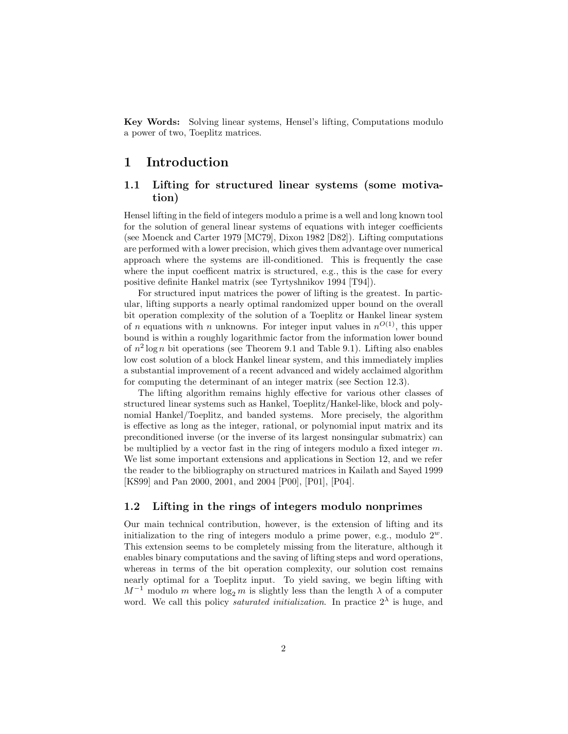**Key Words:** Solving linear systems, Hensel's lifting, Computations modulo a power of two, Toeplitz matrices.

# 1 Introduction

## 1.1 Lifting for structured linear systems (some motivation)

Hensel lifting in the field of integers modulo a prime is a well and long known tool for the solution of general linear systems of equations with integer coefficients (see Moenck and Carter 1979 [MC79], Dixon 1982 [D82]). Lifting computations are performed with a lower precision, which gives them advantage over numerical approach where the systems are ill-conditioned. This is frequently the case where the input coefficent matrix is structured, e.g., this is the case for every positive definite Hankel matrix (see Tyrtyshnikov 1994 [T94]).

For structured input matrices the power of lifting is the greatest. In particular, lifting supports a nearly optimal randomized upper bound on the overall bit operation complexity of the solution of a Toeplitz or Hankel linear system of $n$ equations with $n$ unknowns. For integer input values in $n^{O(1)}$, this upper bound is within a roughly logarithmic factor from the information lower bound of $n^2 \log n$ bit operations (see Theorem 9.1 and Table 9.1). Lifting also enables low cost solution of a block Hankel linear system, and this immediately implies a substantial improvement of a recent advanced and widely acclaimed algorithm for computing the determinant of an integer matrix (see Section 12.3).

The lifting algorithm remains highly effective for various other classes of structured linear systems such as Hankel, Toeplitz/Hankel-like, block and polynomial Hankel/Toeplitz, and banded systems. More precisely, the algorithm is effective as long as the integer, rational, or polynomial input matrix and its preconditioned inverse (or the inverse of its largest nonsingular submatrix) can be multiplied by a vector fast in the ring of integers modulo a fixed integer $m$. We list some important extensions and applications in Section 12, and we refer the reader to the bibliography on structured matrices in Kailath and Sayed 1999 [KS99] and Pan 2000, 2001, and 2004 [P00], [P01], [P04].

## 1.2 Lifting in the rings of integers modulo nonprimes

Our main technical contribution, however, is the extension of lifting and its initialization to the ring of integers modulo a prime power, e.g., modulo $2^w$. This extension seems to be completely missing from the literature, although it enables binary computations and the saving of lifting steps and word operations, whereas in terms of the bit operation complexity, our solution cost remains nearly optimal for a Toeplitz input. To yield saving, we begin lifting with $M^{-1}$ modulo $m$ where $\log_2 m$ is slightly less than the length $\lambda$ of a computer word. We call this policy *saturated initialization*. In practice $2^\lambda$ is huge, and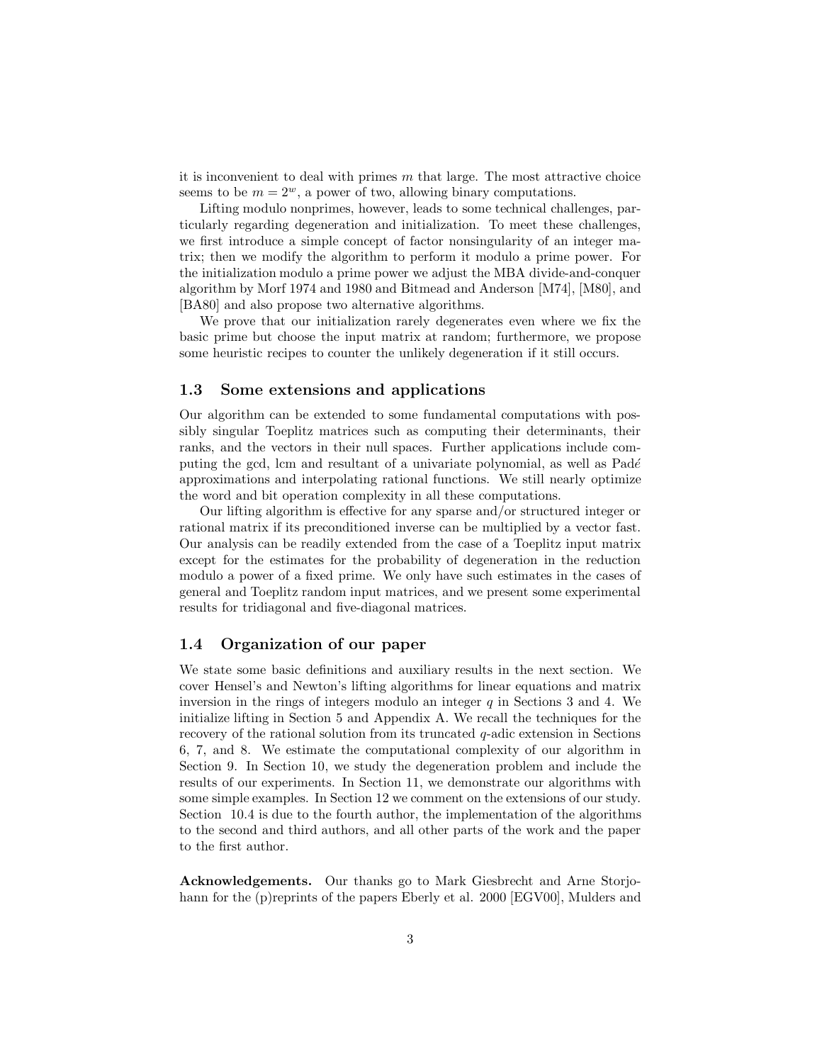it is inconvenient to deal with primes $m$ that large. The most attractive choice seems to be $m = 2^w$, a power of two, allowing binary computations.

Lifting modulo nonprimes, however, leads to some technical challenges, particularly regarding degeneration and initialization. To meet these challenges, we first introduce a simple concept of factor nonsingularity of an integer matrix; then we modify the algorithm to perform it modulo a prime power. For the initialization modulo a prime power we adjust the MBA divide-and-conquer algorithm by Morf 1974 and 1980 and Bitmead and Anderson [M74], [M80], and [BA80] and also propose two alternative algorithms.

We prove that our initialization rarely degenerates even where we fix the basic prime but choose the input matrix at random; furthermore, we propose some heuristic recipes to counter the unlikely degeneration if it still occurs.

### 1.3 Some extensions and applications

Our algorithm can be extended to some fundamental computations with possibly singular Toeplitz matrices such as computing their determinants, their ranks, and the vectors in their null spaces. Further applications include computing the gcd, lcm and resultant of a univariate polynomial, as well as Padé approximations and interpolating rational functions. We still nearly optimize the word and bit operation complexity in all these computations.

Our lifting algorithm is effective for any sparse and/or structured integer or rational matrix if its preconditioned inverse can be multiplied by a vector fast. Our analysis can be readily extended from the case of a Toeplitz input matrix except for the estimates for the probability of degeneration in the reduction modulo a power of a fixed prime. We only have such estimates in the cases of general and Toeplitz random input matrices, and we present some experimental results for tridiagonal and five-diagonal matrices.

### 1.4 Organization of our paper

We state some basic definitions and auxiliary results in the next section. We cover Hensel's and Newton's lifting algorithms for linear equations and matrix inversion in the rings of integers modulo an integer $q$ in Sections 3 and 4. We initialize lifting in Section 5 and Appendix A. We recall the techniques for the recovery of the rational solution from its truncated $q$-adic extension in Sections 6, 7, and 8. We estimate the computational complexity of our algorithm in Section 9. In Section 10, we study the degeneration problem and include the results of our experiments. In Section 11, we demonstrate our algorithms with some simple examples. In Section 12 we comment on the extensions of our study. Section 10.4 is due to the fourth author, the implementation of the algorithms to the second and third authors, and all other parts of the work and the paper to the first author.

**Acknowledgements.** Our thanks go to Mark Giesbrecht and Arne Storjohann for the (p)reprints of the papers Eberly et al. 2000 [EGV00], Mulders and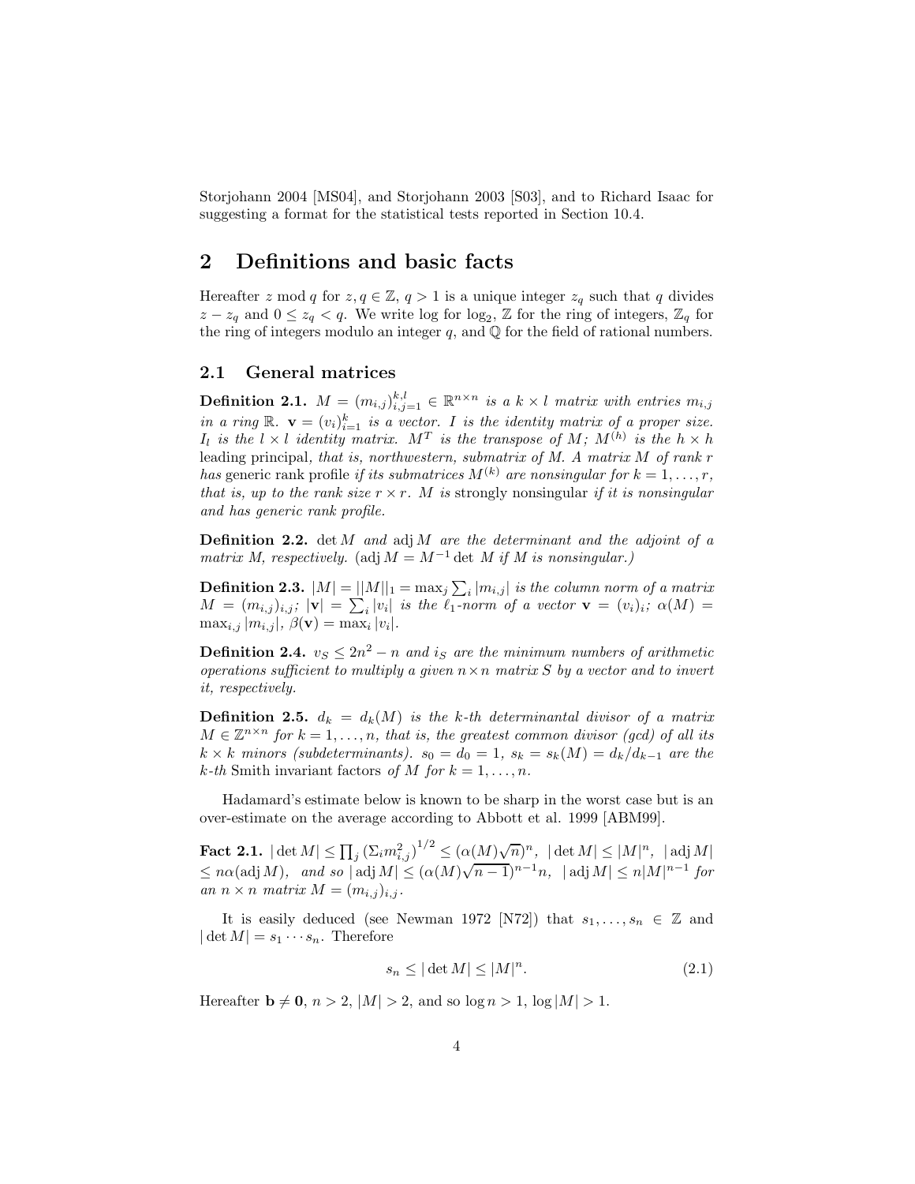Storjohann 2004 [MS04], and Storjohann 2003 [S03], and to Richard Isaac for suggesting a format for the statistical tests reported in Section 10.4.

## 2 Definitions and basic facts

Hereafter $z \bmod q$ for $z, q \in \mathbb{Z}$, $q > 1$ is a unique integer $z_q$ such that $q$ divides $z - z_q$ and $0 \leq z_q < q$. We write log for $\log_2$, $\mathbb{Z}$ for the ring of integers, $\mathbb{Z}_q$ for the ring of integers modulo an integer $q$, and $\mathbb{Q}$ for the field of rational numbers.

### 2.1 General matrices

**Definition 2.1.** *$M = (m_{i,j})_{i,j=1}^{k,l} \in \mathbb{R}^{n \times n}$ is a $k \times l$ matrix with entries $m_{i,j}$ in a ring $\mathbb{R}$. $\mathbf{v} = (v_i)_{i=1}^{k}$ is a vector. $I$ is the identity matrix of a proper size. $I_l$ is the $l \times l$ identity matrix. $M^T$ is the transpose of $M$; $M^{(h)}$ is the $h \times h$* leading principal*, that is, northwestern, submatrix of $M$. A matrix $M$ of rank $r$ has* generic rank profile *if its submatrices $M^{(k)}$ are nonsingular for $k = 1, \ldots, r$, that is, up to the rank size $r \times r$. $M$ is* strongly nonsingular *if it is nonsingular and has generic rank profile.*

**Definition 2.2.** *$\det M$ and $\operatorname{adj} M$ are the determinant and the adjoint of a matrix $M$, respectively.* ($\operatorname{adj} M = M^{-1} \det M$ *if $M$ is nonsingular.)*

**Definition 2.3.** *$|M| = ||M||_1 = \max_j \sum_i |m_{i,j}|$ is the column norm of a matrix $M = (m_{i,j})_{i,j}$; $|\mathbf{v}| = \sum_i |v_i|$ is the $\ell_1$-norm of a vector $\mathbf{v} = (v_i)_i$; $\alpha(M) = \max_{i,j} |m_{i,j}|$, $\beta(\mathbf{v}) = \max_i |v_i|$.*

**Definition 2.4.** *$v_S \leq 2n^2 - n$ and $i_S$ are the minimum numbers of arithmetic operations sufficient to multiply a given $n \times n$ matrix $S$ by a vector and to invert it, respectively.*

**Definition 2.5.** *$d_k = d_k(M)$ is the $k$-th determinantal divisor of a matrix $M \in \mathbb{Z}^{n \times n}$ for $k = 1, \ldots, n$, that is, the greatest common divisor (gcd) of all its $k \times k$ minors (subdeterminants). $s_0 = d_0 = 1$, $s_k = s_k(M) = d_k/d_{k-1}$ are the $k$-th* Smith invariant factors *of $M$ for $k = 1, \ldots, n$.*

Hadamard's estimate below is known to be sharp in the worst case but is an over-estimate on the average according to Abbott et al. 1999 [ABM99].

**Fact 2.1.** $|\det M| \leq \prod_j (\Sigma_i m_{i,j}^2)^{1/2} \leq (\alpha(M)\sqrt{n})^n$, $|\det M| \leq |M|^n$, $|\operatorname{adj} M| \leq n\alpha(\operatorname{adj} M)$, *and so* $|\operatorname{adj} M| \leq (\alpha(M)\sqrt{n-1})^{n-1}n$, $|\operatorname{adj} M| \leq n|M|^{n-1}$ *for an $n \times n$ matrix $M = (m_{i,j})_{i,j}$.*

It is easily deduced (see Newman 1972 [N72]) that $s_1, \ldots, s_n \in \mathbb{Z}$ and $|\det M| = s_1 \cdots s_n$. Therefore

$$s_n \leq |\det M| \leq |M|^n. \tag{2.1}$$

Hereafter $\mathbf{b} \neq \mathbf{0}$, $n > 2$, $|M| > 2$, and so $\log n > 1$, $\log |M| > 1$.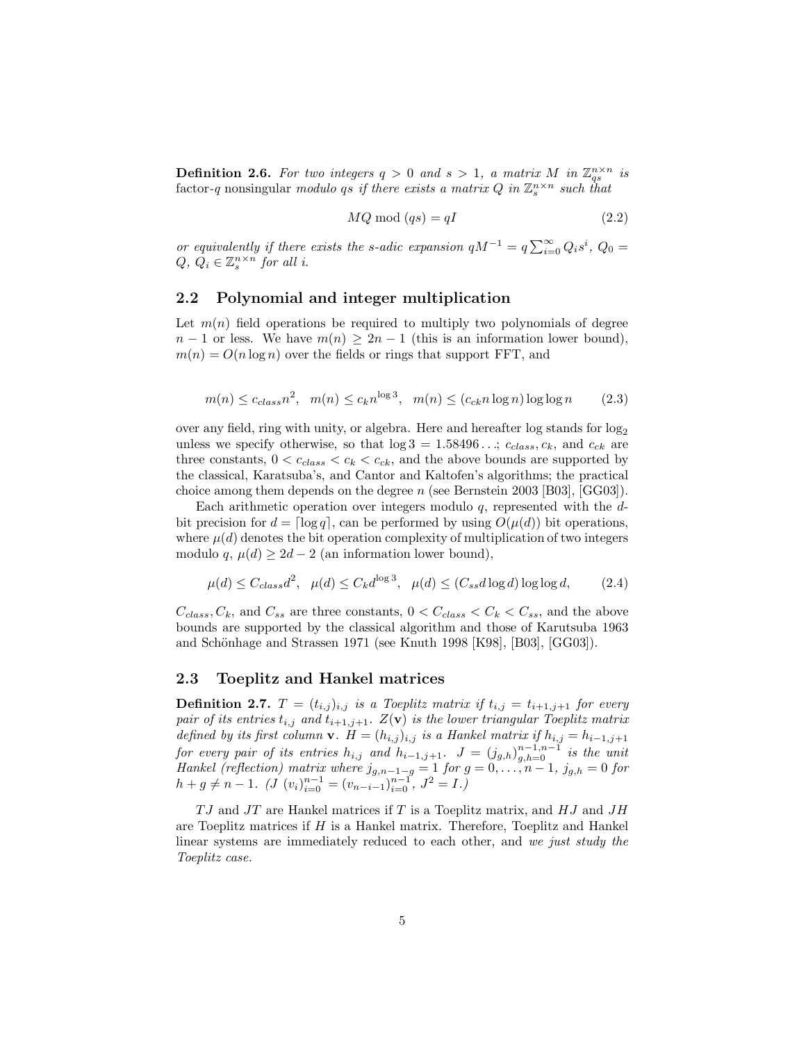**Definition 2.6.** *For two integers $q > 0$ and $s > 1$, a matrix $M$ in $\mathbb{Z}_{qs}^{n\times n}$ is* factor-$q$ nonsingular *modulo $qs$ if there exists a matrix $Q$ in $\mathbb{Z}_s^{n\times n}$ such that*

$$MQ \bmod (qs) = qI \tag{2.2}$$

*or equivalently if there exists the $s$-adic expansion $qM^{-1} = q\sum_{i=0}^{\infty} Q_i s^i$, $Q_0 = Q$, $Q_i \in \mathbb{Z}_s^{n\times n}$ for all $i$.*

## 2.2 Polynomial and integer multiplication

Let $m(n)$ field operations be required to multiply two polynomials of degree $n-1$ or less. We have $m(n) \geq 2n-1$ (this is an information lower bound), $m(n) = O(n \log n)$ over the fields or rings that support FFT, and

$$m(n) \leq c_{class} n^2, \quad m(n) \leq c_k n^{\log 3}, \quad m(n) \leq (c_{ck} n \log n) \log\log n \tag{2.3}$$

over any field, ring with unity, or algebra. Here and hereafter log stands for $\log_2$ unless we specify otherwise, so that $\log 3 = 1.58496\ldots$; $c_{class}$, $c_k$, and $c_{ck}$ are three constants, $0 < c_{class} < c_k < c_{ck}$, and the above bounds are supported by the classical, Karatsuba's, and Cantor and Kaltofen's algorithms; the practical choice among them depends on the degree $n$ (see Bernstein 2003 [B03], [GG03]).

Each arithmetic operation over integers modulo $q$, represented with the $d$-bit precision for $d = \lceil \log q \rceil$, can be performed by using $O(\mu(d))$ bit operations, where $\mu(d)$ denotes the bit operation complexity of multiplication of two integers modulo $q$, $\mu(d) \geq 2d-2$ (an information lower bound),

$$\mu(d) \leq C_{class} d^2, \quad \mu(d) \leq C_k d^{\log 3}, \quad \mu(d) \leq (C_{ss} d \log d) \log\log d, \tag{2.4}$$

$C_{class}, C_k$, and $C_{ss}$ are three constants, $0 < C_{class} < C_k < C_{ss}$, and the above bounds are supported by the classical algorithm and those of Karutsuba 1963 and Schönhage and Strassen 1971 (see Knuth 1998 [K98], [B03], [GG03]).

## 2.3 Toeplitz and Hankel matrices

**Definition 2.7.** *$T = (t_{i,j})_{i,j}$ is a Toeplitz matrix if $t_{i,j} = t_{i+1,j+1}$ for every pair of its entries $t_{i,j}$ and $t_{i+1,j+1}$. $Z(\mathbf{v})$ is the lower triangular Toeplitz matrix defined by its first column $\mathbf{v}$. $H = (h_{i,j})_{i,j}$ is a Hankel matrix if $h_{i,j} = h_{i-1,j+1}$ for every pair of its entries $h_{i,j}$ and $h_{i-1,j+1}$. $J = (j_{g,h})_{g,h=0}^{n-1,n-1}$ is the unit Hankel (reflection) matrix where $j_{g,n-1-g} = 1$ for $g = 0, \ldots, n-1$, $j_{g,h} = 0$ for $h + g \neq n-1$. ($J\ (v_i)_{i=0}^{n-1} = (v_{n-i-1})_{i=0}^{n-1}$, $J^2 = I$.)*

$TJ$ and $JT$ are Hankel matrices if $T$ is a Toeplitz matrix, and $HJ$ and $JH$ are Toeplitz matrices if $H$ is a Hankel matrix. Therefore, Toeplitz and Hankel linear systems are immediately reduced to each other, and *we just study the Toeplitz case.*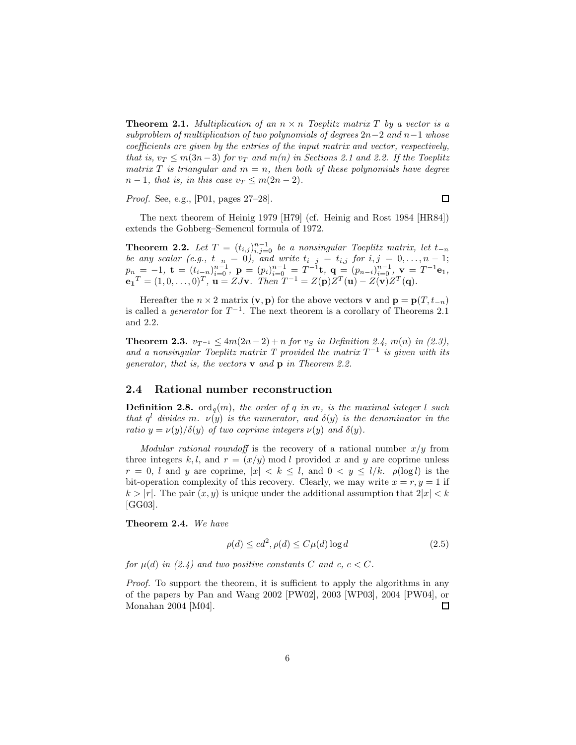**Theorem 2.1.** *Multiplication of an $n \times n$ Toeplitz matrix $T$ by a vector is a subproblem of multiplication of two polynomials of degrees $2n-2$ and $n-1$ whose coefficients are given by the entries of the input matrix and vector, respectively, that is, $v_T \leq m(3n-3)$ for $v_T$ and $m(n)$ in Sections 2.1 and 2.2. If the Toeplitz matrix $T$ is triangular and $m = n$, then both of these polynomials have degree $n-1$, that is, in this case $v_T \leq m(2n-2)$.*

*Proof.* See, e.g., [P01, pages 27–28]. $\square$

The next theorem of Heinig 1979 [H79] (cf. Heinig and Rost 1984 [HR84]) extends the Gohberg–Semencul formula of 1972.

**Theorem 2.2.** *Let $T = (t_{i,j})_{i,j=0}^{n-1}$ be a nonsingular Toeplitz matrix, let $t_{-n}$ be any scalar (e.g., $t_{-n} = 0$), and write $t_{i-j} = t_{i,j}$ for $i, j = 0, \ldots, n-1$; $p_n = -1$, $\mathbf{t} = (t_{i-n})_{i=0}^{n-1}$, $\mathbf{p} = (p_i)_{i=0}^{n-1} = T^{-1}\mathbf{t}$, $\mathbf{q} = (p_{n-i})_{i=0}^{n-1}$, $\mathbf{v} = T^{-1}\mathbf{e}_1$, $\mathbf{e_1}^T = (1, 0, \ldots, 0)^T$, $\mathbf{u} = ZJ\mathbf{v}$. Then $T^{-1} = Z(\mathbf{p})Z^T(\mathbf{u}) - Z(\mathbf{v})Z^T(\mathbf{q})$.*

Hereafter the $n \times 2$ matrix $(\mathbf{v}, \mathbf{p})$ for the above vectors $\mathbf{v}$ and $\mathbf{p} = \mathbf{p}(T, t_{-n})$ is called a *generator* for $T^{-1}$. The next theorem is a corollary of Theorems 2.1 and 2.2.

**Theorem 2.3.** *$v_{T^{-1}} \leq 4m(2n-2) + n$ for $v_S$ in Definition 2.4, $m(n)$ in (2.3), and a nonsingular Toeplitz matrix $T$ provided the matrix $T^{-1}$ is given with its generator, that is, the vectors $\mathbf{v}$ and $\mathbf{p}$ in Theorem 2.2.*

## 2.4 Rational number reconstruction

**Definition 2.8.** *$\mathrm{ord}_q(m)$, the order of $q$ in $m$, is the maximal integer $l$ such that $q^l$ divides $m$. $\nu(y)$ is the numerator, and $\delta(y)$ is the denominator in the ratio $y = \nu(y)/\delta(y)$ of two coprime integers $\nu(y)$ and $\delta(y)$.*

*Modular rational roundoff* is the recovery of a rational number $x/y$ from three integers $k, l$, and $r = (x/y) \bmod l$ provided $x$ and $y$ are coprime unless $r = 0$, $l$ and $y$ are coprime, $|x| < k \leq l$, and $0 < y \leq l/k$. $\rho(\log l)$ is the bit-operation complexity of this recovery. Clearly, we may write $x = r, y = 1$ if $k > |r|$. The pair $(x, y)$ is unique under the additional assumption that $2|x| < k$ [GG03].

**Theorem 2.4.** *We have*

$$\rho(d) \leq cd^2, \rho(d) \leq C\mu(d)\log d \tag{2.5}$$

*for $\mu(d)$ in (2.4) and two positive constants $C$ and $c$, $c < C$.*

*Proof.* To support the theorem, it is sufficient to apply the algorithms in any of the papers by Pan and Wang 2002 [PW02], 2003 [WP03], 2004 [PW04], or Monahan 2004 [M04]. $\square$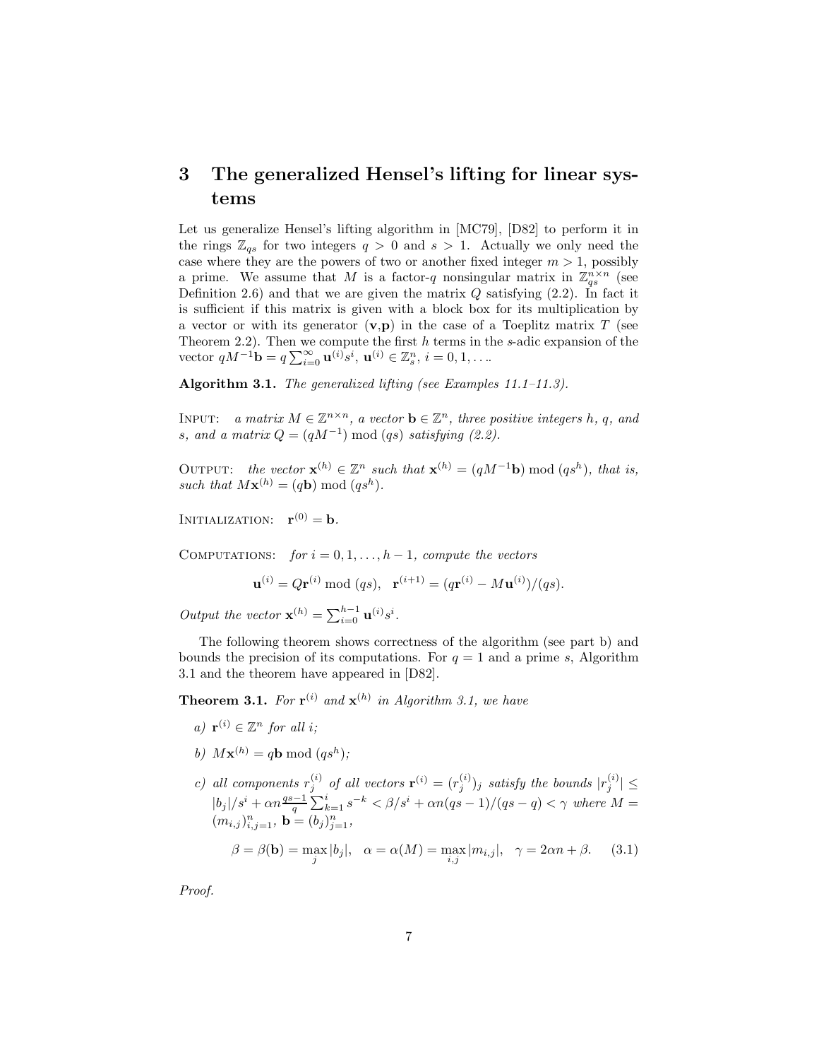# 3 The generalized Hensel's lifting for linear systems

Let us generalize Hensel's lifting algorithm in [MC79], [D82] to perform it in the rings $\mathbb{Z}_{qs}$ for two integers $q > 0$ and $s > 1$. Actually we only need the case where they are the powers of two or another fixed integer $m > 1$, possibly a prime. We assume that $M$ is a factor-$q$ nonsingular matrix in $\mathbb{Z}_{qs}^{n\times n}$ (see Definition 2.6) and that we are given the matrix $Q$ satisfying (2.2). In fact it is sufficient if this matrix is given with a block box for its multiplication by a vector or with its generator $(\mathbf{v},\mathbf{p})$ in the case of a Toeplitz matrix $T$ (see Theorem 2.2). Then we compute the first $h$ terms in the $s$-adic expansion of the vector $qM^{-1}\mathbf{b} = q\sum_{i=0}^{\infty}\mathbf{u}^{(i)}s^i$, $\mathbf{u}^{(i)} \in \mathbb{Z}_s^n$, $i = 0, 1, \ldots$.

**Algorithm 3.1.** *The generalized lifting (see Examples 11.1–11.3).*

Input: *a matrix $M \in \mathbb{Z}^{n\times n}$, a vector $\mathbf{b} \in \mathbb{Z}^n$, three positive integers $h$, $q$, and $s$, and a matrix $Q = (qM^{-1}) \bmod (qs)$ satisfying (2.2).*

Output: *the vector $\mathbf{x}^{(h)} \in \mathbb{Z}^n$ such that $\mathbf{x}^{(h)} = (qM^{-1}\mathbf{b}) \bmod (qs^h)$, that is, such that $M\mathbf{x}^{(h)} = (q\mathbf{b}) \bmod (qs^h)$.*

Initialization: $\mathbf{r}^{(0)} = \mathbf{b}$.

Computations: *for $i = 0, 1, \ldots, h-1$, compute the vectors*

$$\mathbf{u}^{(i)} = Q\mathbf{r}^{(i)} \bmod (qs), \quad \mathbf{r}^{(i+1)} = (q\mathbf{r}^{(i)} - M\mathbf{u}^{(i)})/(qs).$$

*Output the vector $\mathbf{x}^{(h)} = \sum_{i=0}^{h-1}\mathbf{u}^{(i)}s^i$.*

The following theorem shows correctness of the algorithm (see part b) and bounds the precision of its computations. For $q = 1$ and a prime $s$, Algorithm 3.1 and the theorem have appeared in [D82].

**Theorem 3.1.** *For $\mathbf{r}^{(i)}$ and $\mathbf{x}^{(h)}$ in Algorithm 3.1, we have*

*a) $\mathbf{r}^{(i)} \in \mathbb{Z}^n$ for all $i$;*

*b) $M\mathbf{x}^{(h)} = q\mathbf{b} \bmod (qs^h)$;*

*c) all components $r_j^{(i)}$ of all vectors $\mathbf{r}^{(i)} = (r_j^{(i)})_j$ satisfy the bounds $|r_j^{(i)}| \leq |b_j|/s^i + \alpha n\frac{qs-1}{q}\sum_{k=1}^{i}s^{-k} < \beta/s^i + \alpha n(qs-1)/(qs-q) < \gamma$ where $M = (m_{i,j})_{i,j=1}^n$, $\mathbf{b} = (b_j)_{j=1}^n$,*

$$\beta = \beta(\mathbf{b}) = \max_j |b_j|, \quad \alpha = \alpha(M) = \max_{i,j}|m_{i,j}|, \quad \gamma = 2\alpha n + \beta. \tag{3.1}$$

*Proof.*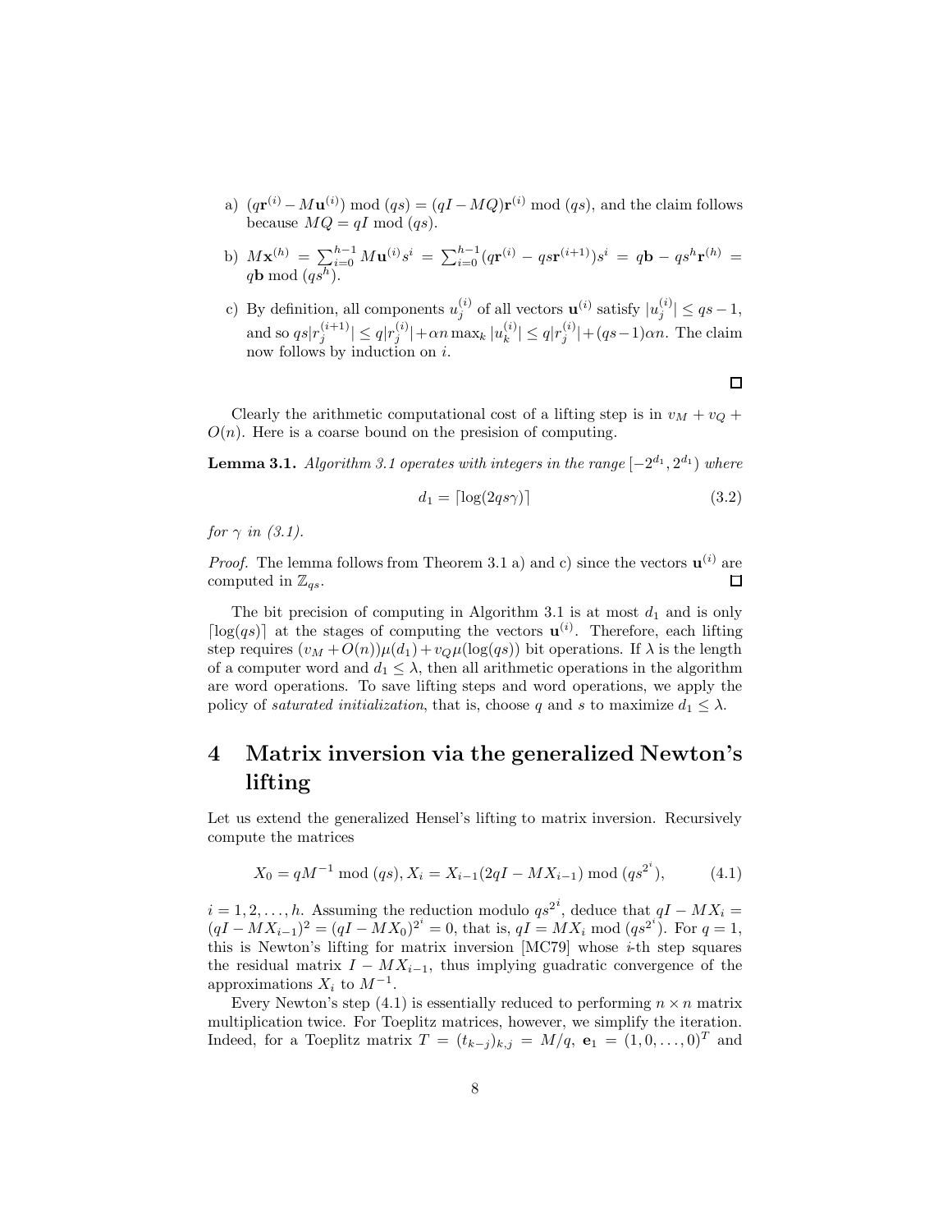a) $(q\mathbf{r}^{(i)} - M\mathbf{u}^{(i)}) \bmod (qs) = (qI - MQ)\mathbf{r}^{(i)} \bmod (qs)$, and the claim follows because $MQ = qI \bmod (qs)$.

b) $M\mathbf{x}^{(h)} = \sum_{i=0}^{h-1} M\mathbf{u}^{(i)} s^i = \sum_{i=0}^{h-1}(q\mathbf{r}^{(i)} - qs\mathbf{r}^{(i+1)})s^i = q\mathbf{b} - qs^h\mathbf{r}^{(h)} = q\mathbf{b} \bmod (qs^h)$.

c) By definition, all components $u_j^{(i)}$ of all vectors $\mathbf{u}^{(i)}$ satisfy $|u_j^{(i)}| \leq qs - 1$, and so $qs|r_j^{(i+1)}| \leq q|r_j^{(i)}| + \alpha n \max_k |u_k^{(i)}| \leq q|r_j^{(i)}| + (qs-1)\alpha n$. The claim now follows by induction on $i$.

□

Clearly the arithmetic computational cost of a lifting step is in $v_M + v_Q + O(n)$. Here is a coarse bound on the presision of computing.

**Lemma 3.1.** *Algorithm 3.1 operates with integers in the range $[-2^{d_1}, 2^{d_1})$ where*

$$d_1 = \lceil \log(2qs\gamma) \rceil \tag{3.2}$$

*for $\gamma$ in (3.1).*

*Proof.* The lemma follows from Theorem 3.1 a) and c) since the vectors $\mathbf{u}^{(i)}$ are computed in $\mathbb{Z}_{qs}$. □

The bit precision of computing in Algorithm 3.1 is at most $d_1$ and is only $\lceil \log(qs) \rceil$ at the stages of computing the vectors $\mathbf{u}^{(i)}$. Therefore, each lifting step requires $(v_M + O(n))\mu(d_1) + v_Q\mu(\log(qs))$ bit operations. If $\lambda$ is the length of a computer word and $d_1 \leq \lambda$, then all arithmetic operations in the algorithm are word operations. To save lifting steps and word operations, we apply the policy of *saturated initialization*, that is, choose $q$ and $s$ to maximize $d_1 \leq \lambda$.

# 4 Matrix inversion via the generalized Newton's lifting

Let us extend the generalized Hensel's lifting to matrix inversion. Recursively compute the matrices

$$X_0 = qM^{-1} \bmod (qs), X_i = X_{i-1}(2qI - MX_{i-1}) \bmod (qs^{2^i}), \tag{4.1}$$

$i = 1, 2, \ldots, h$. Assuming the reduction modulo $qs^{2^i}$, deduce that $qI - MX_i = (qI - MX_{i-1})^2 = (qI - MX_0)^{2^i} = 0$, that is, $qI = MX_i \bmod (qs^{2^i})$. For $q = 1$, this is Newton's lifting for matrix inversion [MC79] whose $i$-th step squares the residual matrix $I - MX_{i-1}$, thus implying guadratic convergence of the approximations $X_i$ to $M^{-1}$.

Every Newton's step (4.1) is essentially reduced to performing $n \times n$ matrix multiplication twice. For Toeplitz matrices, however, we simplify the iteration. Indeed, for a Toeplitz matrix $T = (t_{k-j})_{k,j} = M/q$, $\mathbf{e}_1 = (1, 0, \ldots, 0)^T$ and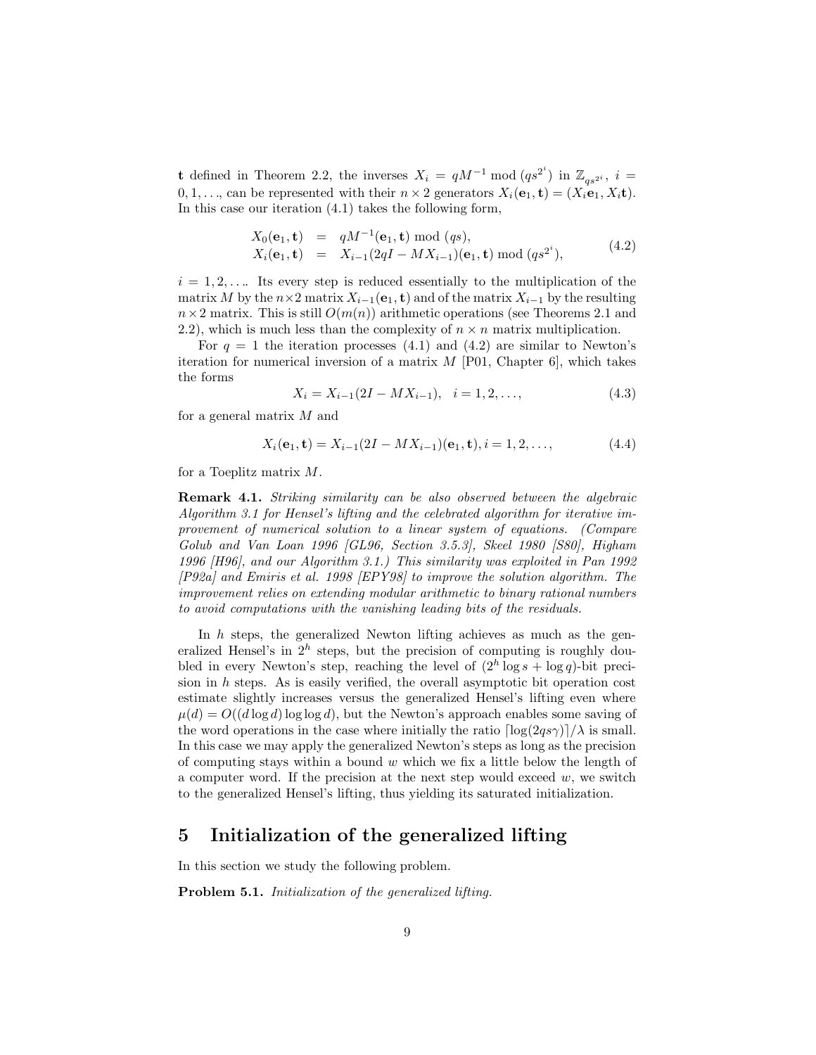$\mathbf{t}$ defined in Theorem 2.2, the inverses $X_i = qM^{-1} \bmod (qs^{2^i})$ in $\mathbb{Z}_{qs^{2^i}}$, $i = 0, 1, \ldots$, can be represented with their $n \times 2$ generators $X_i(\mathbf{e}_1, \mathbf{t}) = (X_i\mathbf{e}_1, X_i\mathbf{t})$. In this case our iteration (4.1) takes the following form,

$$
\begin{aligned}
X_0(\mathbf{e}_1, \mathbf{t}) &= qM^{-1}(\mathbf{e}_1, \mathbf{t}) \bmod (qs), \\
X_i(\mathbf{e}_1, \mathbf{t}) &= X_{i-1}(2qI - MX_{i-1})(\mathbf{e}_1, \mathbf{t}) \bmod (qs^{2^i}),
\end{aligned}
\tag{4.2}
$$

$i = 1, 2, \ldots$. Its every step is reduced essentially to the multiplication of the matrix $M$ by the $n \times 2$ matrix $X_{i-1}(\mathbf{e}_1, \mathbf{t})$ and of the matrix $X_{i-1}$ by the resulting $n \times 2$ matrix. This is still $O(m(n))$ arithmetic operations (see Theorems 2.1 and 2.2), which is much less than the complexity of $n \times n$ matrix multiplication.

For $q = 1$ the iteration processes (4.1) and (4.2) are similar to Newton's iteration for numerical inversion of a matrix $M$ [P01, Chapter 6], which takes the forms

$$
X_i = X_{i-1}(2I - MX_{i-1}), \quad i = 1, 2, \ldots, \tag{4.3}
$$

for a general matrix $M$ and

$$
X_i(\mathbf{e}_1, \mathbf{t}) = X_{i-1}(2I - MX_{i-1})(\mathbf{e}_1, \mathbf{t}), i = 1, 2, \ldots, \tag{4.4}
$$

for a Toeplitz matrix $M$.

**Remark 4.1.** *Striking similarity can be also observed between the algebraic Algorithm 3.1 for Hensel's lifting and the celebrated algorithm for iterative improvement of numerical solution to a linear system of equations. (Compare Golub and Van Loan 1996 [GL96, Section 3.5.3], Skeel 1980 [S80], Higham 1996 [H96], and our Algorithm 3.1.) This similarity was exploited in Pan 1992 [P92a] and Emiris et al. 1998 [EPY98] to improve the solution algorithm. The improvement relies on extending modular arithmetic to binary rational numbers to avoid computations with the vanishing leading bits of the residuals.*

In $h$ steps, the generalized Newton lifting achieves as much as the generalized Hensel's in $2^h$ steps, but the precision of computing is roughly doubled in every Newton's step, reaching the level of $(2^h \log s + \log q)$-bit precision in $h$ steps. As is easily verified, the overall asymptotic bit operation cost estimate slightly increases versus the generalized Hensel's lifting even where $\mu(d) = O((d \log d) \log \log d)$, but the Newton's approach enables some saving of the word operations in the case where initially the ratio $\lceil \log(2qs\gamma) \rceil / \lambda$ is small. In this case we may apply the generalized Newton's steps as long as the precision of computing stays within a bound $w$ which we fix a little below the length of a computer word. If the precision at the next step would exceed $w$, we switch to the generalized Hensel's lifting, thus yielding its saturated initialization.

# 5 Initialization of the generalized lifting

In this section we study the following problem.

**Problem 5.1.** *Initialization of the generalized lifting.*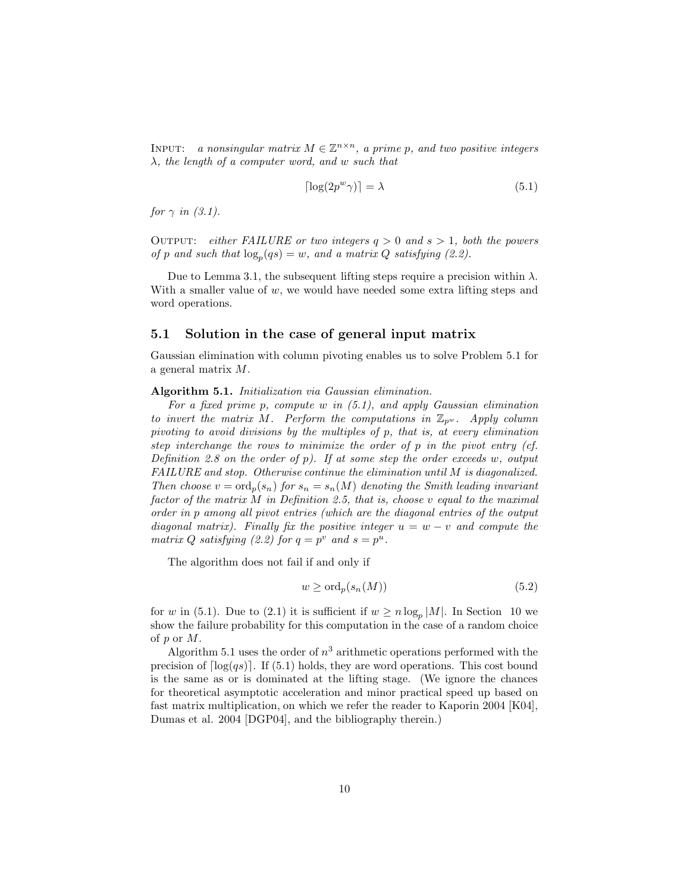INPUT: *a nonsingular matrix $M \in \mathbb{Z}^{n\times n}$, a prime $p$, and two positive integers $\lambda$, the length of a computer word, and $w$ such that*

$$\lceil \log(2p^w\gamma)\rceil = \lambda \tag{5.1}$$

*for $\gamma$ in (3.1).*

OUTPUT: *either FAILURE or two integers $q > 0$ and $s > 1$, both the powers of $p$ and such that $\log_p(qs) = w$, and a matrix $Q$ satisfying (2.2).*

Due to Lemma 3.1, the subsequent lifting steps require a precision within $\lambda$. With a smaller value of $w$, we would have needed some extra lifting steps and word operations.

## 5.1 Solution in the case of general input matrix

Gaussian elimination with column pivoting enables us to solve Problem 5.1 for a general matrix $M$.

**Algorithm 5.1.** *Initialization via Gaussian elimination.*

*For a fixed prime $p$, compute $w$ in (5.1), and apply Gaussian elimination to invert the matrix $M$. Perform the computations in $\mathbb{Z}_{p^w}$. Apply column pivoting to avoid divisions by the multiples of $p$, that is, at every elimination step interchange the rows to minimize the order of $p$ in the pivot entry (cf. Definition 2.8 on the order of $p$). If at some step the order exceeds $w$, output FAILURE and stop. Otherwise continue the elimination until $M$ is diagonalized. Then choose $v = \mathrm{ord}_p(s_n)$ for $s_n = s_n(M)$ denoting the Smith leading invariant factor of the matrix $M$ in Definition 2.5, that is, choose $v$ equal to the maximal order in $p$ among all pivot entries (which are the diagonal entries of the output diagonal matrix). Finally fix the positive integer $u = w - v$ and compute the matrix $Q$ satisfying (2.2) for $q = p^v$ and $s = p^u$.*

The algorithm does not fail if and only if

$$w \geq \mathrm{ord}_p(s_n(M)) \tag{5.2}$$

for $w$ in (5.1). Due to (2.1) it is sufficient if $w \geq n\log_p |M|$. In Section 10 we show the failure probability for this computation in the case of a random choice of $p$ or $M$.

Algorithm 5.1 uses the order of $n^3$ arithmetic operations performed with the precision of $\lceil \log(qs)\rceil$. If (5.1) holds, they are word operations. This cost bound is the same as or is dominated at the lifting stage. (We ignore the chances for theoretical asymptotic acceleration and minor practical speed up based on fast matrix multiplication, on which we refer the reader to Kaporin 2004 [K04], Dumas et al. 2004 [DGP04], and the bibliography therein.)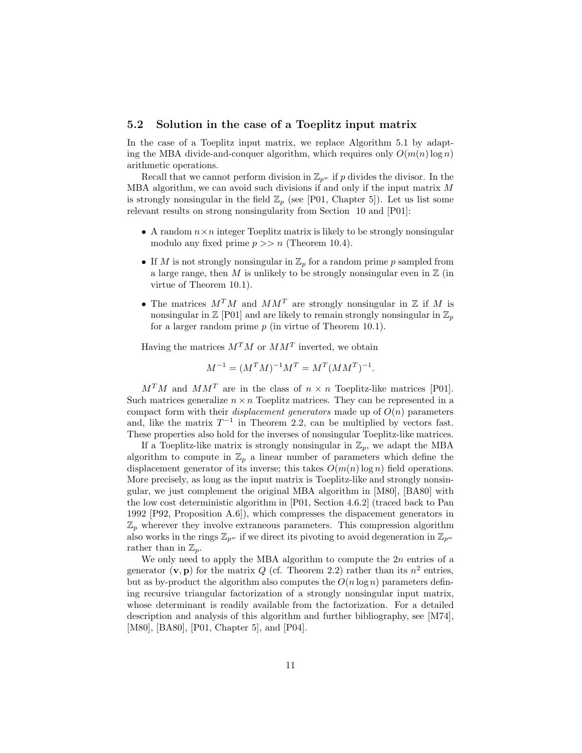### 5.2 Solution in the case of a Toeplitz input matrix

In the case of a Toeplitz input matrix, we replace Algorithm 5.1 by adapting the MBA divide-and-conquer algorithm, which requires only $O(m(n) \log n)$ arithmetic operations.

Recall that we cannot perform division in $\mathbb{Z}_{p^w}$ if $p$ divides the divisor. In the MBA algorithm, we can avoid such divisions if and only if the input matrix $M$ is strongly nonsingular in the field $\mathbb{Z}_p$ (see [P01, Chapter 5]). Let us list some relevant results on strong nonsingularity from Section 10 and [P01]:

- A random $n \times n$ integer Toeplitz matrix is likely to be strongly nonsingular modulo any fixed prime $p >> n$ (Theorem 10.4).
- If $M$ is not strongly nonsingular in $\mathbb{Z}_p$ for a random prime $p$ sampled from a large range, then $M$ is unlikely to be strongly nonsingular even in $\mathbb{Z}$ (in virtue of Theorem 10.1).
- The matrices $M^T M$ and $M M^T$ are strongly nonsingular in $\mathbb{Z}$ if $M$ is nonsingular in $\mathbb{Z}$ [P01] and are likely to remain strongly nonsingular in $\mathbb{Z}_p$ for a larger random prime $p$ (in virtue of Theorem 10.1).

Having the matrices $M^T M$ or $M M^T$ inverted, we obtain

$$M^{-1} = (M^T M)^{-1} M^T = M^T (M M^T)^{-1}.$$

$M^T M$ and $M M^T$ are in the class of $n \times n$ Toeplitz-like matrices [P01]. Such matrices generalize $n \times n$ Toeplitz matrices. They can be represented in a compact form with their *displacement generators* made up of $O(n)$ parameters and, like the matrix $T^{-1}$ in Theorem 2.2, can be multiplied by vectors fast. These properties also hold for the inverses of nonsingular Toeplitz-like matrices.

If a Toeplitz-like matrix is strongly nonsingular in $\mathbb{Z}_p$, we adapt the MBA algorithm to compute in $\mathbb{Z}_p$ a linear number of parameters which define the displacement generator of its inverse; this takes $O(m(n) \log n)$ field operations. More precisely, as long as the input matrix is Toeplitz-like and strongly nonsingular, we just complement the original MBA algorithm in [M80], [BA80] with the low cost deterministic algorithm in [P01, Section 4.6.2] (traced back to Pan 1992 [P92, Proposition A.6]), which compresses the dispacement generators in $\mathbb{Z}_p$ wherever they involve extraneous parameters. This compression algorithm also works in the rings $\mathbb{Z}_{p^w}$ if we direct its pivoting to avoid degeneration in $\mathbb{Z}_{p^w}$ rather than in $\mathbb{Z}_p$.

We only need to apply the MBA algorithm to compute the $2n$ entries of a generator $(\mathbf{v}, \mathbf{p})$ for the matrix $Q$ (cf. Theorem 2.2) rather than its $n^2$ entries, but as by-product the algorithm also computes the $O(n \log n)$ parameters defining recursive triangular factorization of a strongly nonsingular input matrix, whose determinant is readily available from the factorization. For a detailed description and analysis of this algorithm and further bibliography, see [M74], [M80], [BA80], [P01, Chapter 5], and [P04].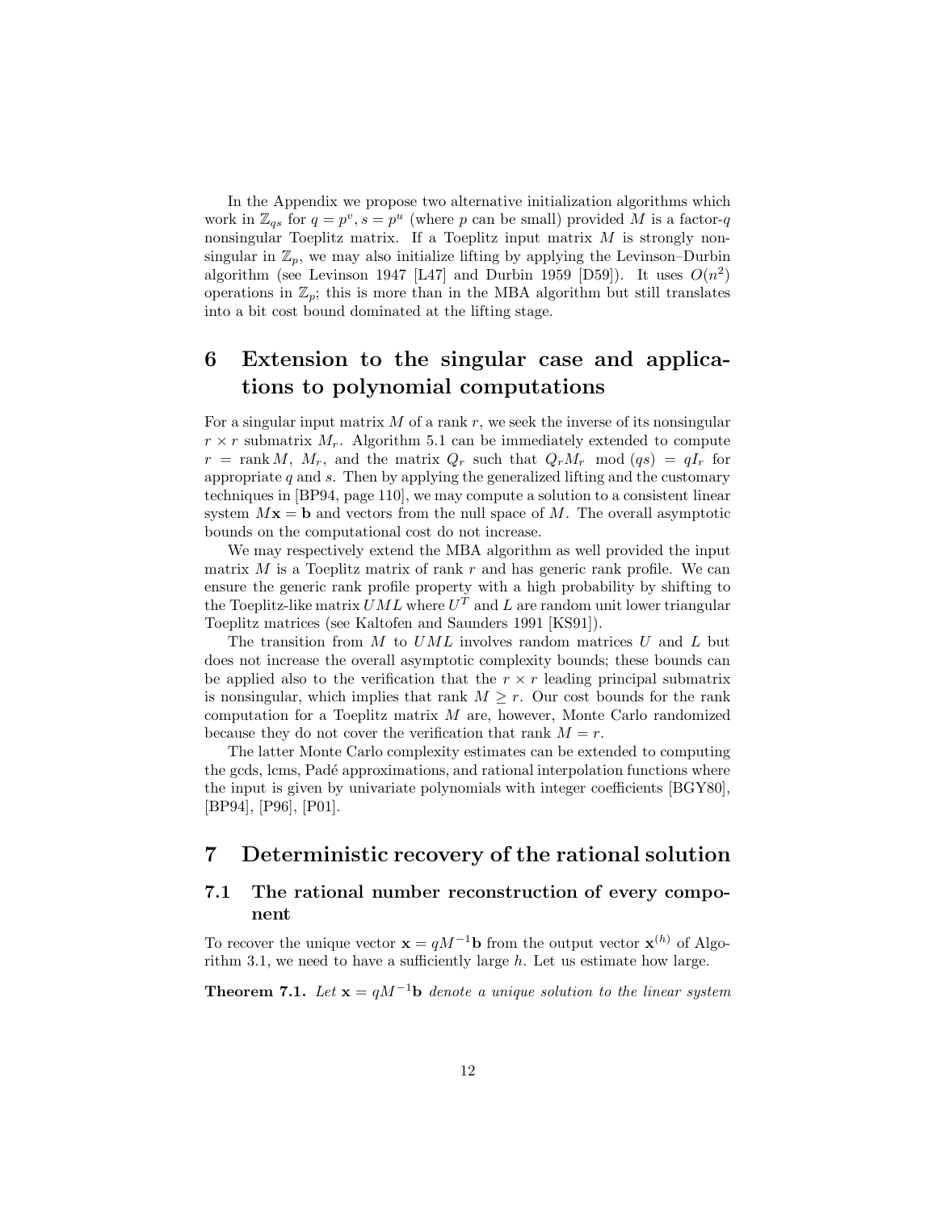In the Appendix we propose two alternative initialization algorithms which work in $\mathbb{Z}_{qs}$ for $q = p^v, s = p^u$ (where $p$ can be small) provided $M$ is a factor-$q$ nonsingular Toeplitz matrix. If a Toeplitz input matrix $M$ is strongly nonsingular in $\mathbb{Z}_p$, we may also initialize lifting by applying the Levinson–Durbin algorithm (see Levinson 1947 [L47] and Durbin 1959 [D59]). It uses $O(n^2)$ operations in $\mathbb{Z}_p$; this is more than in the MBA algorithm but still translates into a bit cost bound dominated at the lifting stage.

# 6 Extension to the singular case and applications to polynomial computations

For a singular input matrix $M$ of a rank $r$, we seek the inverse of its nonsingular $r \times r$ submatrix $M_r$. Algorithm 5.1 can be immediately extended to compute $r = \operatorname{rank} M$, $M_r$, and the matrix $Q_r$ such that $Q_r M_r \mod (qs) = qI_r$ for appropriate $q$ and $s$. Then by applying the generalized lifting and the customary techniques in [BP94, page 110], we may compute a solution to a consistent linear system $M\mathbf{x} = \mathbf{b}$ and vectors from the null space of $M$. The overall asymptotic bounds on the computational cost do not increase.

We may respectively extend the MBA algorithm as well provided the input matrix $M$ is a Toeplitz matrix of rank $r$ and has generic rank profile. We can ensure the generic rank profile property with a high probability by shifting to the Toeplitz-like matrix $UML$ where $U^T$ and $L$ are random unit lower triangular Toeplitz matrices (see Kaltofen and Saunders 1991 [KS91]).

The transition from $M$ to $UML$ involves random matrices $U$ and $L$ but does not increase the overall asymptotic complexity bounds; these bounds can be applied also to the verification that the $r \times r$ leading principal submatrix is nonsingular, which implies that rank $M \geq r$. Our cost bounds for the rank computation for a Toeplitz matrix $M$ are, however, Monte Carlo randomized because they do not cover the verification that rank $M = r$.

The latter Monte Carlo complexity estimates can be extended to computing the gcds, lcms, Padé approximations, and rational interpolation functions where the input is given by univariate polynomials with integer coefficients [BGY80], [BP94], [P96], [P01].

# 7 Deterministic recovery of the rational solution

## 7.1 The rational number reconstruction of every component

To recover the unique vector $\mathbf{x} = qM^{-1}\mathbf{b}$ from the output vector $\mathbf{x}^{(h)}$ of Algorithm 3.1, we need to have a sufficiently large $h$. Let us estimate how large.

**Theorem 7.1.** *Let $\mathbf{x} = qM^{-1}\mathbf{b}$ denote a unique solution to the linear system*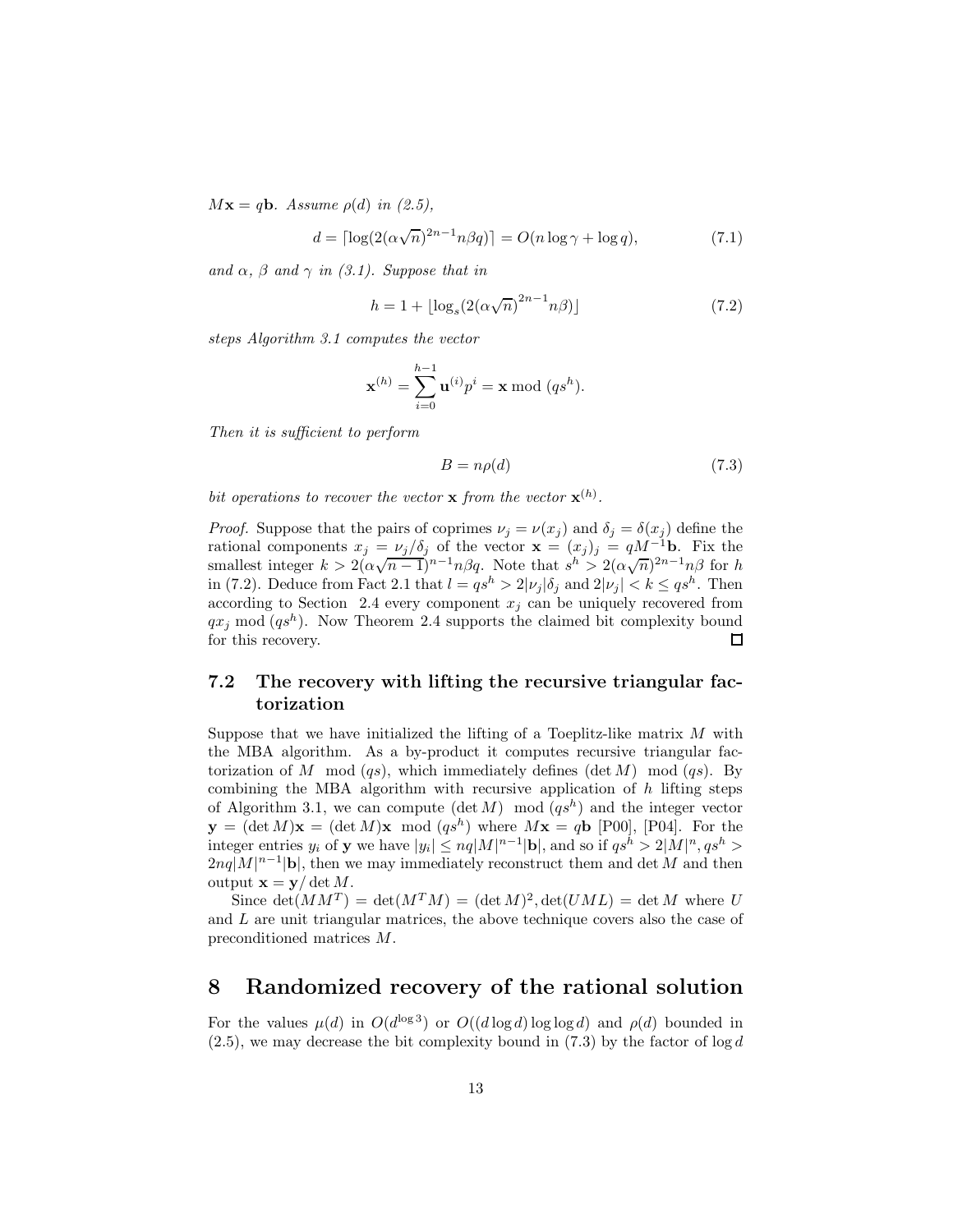$M\mathbf{x} = q\mathbf{b}$. *Assume* $\rho(d)$ *in (2.5),*

$$d = \lceil \log(2(\alpha\sqrt{n})^{2n-1}n\beta q)\rceil = O(n\log\gamma + \log q), \tag{7.1}$$

*and* $\alpha$, $\beta$ *and* $\gamma$ *in (3.1). Suppose that in*

$$h = 1 + \lfloor \log_s(2(\alpha\sqrt{n})^{2n-1}n\beta)\rfloor \tag{7.2}$$

*steps Algorithm 3.1 computes the vector*

$$\mathbf{x}^{(h)} = \sum_{i=0}^{h-1}\mathbf{u}^{(i)}p^i = \mathbf{x} \bmod (qs^h).$$

*Then it is sufficient to perform*

$$B = n\rho(d) \tag{7.3}$$

*bit operations to recover the vector* $\mathbf{x}$ *from the vector* $\mathbf{x}^{(h)}$.

*Proof.* Suppose that the pairs of coprimes $\nu_j = \nu(x_j)$ and $\delta_j = \delta(x_j)$ define the rational components $x_j = \nu_j/\delta_j$ of the vector $\mathbf{x} = (x_j)_j = qM^{-1}\mathbf{b}$. Fix the smallest integer $k > 2(\alpha\sqrt{n-1})^{n-1}n\beta q$. Note that $s^h > 2(\alpha\sqrt{n})^{2n-1}n\beta$ for $h$ in (7.2). Deduce from Fact 2.1 that $l = qs^h > 2|\nu_j|\delta_j$ and $2|\nu_j| < k \le qs^h$. Then according to Section 2.4 every component $x_j$ can be uniquely recovered from $qx_j \bmod (qs^h)$. Now Theorem 2.4 supports the claimed bit complexity bound for this recovery. □

## 7.2 The recovery with lifting the recursive triangular factorization

Suppose that we have initialized the lifting of a Toeplitz-like matrix $M$ with the MBA algorithm. As a by-product it computes recursive triangular factorization of $M \bmod (qs)$, which immediately defines $(\det M) \bmod (qs)$. By combining the MBA algorithm with recursive application of $h$ lifting steps of Algorithm 3.1, we can compute $(\det M) \bmod (qs^h)$ and the integer vector $\mathbf{y} = (\det M)\mathbf{x} = (\det M)\mathbf{x} \bmod (qs^h)$ where $M\mathbf{x} = q\mathbf{b}$ [P00], [P04]. For the integer entries $y_i$ of $\mathbf{y}$ we have $|y_i| \le nq|M|^{n-1}|\mathbf{b}|$, and so if $qs^h > 2|M|^n, qs^h > 2nq|M|^{n-1}|\mathbf{b}|$, then we may immediately reconstruct them and $\det M$ and then output $\mathbf{x} = \mathbf{y}/\det M$.

Since $\det(MM^T) = \det(M^TM) = (\det M)^2, \det(UML) = \det M$ where $U$ and $L$ are unit triangular matrices, the above technique covers also the case of preconditioned matrices $M$.

# 8 Randomized recovery of the rational solution

For the values $\mu(d)$ in $O(d^{\log 3})$ or $O((d\log d)\log\log d)$ and $\rho(d)$ bounded in (2.5), we may decrease the bit complexity bound in (7.3) by the factor of $\log d$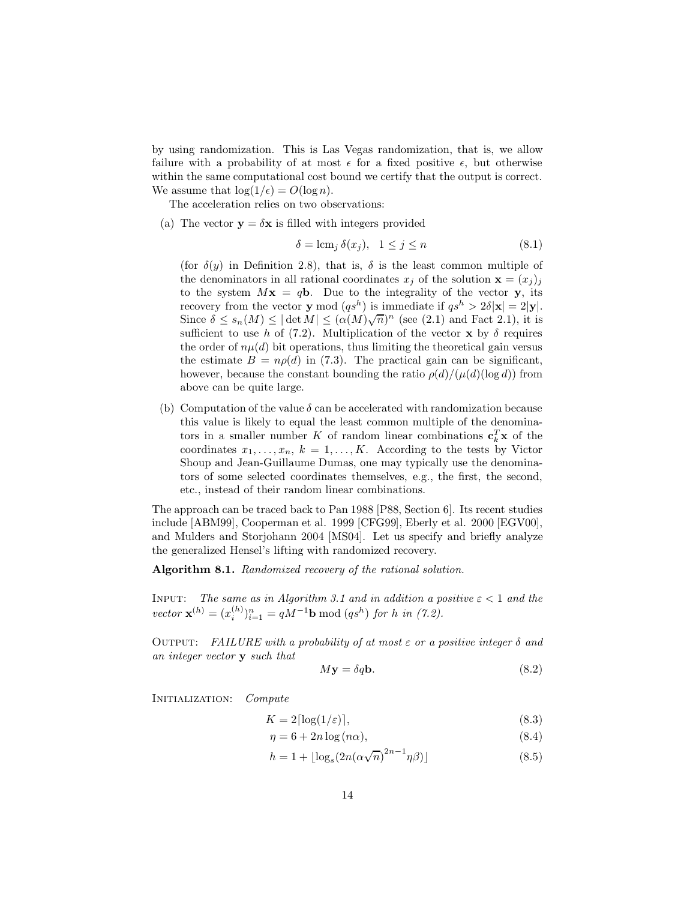by using randomization. This is Las Vegas randomization, that is, we allow failure with a probability of at most $\epsilon$ for a fixed positive $\epsilon$, but otherwise within the same computational cost bound we certify that the output is correct. We assume that $\log(1/\epsilon) = O(\log n)$.

The acceleration relies on two observations:

(a) The vector $\mathbf{y} = \delta\mathbf{x}$ is filled with integers provided

$$\delta = \mathrm{lcm}_j\, \delta(x_j), \quad 1 \le j \le n \tag{8.1}$$

(for $\delta(y)$ in Definition 2.8), that is, $\delta$ is the least common multiple of the denominators in all rational coordinates $x_j$ of the solution $\mathbf{x} = (x_j)_j$ to the system $M\mathbf{x} = q\mathbf{b}$. Due to the integrality of the vector $\mathbf{y}$, its recovery from the vector $\mathbf{y} \bmod (qs^h)$ is immediate if $qs^h > 2\delta|\mathbf{x}| = 2|\mathbf{y}|$. Since $\delta \le s_n(M) \le |\det M| \le (\alpha(M)\sqrt{n})^n$ (see (2.1) and Fact 2.1), it is sufficient to use $h$ of (7.2). Multiplication of the vector $\mathbf{x}$ by $\delta$ requires the order of $n\mu(d)$ bit operations, thus limiting the theoretical gain versus the estimate $B = n\rho(d)$ in (7.3). The practical gain can be significant, however, because the constant bounding the ratio $\rho(d)/(\mu(d)(\log d))$ from above can be quite large.

(b) Computation of the value $\delta$ can be accelerated with randomization because this value is likely to equal the least common multiple of the denominators in a smaller number $K$ of random linear combinations $\mathbf{c}_k^T\mathbf{x}$ of the coordinates $x_1, \ldots, x_n$, $k = 1, \ldots, K$. According to the tests by Victor Shoup and Jean-Guillaume Dumas, one may typically use the denominators of some selected coordinates themselves, e.g., the first, the second, etc., instead of their random linear combinations.

The approach can be traced back to Pan 1988 [P88, Section 6]. Its recent studies include [ABM99], Cooperman et al. 1999 [CFG99], Eberly et al. 2000 [EGV00], and Mulders and Storjohann 2004 [MS04]. Let us specify and briefly analyze the generalized Hensel's lifting with randomized recovery.

**Algorithm 8.1.** *Randomized recovery of the rational solution.*

Input: *The same as in Algorithm 3.1 and in addition a positive $\varepsilon < 1$ and the vector $\mathbf{x}^{(h)} = (x_i^{(h)})_{i=1}^n = qM^{-1}\mathbf{b} \bmod (qs^h)$ for $h$ in (7.2).*

Output: *FAILURE with a probability of at most $\varepsilon$ or a positive integer $\delta$ and an integer vector $\mathbf{y}$ such that*

$$M\mathbf{y} = \delta q\mathbf{b}. \tag{8.2}$$

Initialization: *Compute*

$$K = 2\lceil \log(1/\varepsilon)\rceil, \tag{8.3}$$

$$\eta = 6 + 2n\log(n\alpha), \tag{8.4}$$

$$h = 1 + \lfloor \log_s(2n(\alpha\sqrt{n})^{2n-1}\eta\beta)\rfloor \tag{8.5}$$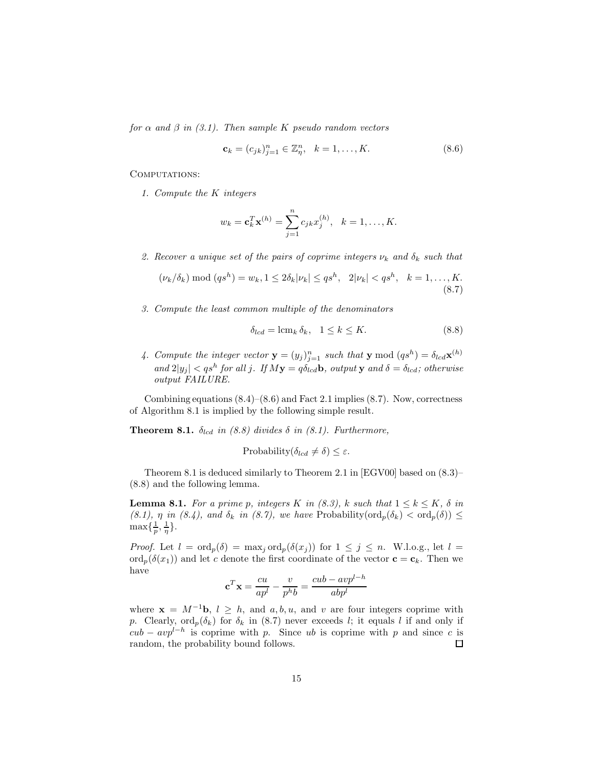*for $\alpha$ and $\beta$ in (3.1). Then sample $K$ pseudo random vectors*

$$\mathbf{c}_k = (c_{jk})_{j=1}^n \in \mathbb{Z}_\eta^n, \quad k = 1, \ldots, K. \tag{8.6}$$

COMPUTATIONS:

1. *Compute the $K$ integers*

$$w_k = \mathbf{c}_k^T \mathbf{x}^{(h)} = \sum_{j=1}^n c_{jk} x_j^{(h)}, \quad k = 1, \ldots, K.$$

2. *Recover a unique set of the pairs of coprime integers $\nu_k$ and $\delta_k$ such that*

$$(\nu_k/\delta_k) \bmod (qs^h) = w_k, 1 \leq 2\delta_k|\nu_k| \leq qs^h, \quad 2|\nu_k| < qs^h, \quad k = 1, \ldots, K. \tag{8.7}$$

3. *Compute the least common multiple of the denominators*

$$\delta_{lcd} = \operatorname{lcm}_k \delta_k, \quad 1 \leq k \leq K. \tag{8.8}$$

4. *Compute the integer vector $\mathbf{y} = (y_j)_{j=1}^n$ such that $\mathbf{y} \bmod (qs^h) = \delta_{lcd}\mathbf{x}^{(h)}$ and $2|y_j| < qs^h$ for all $j$. If $M\mathbf{y} = q\delta_{lcd}\mathbf{b}$, output $\mathbf{y}$ and $\delta = \delta_{lcd}$; otherwise output FAILURE.*

Combining equations (8.4)–(8.6) and Fact 2.1 implies (8.7). Now, correctness of Algorithm 8.1 is implied by the following simple result.

**Theorem 8.1.** *$\delta_{lcd}$ in (8.8) divides $\delta$ in (8.1). Furthermore,*

$$\text{Probability}(\delta_{lcd} \neq \delta) \leq \varepsilon.$$

Theorem 8.1 is deduced similarly to Theorem 2.1 in [EGV00] based on (8.3)–(8.8) and the following lemma.

**Lemma 8.1.** *For a prime $p$, integers $K$ in (8.3), $k$ such that $1 \leq k \leq K$, $\delta$ in (8.1), $\eta$ in (8.4), and $\delta_k$ in (8.7), we have* $\text{Probability}(\operatorname{ord}_p(\delta_k) < \operatorname{ord}_p(\delta)) \leq \max\{\frac{1}{p}, \frac{1}{\eta}\}$.

*Proof.* Let $l = \operatorname{ord}_p(\delta) = \max_j \operatorname{ord}_p(\delta(x_j))$ for $1 \leq j \leq n$. W.l.o.g., let $l = \operatorname{ord}_p(\delta(x_1))$ and let $c$ denote the first coordinate of the vector $\mathbf{c} = \mathbf{c}_k$. Then we have

$$\mathbf{c}^T\mathbf{x} = \frac{cu}{ap^l} - \frac{v}{p^h b} = \frac{cub - avp^{l-h}}{abp^l}$$

where $\mathbf{x} = M^{-1}\mathbf{b}$, $l \geq h$, and $a, b, u$, and $v$ are four integers coprime with $p$. Clearly, $\operatorname{ord}_p(\delta_k)$ for $\delta_k$ in (8.7) never exceeds $l$; it equals $l$ if and only if $cub - avp^{l-h}$ is coprime with $p$. Since $ub$ is coprime with $p$ and since $c$ is random, the probability bound follows. $\square$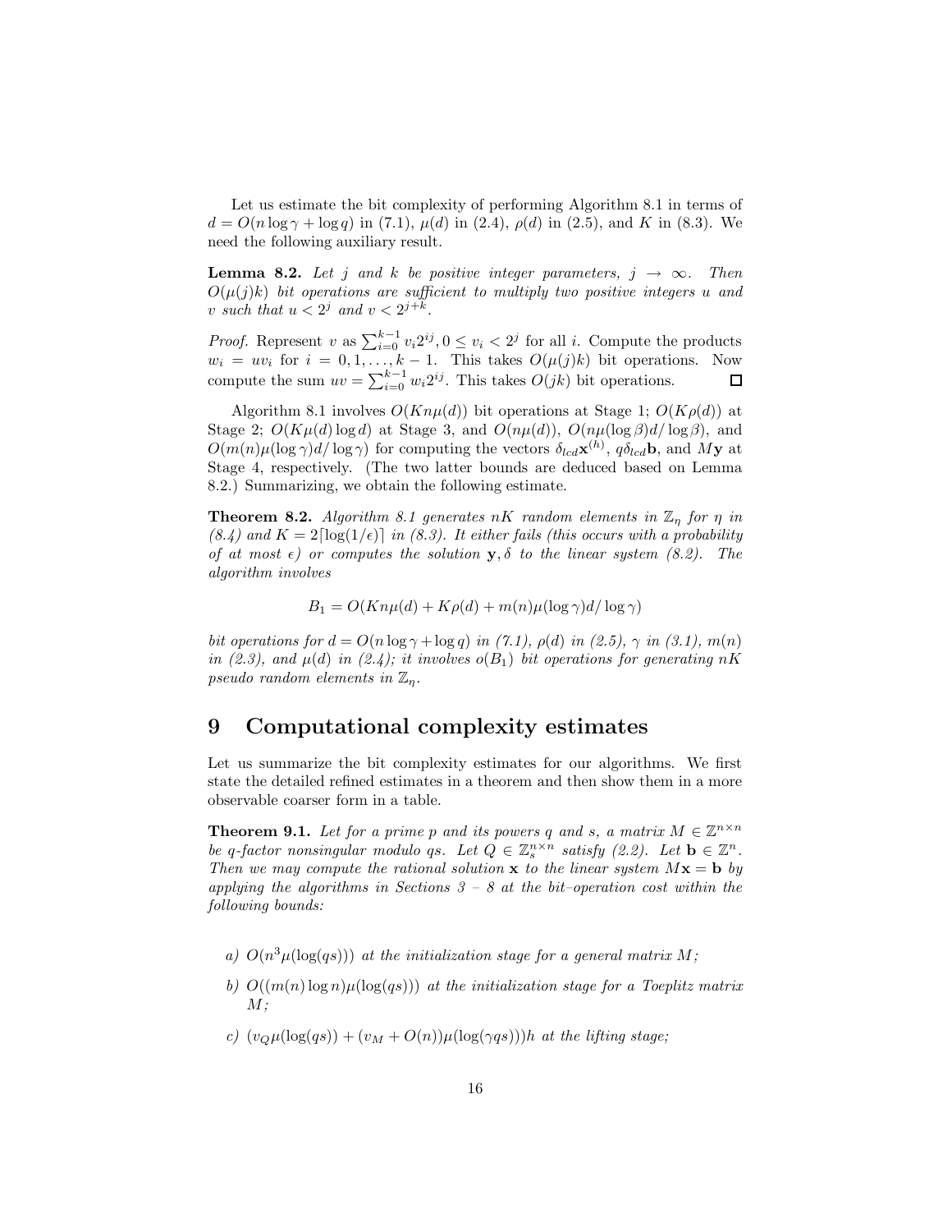Let us estimate the bit complexity of performing Algorithm 8.1 in terms of $d = O(n \log \gamma + \log q)$ in (7.1), $\mu(d)$ in (2.4), $\rho(d)$ in (2.5), and $K$ in (8.3). We need the following auxiliary result.

**Lemma 8.2.** *Let $j$ and $k$ be positive integer parameters, $j \to \infty$. Then $O(\mu(j)k)$ bit operations are sufficient to multiply two positive integers $u$ and $v$ such that $u < 2^j$ and $v < 2^{j+k}$.*

*Proof.* Represent $v$ as $\sum_{i=0}^{k-1} v_i 2^{ij}, 0 \leq v_i < 2^j$ for all $i$. Compute the products $w_i = uv_i$ for $i = 0, 1, \ldots, k-1$. This takes $O(\mu(j)k)$ bit operations. Now compute the sum $uv = \sum_{i=0}^{k-1} w_i 2^{ij}$. This takes $O(jk)$ bit operations. □

Algorithm 8.1 involves $O(Kn\mu(d))$ bit operations at Stage 1; $O(K\rho(d))$ at Stage 2; $O(K\mu(d) \log d)$ at Stage 3, and $O(n\mu(d))$, $O(n\mu(\log \beta)d/\log \beta)$, and $O(m(n)\mu(\log \gamma)d/\log \gamma)$ for computing the vectors $\delta_{lcd}\mathbf{x}^{(h)}$, $q\delta_{lcd}\mathbf{b}$, and $M\mathbf{y}$ at Stage 4, respectively. (The two latter bounds are deduced based on Lemma 8.2.) Summarizing, we obtain the following estimate.

**Theorem 8.2.** *Algorithm 8.1 generates $nK$ random elements in $\mathbb{Z}_\eta$ for $\eta$ in (8.4) and $K = 2\lceil \log(1/\epsilon) \rceil$ in (8.3). It either fails (this occurs with a probability of at most $\epsilon$) or computes the solution $\mathbf{y}, \delta$ to the linear system (8.2). The algorithm involves*

$$B_1 = O(Kn\mu(d) + K\rho(d) + m(n)\mu(\log \gamma)d/\log \gamma)$$

*bit operations for $d = O(n \log \gamma + \log q)$ in (7.1), $\rho(d)$ in (2.5), $\gamma$ in (3.1), $m(n)$ in (2.3), and $\mu(d)$ in (2.4); it involves $o(B_1)$ bit operations for generating $nK$ pseudo random elements in $\mathbb{Z}_\eta$.*

# 9 Computational complexity estimates

Let us summarize the bit complexity estimates for our algorithms. We first state the detailed refined estimates in a theorem and then show them in a more observable coarser form in a table.

**Theorem 9.1.** *Let for a prime $p$ and its powers $q$ and $s$, a matrix $M \in \mathbb{Z}^{n \times n}$ be $q$-factor nonsingular modulo $qs$. Let $Q \in \mathbb{Z}_s^{n \times n}$ satisfy (2.2). Let $\mathbf{b} \in \mathbb{Z}^n$. Then we may compute the rational solution $\mathbf{x}$ to the linear system $M\mathbf{x} = \mathbf{b}$ by applying the algorithms in Sections 3 – 8 at the bit–operation cost within the following bounds:*

*a) $O(n^3\mu(\log(qs)))$ at the initialization stage for a general matrix $M$;*

*b) $O((m(n) \log n)\mu(\log(qs)))$ at the initialization stage for a Toeplitz matrix $M$;*

*c) $(v_Q\mu(\log(qs)) + (v_M + O(n))\mu(\log(\gamma qs)))h$ at the lifting stage;*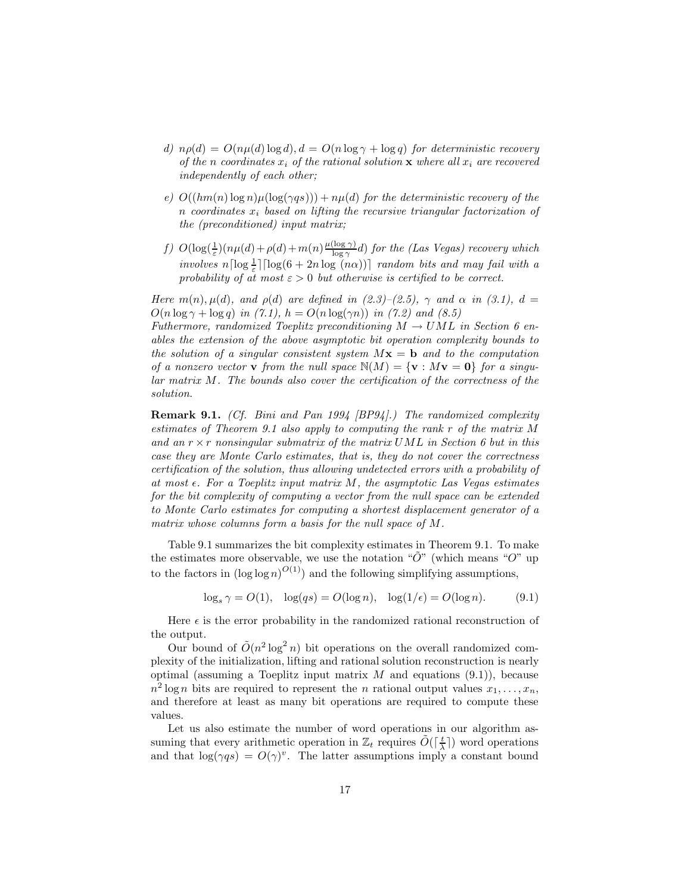*d)* $n\rho(d) = O(n\mu(d)\log d), d = O(n\log\gamma + \log q)$ *for deterministic recovery of the* $n$ *coordinates* $x_i$ *of the rational solution* $\mathbf{x}$ *where all* $x_i$ *are recovered independently of each other;*

*e)* $O((hm(n)\log n)\mu(\log(\gamma qs))) + n\mu(d)$ *for the deterministic recovery of the* $n$ *coordinates* $x_i$ *based on lifting the recursive triangular factorization of the (preconditioned) input matrix;*

*f)* $O(\log(\frac{1}{\varepsilon})(n\mu(d) + \rho(d) + m(n)\frac{\mu(\log\gamma)}{\log\gamma}d)$ *for the (Las Vegas) recovery which involves* $n\lceil\log\frac{1}{\varepsilon}\rceil\lceil\log(6 + 2n\log\,(n\alpha))\rceil$ *random bits and may fail with a probability of at most* $\varepsilon > 0$ *but otherwise is certified to be correct.*

*Here* $m(n), \mu(d)$*, and* $\rho(d)$ *are defined in (2.3)–(2.5),* $\gamma$ *and* $\alpha$ *in (3.1),* $d = O(n\log\gamma + \log q)$ *in (7.1),* $h = O(n\log(\gamma n))$ *in (7.2) and (8.5)*
*Futhermore, randomized Toeplitz preconditioning* $M \rightarrow UML$ *in Section 6 enables the extension of the above asymptotic bit operation complexity bounds to the solution of a singular consistent system* $M\mathbf{x} = \mathbf{b}$ *and to the computation of a nonzero vector* $\mathbf{v}$ *from the null space* $\mathbb{N}(M) = \{\mathbf{v} : M\mathbf{v} = \mathbf{0}\}$ *for a singular matrix* $M$*. The bounds also cover the certification of the correctness of the solution.*

**Remark 9.1.** *(Cf. Bini and Pan 1994 [BP94].) The randomized complexity estimates of Theorem 9.1 also apply to computing the rank* $r$ *of the matrix* $M$ *and an* $r \times r$ *nonsingular submatrix of the matrix* $UML$ *in Section 6 but in this case they are Monte Carlo estimates, that is, they do not cover the correctness certification of the solution, thus allowing undetected errors with a probability of at most* $\epsilon$*. For a Toeplitz input matrix* $M$*, the asymptotic Las Vegas estimates for the bit complexity of computing a vector from the null space can be extended to Monte Carlo estimates for computing a shortest displacement generator of a matrix whose columns form a basis for the null space of* $M$*.*

Table 9.1 summarizes the bit complexity estimates in Theorem 9.1. To make the estimates more observable, we use the notation "$\tilde{O}$" (which means "$O$" up to the factors in $(\log\log n)^{O(1)}$) and the following simplifying assumptions,

$$\log_s\gamma = O(1), \quad \log(qs) = O(\log n), \quad \log(1/\epsilon) = O(\log n). \tag{9.1}$$

Here $\epsilon$ is the error probability in the randomized rational reconstruction of the output.

Our bound of $\tilde{O}(n^2\log^2 n)$ bit operations on the overall randomized complexity of the initialization, lifting and rational solution reconstruction is nearly optimal (assuming a Toeplitz input matrix $M$ and equations (9.1)), because $n^2\log n$ bits are required to represent the $n$ rational output values $x_1, \ldots, x_n$, and therefore at least as many bit operations are required to compute these values.

Let us also estimate the number of word operations in our algorithm assuming that every arithmetic operation in $\mathbb{Z}_t$ requires $\tilde{O}(\lceil\frac{t}{\lambda}\rceil)$ word operations and that $\log(\gamma qs) = O(\gamma)^v$. The latter assumptions imply a constant bound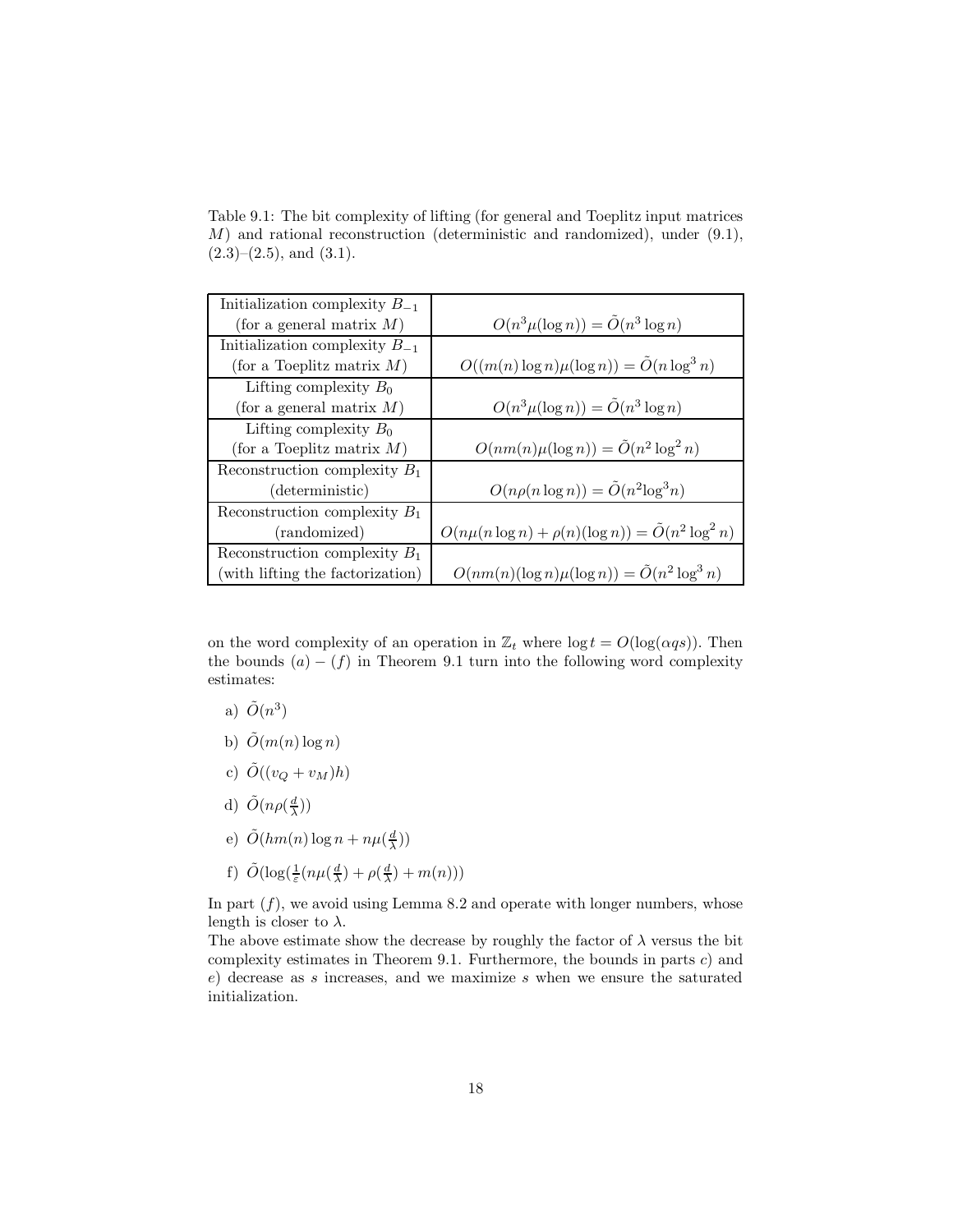Table 9.1: The bit complexity of lifting (for general and Toeplitz input matrices $M$) and rational reconstruction (deterministic and randomized), under (9.1), (2.3)–(2.5), and (3.1).

| | |
|---|---|
| Initialization complexity $B_{-1}$ (for a general matrix $M$) | $O(n^3\mu(\log n)) = \tilde{O}(n^3 \log n)$ |
| Initialization complexity $B_{-1}$ (for a Toeplitz matrix $M$) | $O((m(n)\log n)\mu(\log n)) = \tilde{O}(n \log^3 n)$ |
| Lifting complexity $B_0$ (for a general matrix $M$) | $O(n^3\mu(\log n)) = \tilde{O}(n^3 \log n)$ |
| Lifting complexity $B_0$ (for a Toeplitz matrix $M$) | $O(nm(n)\mu(\log n)) = \tilde{O}(n^2 \log^2 n)$ |
| Reconstruction complexity $B_1$ (deterministic) | $O(n\rho(n \log n)) = \tilde{O}(n^2 \log^3 n)$ |
| Reconstruction complexity $B_1$ (randomized) | $O(n\mu(n\log n) + \rho(n)(\log n)) = \tilde{O}(n^2 \log^2 n)$ |
| Reconstruction complexity $B_1$ (with lifting the factorization) | $O(nm(n)(\log n)\mu(\log n)) = \tilde{O}(n^2 \log^3 n)$ |

on the word complexity of an operation in $\mathbb{Z}_t$ where $\log t = O(\log(\alpha q s))$. Then the bounds $(a) - (f)$ in Theorem 9.1 turn into the following word complexity estimates:

a) $\tilde{O}(n^3)$

b) $\tilde{O}(m(n)\log n)$

c) $\tilde{O}((v_Q + v_M)h)$

d) $\tilde{O}(n\rho(\frac{d}{\lambda}))$

e) $\tilde{O}(hm(n)\log n + n\mu(\frac{d}{\lambda}))$

f) $\tilde{O}(\log(\frac{1}{\varepsilon}(n\mu(\frac{d}{\lambda}) + \rho(\frac{d}{\lambda}) + m(n)))$

In part $(f)$, we avoid using Lemma 8.2 and operate with longer numbers, whose length is closer to $\lambda$.
The above estimate show the decrease by roughly the factor of $\lambda$ versus the bit complexity estimates in Theorem 9.1. Furthermore, the bounds in parts $c)$ and $e)$ decrease as $s$ increases, and we maximize $s$ when we ensure the saturated initialization.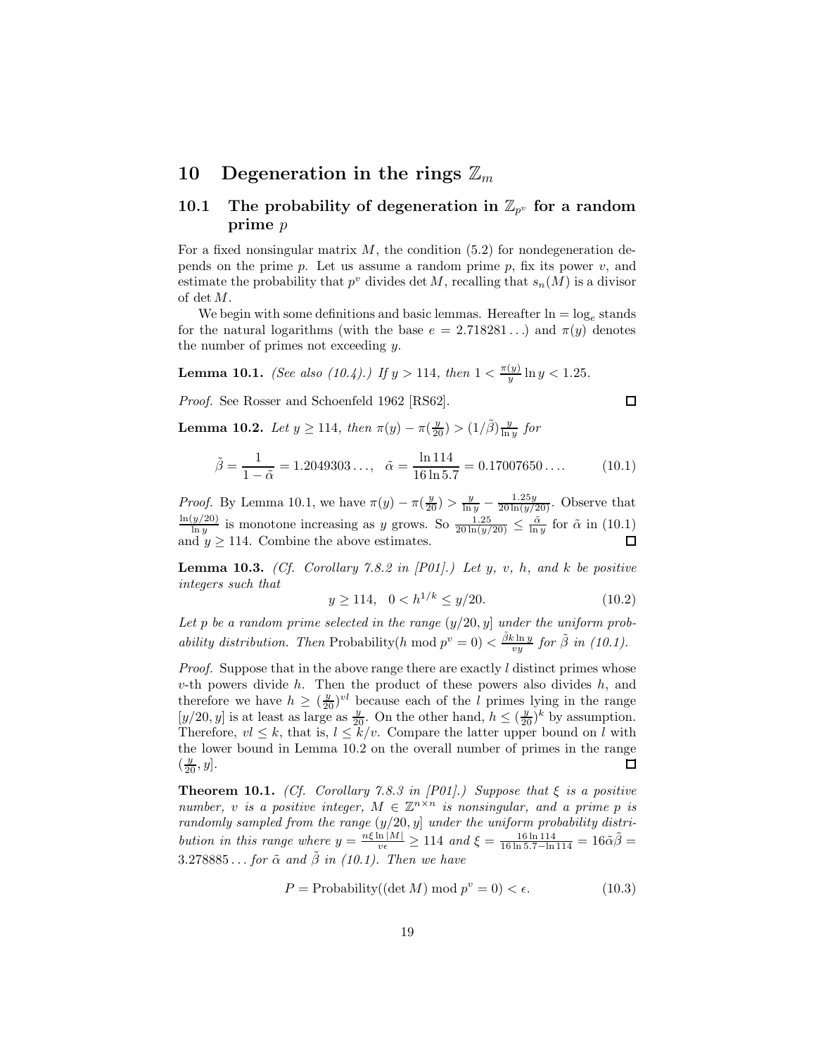# 10 Degeneration in the rings $\mathbb{Z}_m$

## 10.1 The probability of degeneration in $\mathbb{Z}_{p^v}$ for a random prime $p$

For a fixed nonsingular matrix $M$, the condition (5.2) for nondegeneration depends on the prime $p$. Let us assume a random prime $p$, fix its power $v$, and estimate the probability that $p^v$ divides $\det M$, recalling that $s_n(M)$ is a divisor of $\det M$.

We begin with some definitions and basic lemmas. Hereafter $\ln = \log_e$ stands for the natural logarithms (with the base $e = 2.718281\ldots$) and $\pi(y)$ denotes the number of primes not exceeding $y$.

**Lemma 10.1.** *(See also (10.4).) If $y > 114$, then $1 < \frac{\pi(y)}{y} \ln y < 1.25$.*

*Proof.* See Rosser and Schoenfeld 1962 [RS62]. □

**Lemma 10.2.** *Let $y \geq 114$, then $\pi(y) - \pi(\frac{y}{20}) > (1/\tilde{\beta})\frac{y}{\ln y}$ for*

$$\tilde{\beta} = \frac{1}{1-\tilde{\alpha}} = 1.2049303\ldots, \quad \tilde{\alpha} = \frac{\ln 114}{16 \ln 5.7} = 0.17007650\ldots. \tag{10.1}$$

*Proof.* By Lemma 10.1, we have $\pi(y) - \pi(\frac{y}{20}) > \frac{y}{\ln y} - \frac{1.25y}{20\ln(y/20)}$. Observe that $\frac{\ln(y/20)}{\ln y}$ is monotone increasing as $y$ grows. So $\frac{1.25}{20\ln(y/20)} \leq \frac{\tilde{\alpha}}{\ln y}$ for $\tilde{\alpha}$ in (10.1) and $y \geq 114$. Combine the above estimates. □

**Lemma 10.3.** *(Cf. Corollary 7.8.2 in [P01].) Let $y$, $v$, $h$, and $k$ be positive integers such that*

$$y \geq 114, \quad 0 < h^{1/k} \leq y/20. \tag{10.2}$$

*Let $p$ be a random prime selected in the range $(y/20, y]$ under the uniform probability distribution. Then* Probability$(h \bmod p^v = 0) < \frac{\tilde{\beta} k \ln y}{vy}$ *for $\tilde{\beta}$ in (10.1).*

*Proof.* Suppose that in the above range there are exactly $l$ distinct primes whose $v$-th powers divide $h$. Then the product of these powers also divides $h$, and therefore we have $h \geq (\frac{y}{20})^{vl}$ because each of the $l$ primes lying in the range $[y/20, y]$ is at least as large as $\frac{y}{20}$. On the other hand, $h \leq (\frac{y}{20})^k$ by assumption. Therefore, $vl \leq k$, that is, $l \leq k/v$. Compare the latter upper bound on $l$ with the lower bound in Lemma 10.2 on the overall number of primes in the range $(\frac{y}{20}, y]$. □

**Theorem 10.1.** *(Cf. Corollary 7.8.3 in [P01].) Suppose that $\xi$ is a positive number, $v$ is a positive integer, $M \in \mathbb{Z}^{n\times n}$ is nonsingular, and a prime $p$ is randomly sampled from the range $(y/20, y]$ under the uniform probability distribution in this range where $y = \frac{n\xi \ln |M|}{v\epsilon} \geq 114$ and $\xi = \frac{16 \ln 114}{16 \ln 5.7 - \ln 114} = 16\tilde{\alpha}\tilde{\beta} = 3.278885\ldots$ for $\tilde{\alpha}$ and $\tilde{\beta}$ in (10.1). Then we have*

$$P = \text{Probability}((\det M) \bmod p^v = 0) < \epsilon. \tag{10.3}$$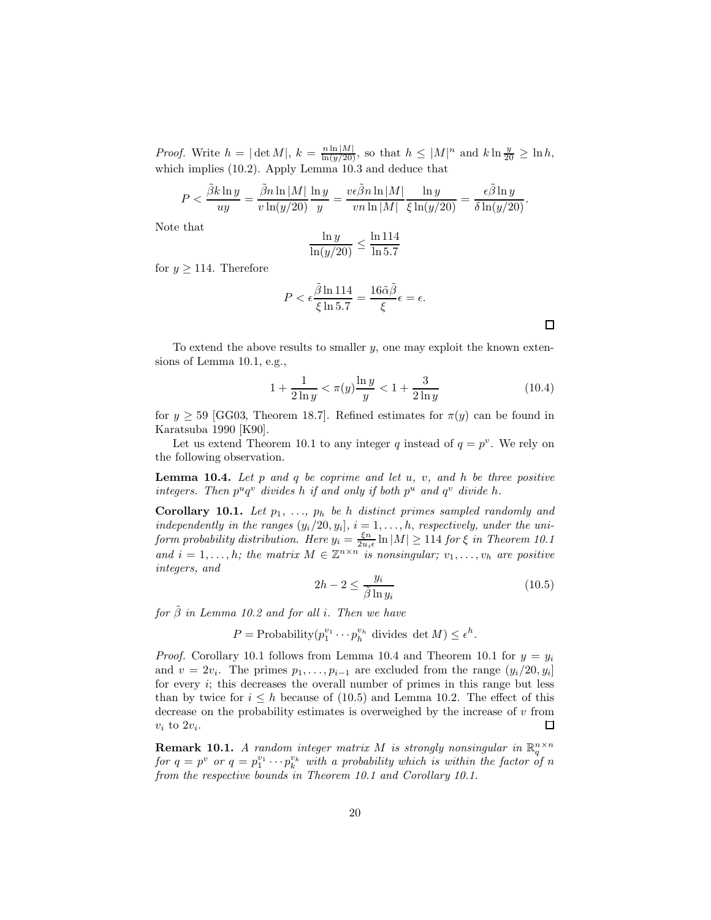*Proof.* Write $h = |\det M|$, $k = \frac{n \ln |M|}{\ln(y/20)}$, so that $h \leq |M|^n$ and $k \ln \frac{y}{20} \geq \ln h$, which implies (10.2). Apply Lemma 10.3 and deduce that

$$P < \frac{\tilde{\beta} k \ln y}{uy} = \frac{\tilde{\beta} n \ln |M|}{v \ln(y/20)} \frac{\ln y}{y} = \frac{v\epsilon\tilde{\beta} n \ln |M|}{vn \ln |M|} \frac{\ln y}{\xi \ln(y/20)} = \frac{\epsilon\tilde{\beta} \ln y}{\delta \ln(y/20)}.$$

Note that

$$\frac{\ln y}{\ln(y/20)} \leq \frac{\ln 114}{\ln 5.7}$$

for $y \geq 114$. Therefore

$$P < \epsilon \frac{\tilde{\beta} \ln 114}{\xi \ln 5.7} = \frac{16\tilde{\alpha}\tilde{\beta}}{\xi}\epsilon = \epsilon.$$

□

To extend the above results to smaller $y$, one may exploit the known extensions of Lemma 10.1, e.g.,

$$1 + \frac{1}{2 \ln y} < \pi(y) \frac{\ln y}{y} < 1 + \frac{3}{2 \ln y} \tag{10.4}$$

for $y \geq 59$ [GG03, Theorem 18.7]. Refined estimates for $\pi(y)$ can be found in Karatsuba 1990 [K90].

Let us extend Theorem 10.1 to any integer $q$ instead of $q = p^v$. We rely on the following observation.

**Lemma 10.4.** *Let $p$ and $q$ be coprime and let $u$, $v$, and $h$ be three positive integers. Then $p^u q^v$ divides $h$ if and only if both $p^u$ and $q^v$ divide $h$.*

**Corollary 10.1.** *Let $p_1, \ldots, p_h$ be $h$ distinct primes sampled randomly and independently in the ranges $(y_i/20, y_i]$, $i = 1, \ldots, h$, respectively, under the uniform probability distribution. Here $y_i = \frac{\xi n}{2u_i\epsilon} \ln |M| \geq 114$ for $\xi$ in Theorem 10.1 and $i = 1, \ldots, h$; the matrix $M \in \mathbb{Z}^{n \times n}$ is nonsingular; $v_1, \ldots, v_h$ are positive integers, and*

$$2h - 2 \leq \frac{y_i}{\tilde{\beta} \ln y_i} \tag{10.5}$$

*for $\tilde{\beta}$ in Lemma 10.2 and for all $i$. Then we have*

$$P = \text{Probability}(p_1^{v_1} \cdots p_h^{v_h} \text{ divides } \det M) \leq \epsilon^h.$$

*Proof.* Corollary 10.1 follows from Lemma 10.4 and Theorem 10.1 for $y = y_i$ and $v = 2v_i$. The primes $p_1, \ldots, p_{i-1}$ are excluded from the range $(y_i/20, y_i]$ for every $i$; this decreases the overall number of primes in this range but less than by twice for $i \leq h$ because of (10.5) and Lemma 10.2. The effect of this decrease on the probability estimates is overweighed by the increase of $v$ from $v_i$ to $2v_i$. □

**Remark 10.1.** *A random integer matrix $M$ is strongly nonsingular in $\mathbb{R}_q^{n \times n}$ for $q = p^v$ or $q = p_1^{v_1} \cdots p_k^{v_k}$ with a probability which is within the factor of $n$ from the respective bounds in Theorem 10.1 and Corollary 10.1.*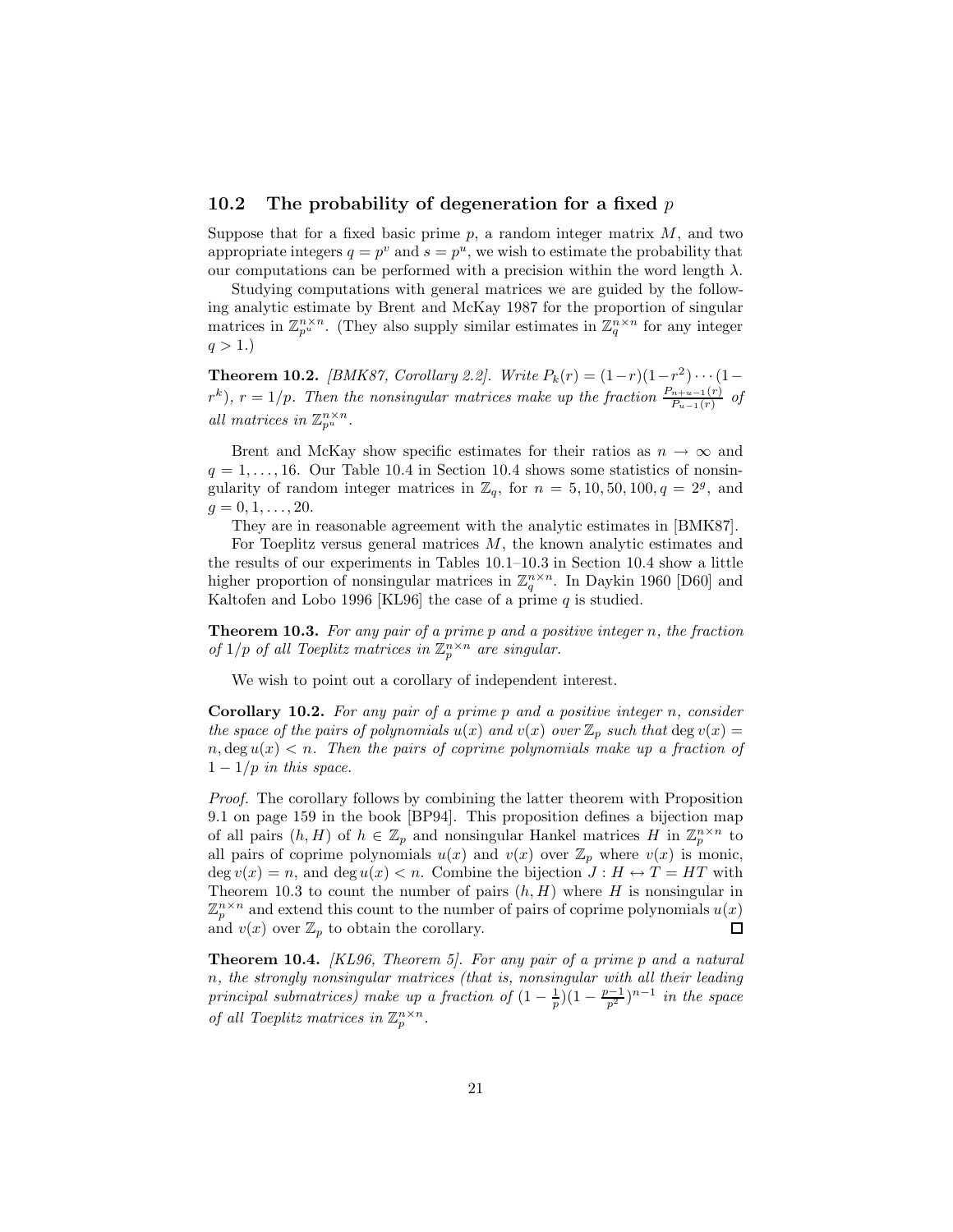### 10.2 The probability of degeneration for a fixed $p$

Suppose that for a fixed basic prime $p$, a random integer matrix $M$, and two appropriate integers $q = p^v$ and $s = p^u$, we wish to estimate the probability that our computations can be performed with a precision within the word length $\lambda$.

Studying computations with general matrices we are guided by the following analytic estimate by Brent and McKay 1987 for the proportion of singular matrices in $\mathbb{Z}_{p^u}^{n\times n}$. (They also supply similar estimates in $\mathbb{Z}_q^{n\times n}$ for any integer $q > 1$.)

**Theorem 10.2.** *[BMK87, Corollary 2.2]. Write $P_k(r) = (1-r)(1-r^2)\cdots(1-r^k)$, $r = 1/p$. Then the nonsingular matrices make up the fraction $\frac{P_{n+u-1}(r)}{P_{u-1}(r)}$ of all matrices in $\mathbb{Z}_{p^u}^{n\times n}$.*

Brent and McKay show specific estimates for their ratios as $n \to \infty$ and $q = 1, \ldots, 16$. Our Table 10.4 in Section 10.4 shows some statistics of nonsingularity of random integer matrices in $\mathbb{Z}_q$, for $n = 5, 10, 50, 100, q = 2^g$, and $g = 0, 1, \ldots, 20$.

They are in reasonable agreement with the analytic estimates in [BMK87].

For Toeplitz versus general matrices $M$, the known analytic estimates and the results of our experiments in Tables 10.1–10.3 in Section 10.4 show a little higher proportion of nonsingular matrices in $\mathbb{Z}_q^{n\times n}$. In Daykin 1960 [D60] and Kaltofen and Lobo 1996 [KL96] the case of a prime $q$ is studied.

**Theorem 10.3.** *For any pair of a prime $p$ and a positive integer $n$, the fraction of $1/p$ of all Toeplitz matrices in $\mathbb{Z}_p^{n\times n}$ are singular.*

We wish to point out a corollary of independent interest.

**Corollary 10.2.** *For any pair of a prime $p$ and a positive integer $n$, consider the space of the pairs of polynomials $u(x)$ and $v(x)$ over $\mathbb{Z}_p$ such that $\deg v(x) = n, \deg u(x) < n$. Then the pairs of coprime polynomials make up a fraction of $1 - 1/p$ in this space.*

*Proof.* The corollary follows by combining the latter theorem with Proposition 9.1 on page 159 in the book [BP94]. This proposition defines a bijection map of all pairs $(h, H)$ of $h \in \mathbb{Z}_p$ and nonsingular Hankel matrices $H$ in $\mathbb{Z}_p^{n\times n}$ to all pairs of coprime polynomials $u(x)$ and $v(x)$ over $\mathbb{Z}_p$ where $v(x)$ is monic, $\deg v(x) = n$, and $\deg u(x) < n$. Combine the bijection $J : H \leftrightarrow T = HT$ with Theorem 10.3 to count the number of pairs $(h, H)$ where $H$ is nonsingular in $\mathbb{Z}_p^{n\times n}$ and extend this count to the number of pairs of coprime polynomials $u(x)$ and $v(x)$ over $\mathbb{Z}_p$ to obtain the corollary. □

**Theorem 10.4.** *[KL96, Theorem 5]. For any pair of a prime $p$ and a natural $n$, the strongly nonsingular matrices (that is, nonsingular with all their leading principal submatrices) make up a fraction of $(1 - \frac{1}{p})(1 - \frac{p-1}{p^2})^{n-1}$ in the space of all Toeplitz matrices in $\mathbb{Z}_p^{n\times n}$.*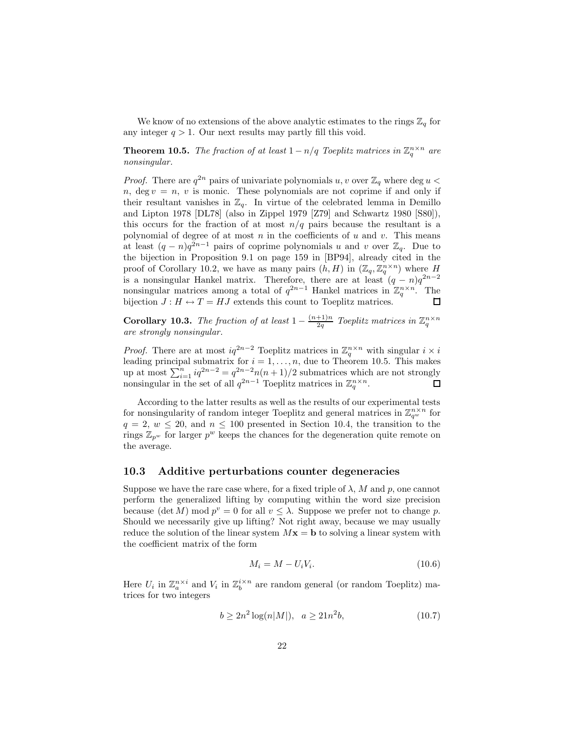We know of no extensions of the above analytic estimates to the rings $\mathbb{Z}_q$ for any integer $q > 1$. Our next results may partly fill this void.

**Theorem 10.5.** *The fraction of at least $1 - n/q$ Toeplitz matrices in $\mathbb{Z}_q^{n\times n}$ are nonsingular.*

*Proof.* There are $q^{2n}$ pairs of univariate polynomials $u, v$ over $\mathbb{Z}_q$ where $\deg u < n$, $\deg v = n$, $v$ is monic. These polynomials are not coprime if and only if their resultant vanishes in $\mathbb{Z}_q$. In virtue of the celebrated lemma in Demillo and Lipton 1978 [DL78] (also in Zippel 1979 [Z79] and Schwartz 1980 [S80]), this occurs for the fraction of at most $n/q$ pairs because the resultant is a polynomial of degree of at most $n$ in the coefficients of $u$ and $v$. This means at least $(q-n)q^{2n-1}$ pairs of coprime polynomials $u$ and $v$ over $\mathbb{Z}_q$. Due to the bijection in Proposition 9.1 on page 159 in [BP94], already cited in the proof of Corollary 10.2, we have as many pairs $(h, H)$ in $(\mathbb{Z}_q, \mathbb{Z}_q^{n\times n})$ where $H$ is a nonsingular Hankel matrix. Therefore, there are at least $(q-n)q^{2n-2}$ nonsingular matrices among a total of $q^{2n-1}$ Hankel matrices in $\mathbb{Z}_q^{n\times n}$. The bijection $J : H \leftrightarrow T = HJ$ extends this count to Toeplitz matrices. □

**Corollary 10.3.** *The fraction of at least $1 - \frac{(n+1)n}{2q}$ Toeplitz matrices in $\mathbb{Z}_q^{n\times n}$ are strongly nonsingular.*

*Proof.* There are at most $iq^{2n-2}$ Toeplitz matrices in $\mathbb{Z}_q^{n\times n}$ with singular $i\times i$ leading principal submatrix for $i = 1, \ldots, n$, due to Theorem 10.5. This makes up at most $\sum_{i=1}^{n} iq^{2n-2} = q^{2n-2}n(n+1)/2$ submatrices which are not strongly nonsingular in the set of all $q^{2n-1}$ Toeplitz matrices in $\mathbb{Z}_q^{n\times n}$. □

According to the latter results as well as the results of our experimental tests for nonsingularity of random integer Toeplitz and general matrices in $\mathbb{Z}_{q^w}^{n\times n}$ for $q = 2$, $w \le 20$, and $n \le 100$ presented in Section 10.4, the transition to the rings $\mathbb{Z}_{p^w}$ for larger $p^w$ keeps the chances for the degeneration quite remote on the average.

### 10.3 Additive perturbations counter degeneracies

Suppose we have the rare case where, for a fixed triple of $\lambda$, $M$ and $p$, one cannot perform the generalized lifting by computing within the word size precision because $(\det M) \bmod p^v = 0$ for all $v \le \lambda$. Suppose we prefer not to change $p$. Should we necessarily give up lifting? Not right away, because we may usually reduce the solution of the linear system $M\mathbf{x} = \mathbf{b}$ to solving a linear system with the coefficient matrix of the form

$$M_i = M - U_i V_i. \tag{10.6}$$

Here $U_i$ in $\mathbb{Z}_a^{n\times i}$ and $V_i$ in $\mathbb{Z}_b^{i\times n}$ are random general (or random Toeplitz) matrices for two integers

$$b \ge 2n^2 \log(n|M|), \quad a \ge 21n^2 b, \tag{10.7}$$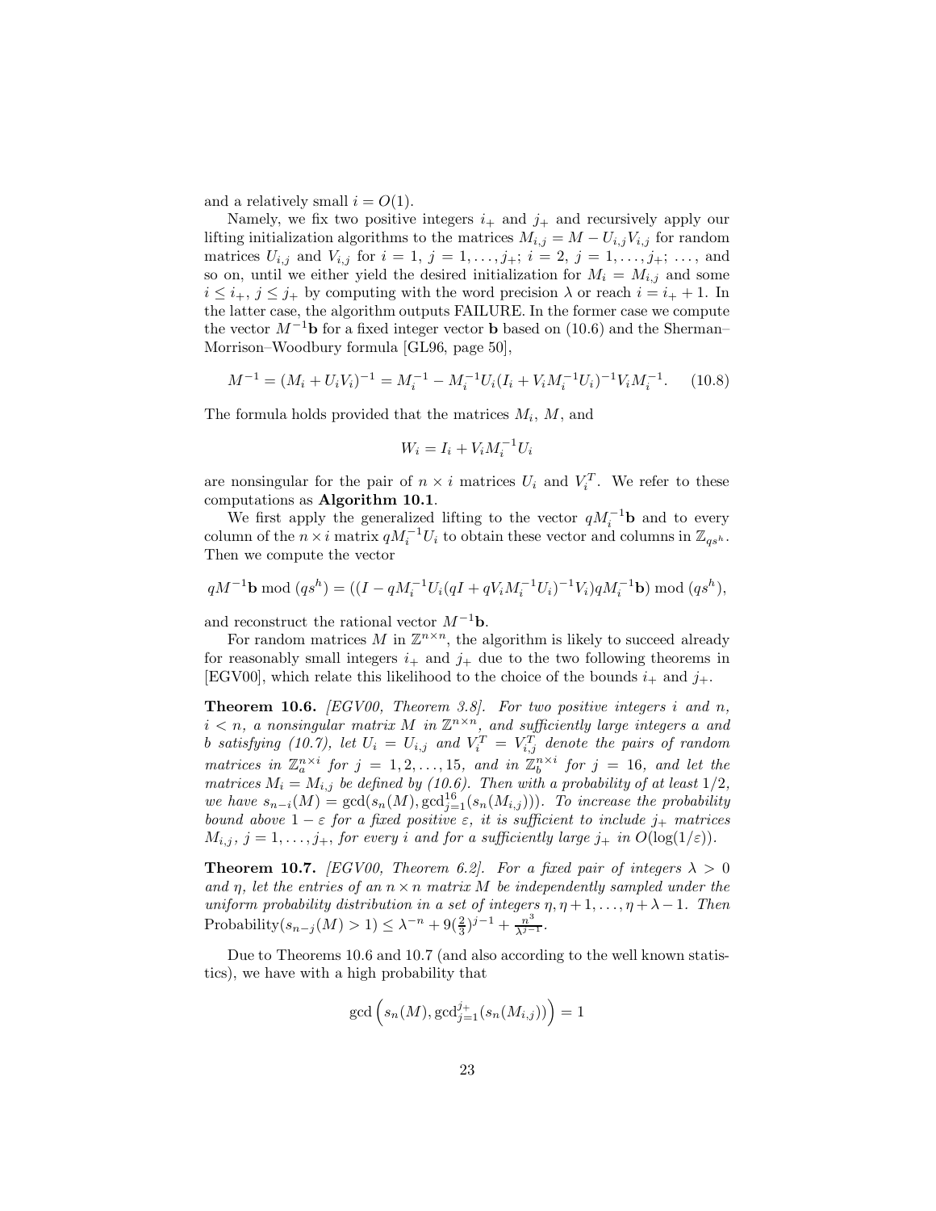and a relatively small $i = O(1)$.

Namely, we fix two positive integers $i_+$ and $j_+$ and recursively apply our lifting initialization algorithms to the matrices $M_{i,j} = M - U_{i,j}V_{i,j}$ for random matrices $U_{i,j}$ and $V_{i,j}$ for $i = 1$, $j = 1, \ldots, j_+$; $i = 2$, $j = 1, \ldots, j_+$; $\ldots$, and so on, until we either yield the desired initialization for $M_i = M_{i,j}$ and some $i \leq i_+$, $j \leq j_+$ by computing with the word precision $\lambda$ or reach $i = i_+ + 1$. In the latter case, the algorithm outputs FAILURE. In the former case we compute the vector $M^{-1}\mathbf{b}$ for a fixed integer vector $\mathbf{b}$ based on (10.6) and the Sherman–Morrison–Woodbury formula [GL96, page 50],

$$M^{-1} = (M_i + U_iV_i)^{-1} = M_i^{-1} - M_i^{-1}U_i(I_i + V_iM_i^{-1}U_i)^{-1}V_iM_i^{-1}. \quad (10.8)$$

The formula holds provided that the matrices $M_i$, $M$, and

$$W_i = I_i + V_iM_i^{-1}U_i$$

are nonsingular for the pair of $n \times i$ matrices $U_i$ and $V_i^T$. We refer to these computations as **Algorithm 10.1**.

We first apply the generalized lifting to the vector $qM_i^{-1}\mathbf{b}$ and to every column of the $n \times i$ matrix $qM_i^{-1}U_i$ to obtain these vector and columns in $\mathbb{Z}_{qs^h}$. Then we compute the vector

$$qM^{-1}\mathbf{b} \bmod (qs^h) = ((I - qM_i^{-1}U_i(qI + qV_iM_i^{-1}U_i)^{-1}V_i)qM_i^{-1}\mathbf{b}) \bmod (qs^h),$$

and reconstruct the rational vector $M^{-1}\mathbf{b}$.

For random matrices $M$ in $\mathbb{Z}^{n\times n}$, the algorithm is likely to succeed already for reasonably small integers $i_+$ and $j_+$ due to the two following theorems in [EGV00], which relate this likelihood to the choice of the bounds $i_+$ and $j_+$.

**Theorem 10.6.** *[EGV00, Theorem 3.8]. For two positive integers $i$ and $n$, $i < n$, a nonsingular matrix $M$ in $\mathbb{Z}^{n\times n}$, and sufficiently large integers $a$ and $b$ satisfying (10.7), let $U_i = U_{i,j}$ and $V_i^T = V_{i,j}^T$ denote the pairs of random matrices in $\mathbb{Z}_a^{n\times i}$ for $j = 1, 2, \ldots, 15$, and in $\mathbb{Z}_b^{n\times i}$ for $j = 16$, and let the matrices $M_i = M_{i,j}$ be defined by (10.6). Then with a probability of at least $1/2$, we have $s_{n-i}(M) = \gcd(s_n(M), \gcd_{j=1}^{16}(s_n(M_{i,j})))$. To increase the probability bound above $1 - \varepsilon$ for a fixed positive $\varepsilon$, it is sufficient to include $j_+$ matrices $M_{i,j}$, $j = 1, \ldots, j_+$, for every $i$ and for a sufficiently large $j_+$ in $O(\log(1/\varepsilon))$.*

**Theorem 10.7.** *[EGV00, Theorem 6.2]. For a fixed pair of integers $\lambda > 0$ and $\eta$, let the entries of an $n \times n$ matrix $M$ be independently sampled under the uniform probability distribution in a set of integers $\eta, \eta + 1, \ldots, \eta + \lambda - 1$. Then* $\text{Probability}(s_{n-j}(M) > 1) \leq \lambda^{-n} + 9(\frac{2}{3})^{j-1} + \frac{n^3}{\lambda^{j-1}}$.

Due to Theorems 10.6 and 10.7 (and also according to the well known statistics), we have with a high probability that

$$\gcd\left(s_n(M), \gcd_{j=1}^{j_+}(s_n(M_{i,j}))\right) = 1$$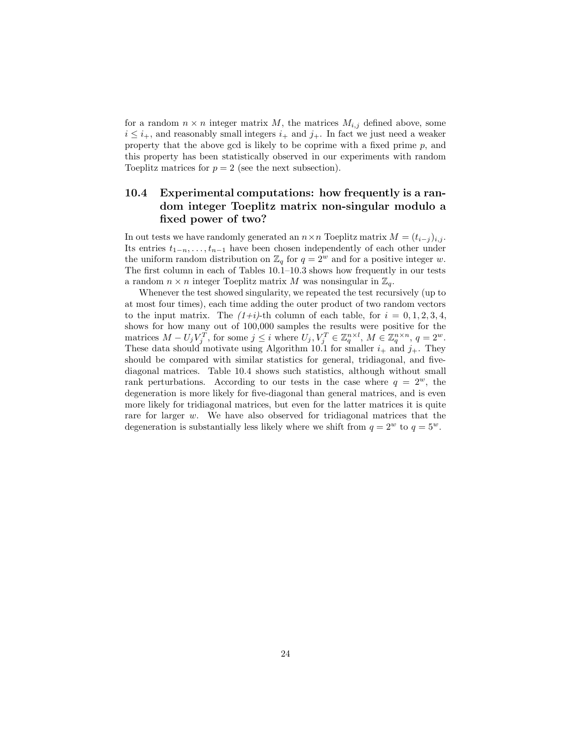for a random $n \times n$ integer matrix $M$, the matrices $M_{i,j}$ defined above, some $i \leq i_+$, and reasonably small integers $i_+$ and $j_+$. In fact we just need a weaker property that the above gcd is likely to be coprime with a fixed prime $p$, and this property has been statistically observed in our experiments with random Toeplitz matrices for $p = 2$ (see the next subsection).

## 10.4 Experimental computations: how frequently is a random integer Toeplitz matrix non-singular modulo a fixed power of two?

In out tests we have randomly generated an $n \times n$ Toeplitz matrix $M = (t_{i-j})_{i,j}$. Its entries $t_{1-n}, \ldots, t_{n-1}$ have been chosen independently of each other under the uniform random distribution on $\mathbb{Z}_q$ for $q = 2^w$ and for a positive integer $w$. The first column in each of Tables 10.1–10.3 shows how frequently in our tests a random $n \times n$ integer Toeplitz matrix $M$ was nonsingular in $\mathbb{Z}_q$.

Whenever the test showed singularity, we repeated the test recursively (up to at most four times), each time adding the outer product of two random vectors to the input matrix. The *(1+i)*-th column of each table, for $i = 0, 1, 2, 3, 4$, shows for how many out of 100,000 samples the results were positive for the matrices $M - U_j V_j^T$, for some $j \leq i$ where $U_j, V_j^T \in \mathbb{Z}_q^{n \times l}$, $M \in \mathbb{Z}_q^{n \times n}$, $q = 2^w$. These data should motivate using Algorithm 10.1 for smaller $i_+$ and $j_+$. They should be compared with similar statistics for general, tridiagonal, and five-diagonal matrices. Table 10.4 shows such statistics, although without small rank perturbations. According to our tests in the case where $q = 2^w$, the degeneration is more likely for five-diagonal than general matrices, and is even more likely for tridiagonal matrices, but even for the latter matrices it is quite rare for larger $w$. We have also observed for tridiagonal matrices that the degeneration is substantially less likely where we shift from $q = 2^w$ to $q = 5^w$.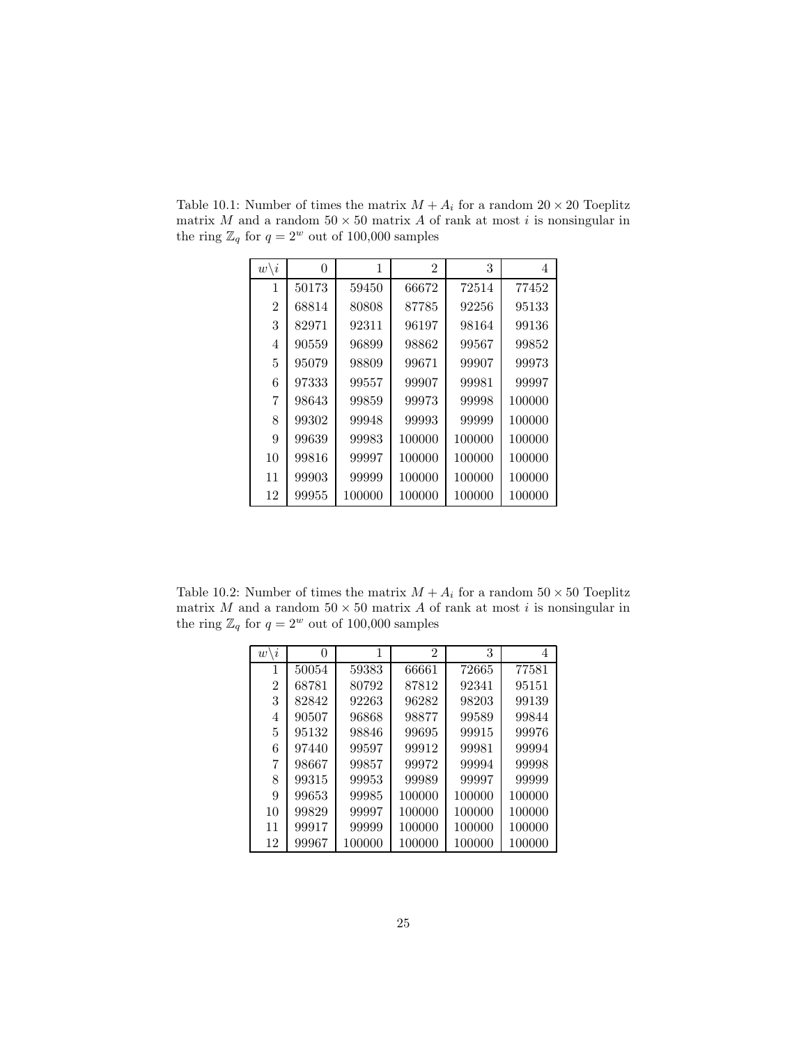Table 10.1: Number of times the matrix $M + A_i$ for a random $20 \times 20$ Toeplitz matrix $M$ and a random $50 \times 50$ matrix $A$ of rank at most $i$ is nonsingular in the ring $\mathbb{Z}_q$ for $q = 2^w$ out of 100,000 samples

| $w \backslash i$ | 0 | 1 | 2 | 3 | 4 |
|---|---|---|---|---|---|
| 1 | 50173 | 59450 | 66672 | 72514 | 77452 |
| 2 | 68814 | 80808 | 87785 | 92256 | 95133 |
| 3 | 82971 | 92311 | 96197 | 98164 | 99136 |
| 4 | 90559 | 96899 | 98862 | 99567 | 99852 |
| 5 | 95079 | 98809 | 99671 | 99907 | 99973 |
| 6 | 97333 | 99557 | 99907 | 99981 | 99997 |
| 7 | 98643 | 99859 | 99973 | 99998 | 100000 |
| 8 | 99302 | 99948 | 99993 | 99999 | 100000 |
| 9 | 99639 | 99983 | 100000 | 100000 | 100000 |
| 10 | 99816 | 99997 | 100000 | 100000 | 100000 |
| 11 | 99903 | 99999 | 100000 | 100000 | 100000 |
| 12 | 99955 | 100000 | 100000 | 100000 | 100000 |

Table 10.2: Number of times the matrix $M + A_i$ for a random $50 \times 50$ Toeplitz matrix $M$ and a random $50 \times 50$ matrix $A$ of rank at most $i$ is nonsingular in the ring $\mathbb{Z}_q$ for $q = 2^w$ out of 100,000 samples

| $w \backslash i$ | 0 | 1 | 2 | 3 | 4 |
|---|---|---|---|---|---|
| 1 | 50054 | 59383 | 66661 | 72665 | 77581 |
| 2 | 68781 | 80792 | 87812 | 92341 | 95151 |
| 3 | 82842 | 92263 | 96282 | 98203 | 99139 |
| 4 | 90507 | 96868 | 98877 | 99589 | 99844 |
| 5 | 95132 | 98846 | 99695 | 99915 | 99976 |
| 6 | 97440 | 99597 | 99912 | 99981 | 99994 |
| 7 | 98667 | 99857 | 99972 | 99994 | 99998 |
| 8 | 99315 | 99953 | 99989 | 99997 | 99999 |
| 9 | 99653 | 99985 | 100000 | 100000 | 100000 |
| 10 | 99829 | 99997 | 100000 | 100000 | 100000 |
| 11 | 99917 | 99999 | 100000 | 100000 | 100000 |
| 12 | 99967 | 100000 | 100000 | 100000 | 100000 |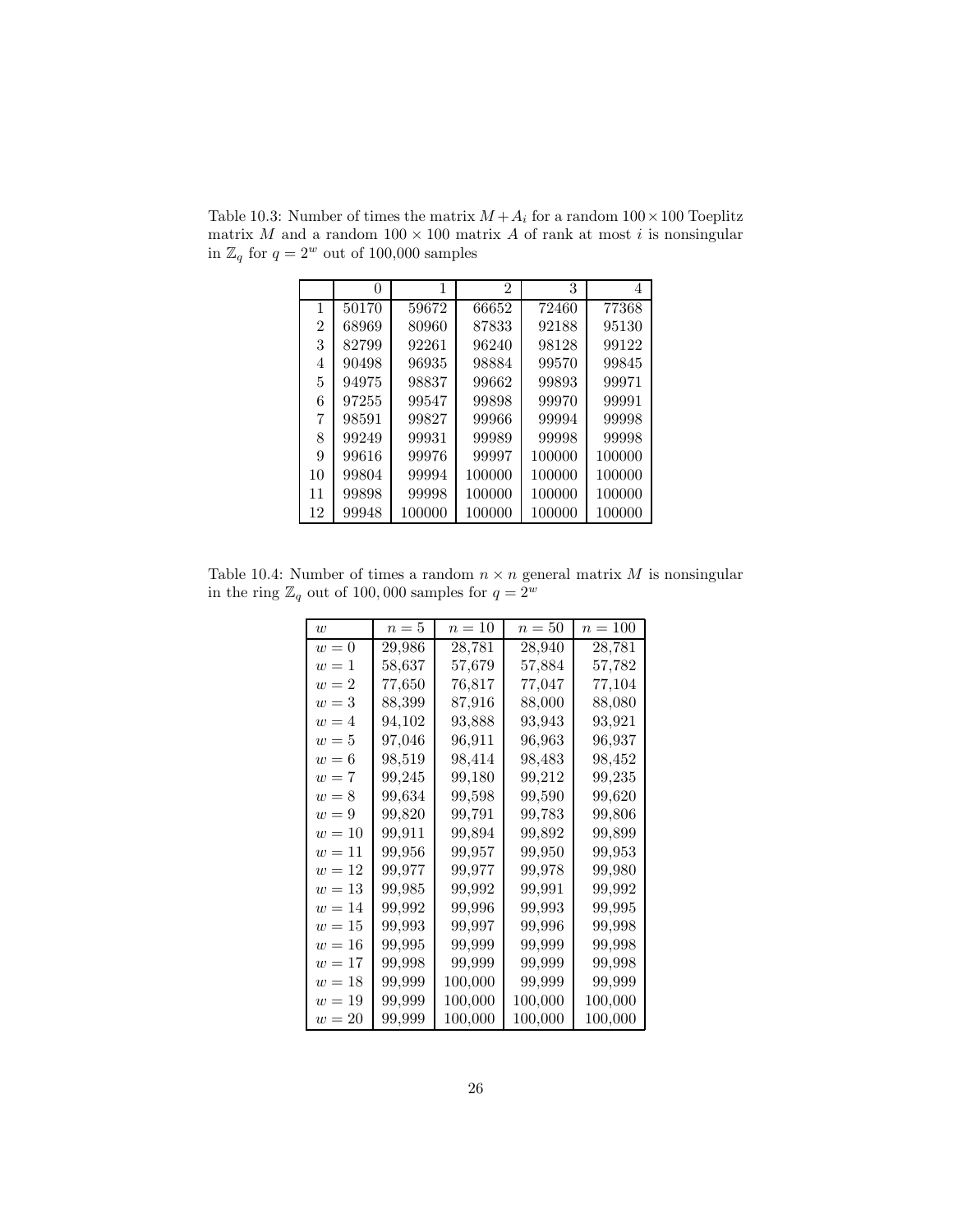Table 10.3: Number of times the matrix $M + A_i$ for a random $100 \times 100$ Toeplitz matrix $M$ and a random $100 \times 100$ matrix $A$ of rank at most $i$ is nonsingular in $\mathbb{Z}_q$ for $q = 2^w$ out of 100,000 samples

| | 0 | 1 | 2 | 3 | 4 |
|---|---|---|---|---|---|
| 1 | 50170 | 59672 | 66652 | 72460 | 77368 |
| 2 | 68969 | 80960 | 87833 | 92188 | 95130 |
| 3 | 82799 | 92261 | 96240 | 98128 | 99122 |
| 4 | 90498 | 96935 | 98884 | 99570 | 99845 |
| 5 | 94975 | 98837 | 99662 | 99893 | 99971 |
| 6 | 97255 | 99547 | 99898 | 99970 | 99991 |
| 7 | 98591 | 99827 | 99966 | 99994 | 99998 |
| 8 | 99249 | 99931 | 99989 | 99998 | 99998 |
| 9 | 99616 | 99976 | 99997 | 100000 | 100000 |
| 10 | 99804 | 99994 | 100000 | 100000 | 100000 |
| 11 | 99898 | 99998 | 100000 | 100000 | 100000 |
| 12 | 99948 | 100000 | 100000 | 100000 | 100000 |

Table 10.4: Number of times a random $n \times n$ general matrix $M$ is nonsingular in the ring $\mathbb{Z}_q$ out of 100,000 samples for $q = 2^w$

| $w$ | $n = 5$ | $n = 10$ | $n = 50$ | $n = 100$ |
|---|---|---|---|---|
| $w = 0$ | 29,986 | 28,781 | 28,940 | 28,781 |
| $w = 1$ | 58,637 | 57,679 | 57,884 | 57,782 |
| $w = 2$ | 77,650 | 76,817 | 77,047 | 77,104 |
| $w = 3$ | 88,399 | 87,916 | 88,000 | 88,080 |
| $w = 4$ | 94,102 | 93,888 | 93,943 | 93,921 |
| $w = 5$ | 97,046 | 96,911 | 96,963 | 96,937 |
| $w = 6$ | 98,519 | 98,414 | 98,483 | 98,452 |
| $w = 7$ | 99,245 | 99,180 | 99,212 | 99,235 |
| $w = 8$ | 99,634 | 99,598 | 99,590 | 99,620 |
| $w = 9$ | 99,820 | 99,791 | 99,783 | 99,806 |
| $w = 10$ | 99,911 | 99,894 | 99,892 | 99,899 |
| $w = 11$ | 99,956 | 99,957 | 99,950 | 99,953 |
| $w = 12$ | 99,977 | 99,977 | 99,978 | 99,980 |
| $w = 13$ | 99,985 | 99,992 | 99,991 | 99,992 |
| $w = 14$ | 99,992 | 99,996 | 99,993 | 99,995 |
| $w = 15$ | 99,993 | 99,997 | 99,996 | 99,998 |
| $w = 16$ | 99,995 | 99,999 | 99,999 | 99,998 |
| $w = 17$ | 99,998 | 99,999 | 99,999 | 99,998 |
| $w = 18$ | 99,999 | 100,000 | 99,999 | 99,999 |
| $w = 19$ | 99,999 | 100,000 | 100,000 | 100,000 |
| $w = 20$ | 99,999 | 100,000 | 100,000 | 100,000 |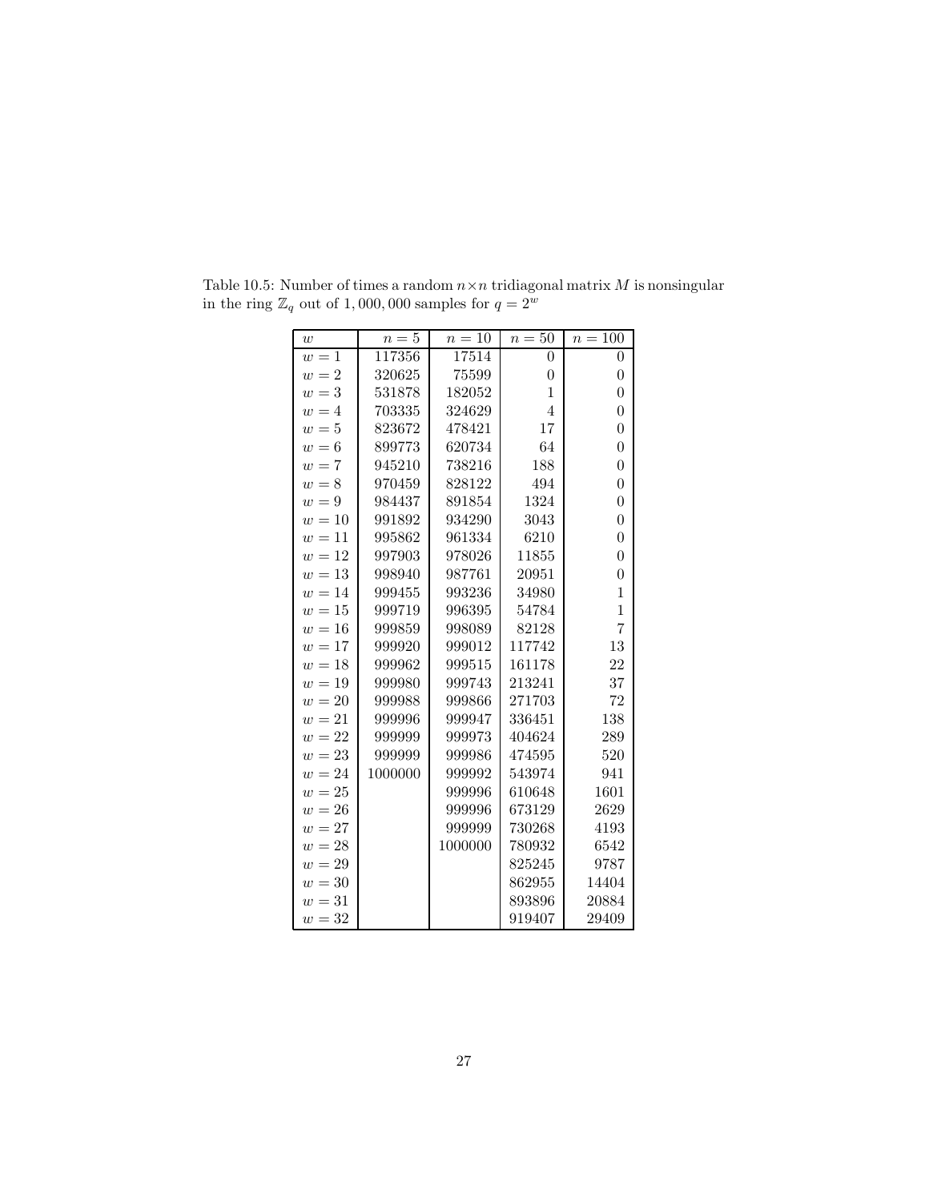Table 10.5: Number of times a random $n \times n$ tridiagonal matrix $M$ is nonsingular in the ring $\mathbb{Z}_q$ out of 1,000,000 samples for $q = 2^w$

| $w$ | $n = 5$ | $n = 10$ | $n = 50$ | $n = 100$ |
|---|---|---|---|---|
| $w = 1$ | 117356 | 17514 | 0 | 0 |
| $w = 2$ | 320625 | 75599 | 0 | 0 |
| $w = 3$ | 531878 | 182052 | 1 | 0 |
| $w = 4$ | 703335 | 324629 | 4 | 0 |
| $w = 5$ | 823672 | 478421 | 17 | 0 |
| $w = 6$ | 899773 | 620734 | 64 | 0 |
| $w = 7$ | 945210 | 738216 | 188 | 0 |
| $w = 8$ | 970459 | 828122 | 494 | 0 |
| $w = 9$ | 984437 | 891854 | 1324 | 0 |
| $w = 10$ | 991892 | 934290 | 3043 | 0 |
| $w = 11$ | 995862 | 961334 | 6210 | 0 |
| $w = 12$ | 997903 | 978026 | 11855 | 0 |
| $w = 13$ | 998940 | 987761 | 20951 | 0 |
| $w = 14$ | 999455 | 993236 | 34980 | 1 |
| $w = 15$ | 999719 | 996395 | 54784 | 1 |
| $w = 16$ | 999859 | 998089 | 82128 | 7 |
| $w = 17$ | 999920 | 999012 | 117742 | 13 |
| $w = 18$ | 999962 | 999515 | 161178 | 22 |
| $w = 19$ | 999980 | 999743 | 213241 | 37 |
| $w = 20$ | 999988 | 999866 | 271703 | 72 |
| $w = 21$ | 999996 | 999947 | 336451 | 138 |
| $w = 22$ | 999999 | 999973 | 404624 | 289 |
| $w = 23$ | 999999 | 999986 | 474595 | 520 |
| $w = 24$ | 1000000 | 999992 | 543974 | 941 |
| $w = 25$ | | 999996 | 610648 | 1601 |
| $w = 26$ | | 999996 | 673129 | 2629 |
| $w = 27$ | | 999999 | 730268 | 4193 |
| $w = 28$ | | 1000000 | 780932 | 6542 |
| $w = 29$ | | | 825245 | 9787 |
| $w = 30$ | | | 862955 | 14404 |
| $w = 31$ | | | 893896 | 20884 |
| $w = 32$ | | | 919407 | 29409 |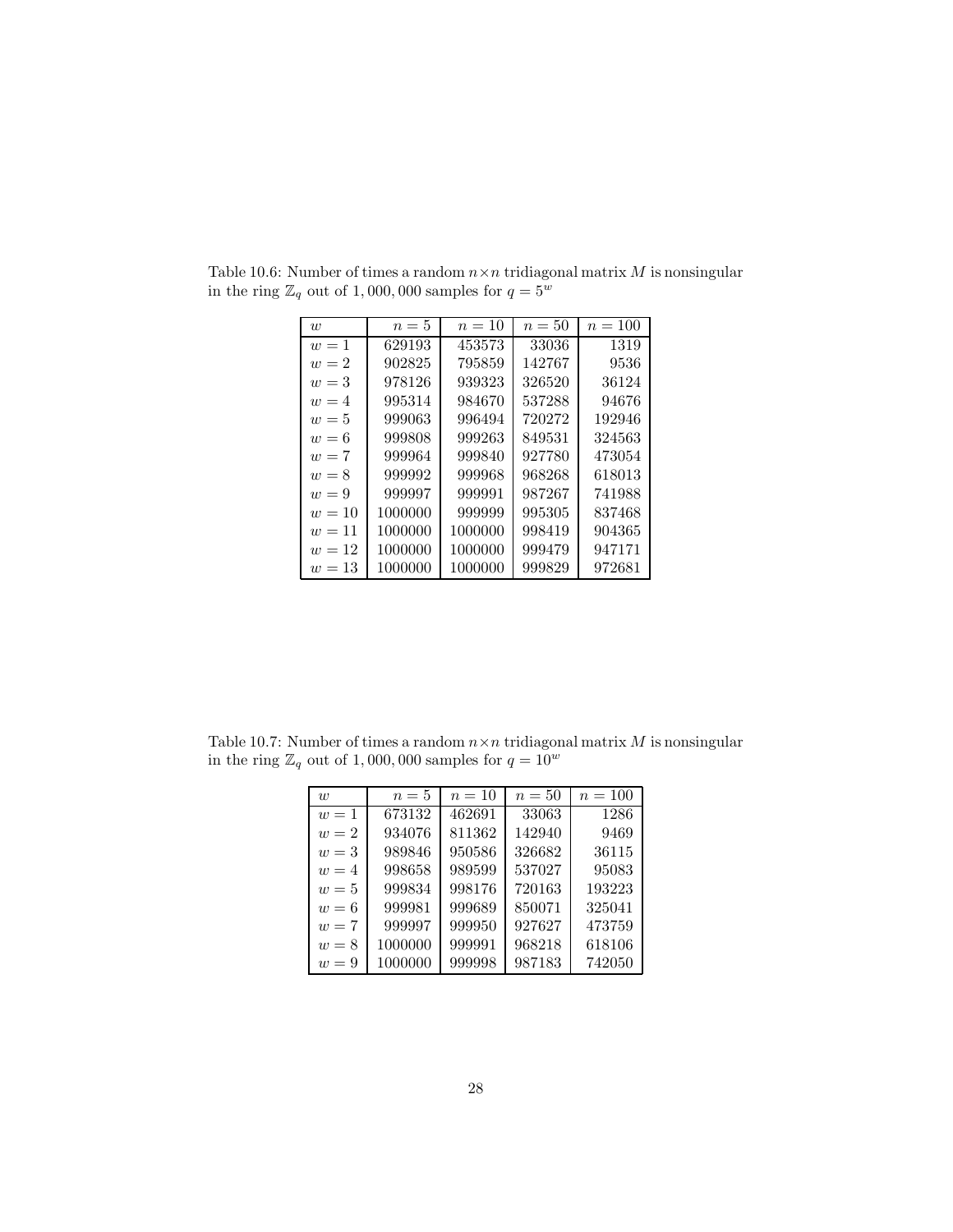Table 10.6: Number of times a random $n \times n$ tridiagonal matrix $M$ is nonsingular in the ring $\mathbb{Z}_q$ out of $1,000,000$ samples for $q = 5^w$

| $w$ | $n = 5$ | $n = 10$ | $n = 50$ | $n = 100$ |
|---|---|---|---|---|
| $w = 1$ | 629193 | 453573 | 33036 | 1319 |
| $w = 2$ | 902825 | 795859 | 142767 | 9536 |
| $w = 3$ | 978126 | 939323 | 326520 | 36124 |
| $w = 4$ | 995314 | 984670 | 537288 | 94676 |
| $w = 5$ | 999063 | 996494 | 720272 | 192946 |
| $w = 6$ | 999808 | 999263 | 849531 | 324563 |
| $w = 7$ | 999964 | 999840 | 927780 | 473054 |
| $w = 8$ | 999992 | 999968 | 968268 | 618013 |
| $w = 9$ | 999997 | 999991 | 987267 | 741988 |
| $w = 10$ | 1000000 | 999999 | 995305 | 837468 |
| $w = 11$ | 1000000 | 1000000 | 998419 | 904365 |
| $w = 12$ | 1000000 | 1000000 | 999479 | 947171 |
| $w = 13$ | 1000000 | 1000000 | 999829 | 972681 |

Table 10.7: Number of times a random $n \times n$ tridiagonal matrix $M$ is nonsingular in the ring $\mathbb{Z}_q$ out of $1,000,000$ samples for $q = 10^w$

| $w$ | $n = 5$ | $n = 10$ | $n = 50$ | $n = 100$ |
|---|---|---|---|---|
| $w = 1$ | 673132 | 462691 | 33063 | 1286 |
| $w = 2$ | 934076 | 811362 | 142940 | 9469 |
| $w = 3$ | 989846 | 950586 | 326682 | 36115 |
| $w = 4$ | 998658 | 989599 | 537027 | 95083 |
| $w = 5$ | 999834 | 998176 | 720163 | 193223 |
| $w = 6$ | 999981 | 999689 | 850071 | 325041 |
| $w = 7$ | 999997 | 999950 | 927627 | 473759 |
| $w = 8$ | 1000000 | 999991 | 968218 | 618106 |
| $w = 9$ | 1000000 | 999998 | 987183 | 742050 |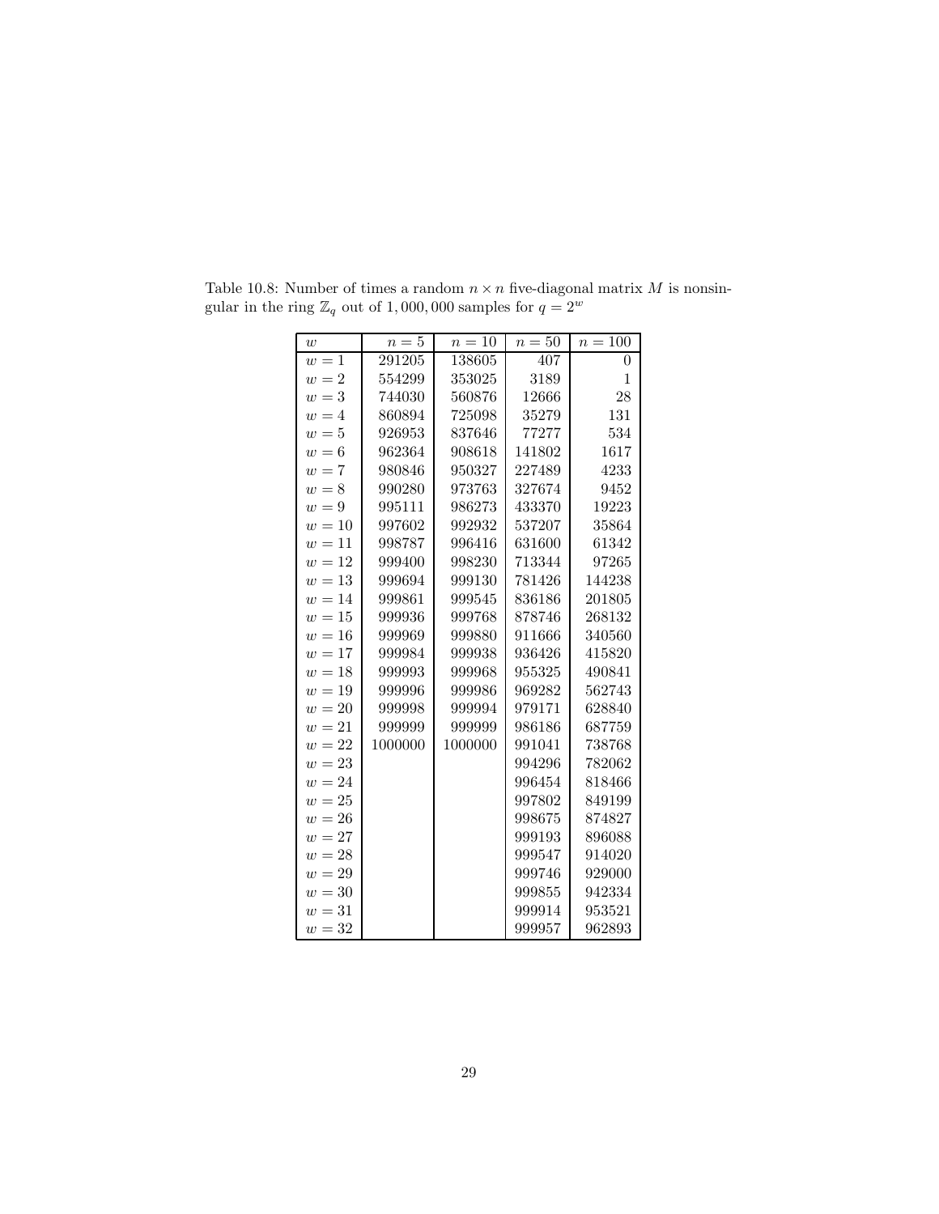Table 10.8: Number of times a random $n \times n$ five-diagonal matrix $M$ is nonsingular in the ring $\mathbb{Z}_q$ out of $1,000,000$ samples for $q = 2^w$

| $w$ | $n = 5$ | $n = 10$ | $n = 50$ | $n = 100$ |
|---|---|---|---|---|
| $w = 1$ | 291205 | 138605 | 407 | 0 |
| $w = 2$ | 554299 | 353025 | 3189 | 1 |
| $w = 3$ | 744030 | 560876 | 12666 | 28 |
| $w = 4$ | 860894 | 725098 | 35279 | 131 |
| $w = 5$ | 926953 | 837646 | 77277 | 534 |
| $w = 6$ | 962364 | 908618 | 141802 | 1617 |
| $w = 7$ | 980846 | 950327 | 227489 | 4233 |
| $w = 8$ | 990280 | 973763 | 327674 | 9452 |
| $w = 9$ | 995111 | 986273 | 433370 | 19223 |
| $w = 10$ | 997602 | 992932 | 537207 | 35864 |
| $w = 11$ | 998787 | 996416 | 631600 | 61342 |
| $w = 12$ | 999400 | 998230 | 713344 | 97265 |
| $w = 13$ | 999694 | 999130 | 781426 | 144238 |
| $w = 14$ | 999861 | 999545 | 836186 | 201805 |
| $w = 15$ | 999936 | 999768 | 878746 | 268132 |
| $w = 16$ | 999969 | 999880 | 911666 | 340560 |
| $w = 17$ | 999984 | 999938 | 936426 | 415820 |
| $w = 18$ | 999993 | 999968 | 955325 | 490841 |
| $w = 19$ | 999996 | 999986 | 969282 | 562743 |
| $w = 20$ | 999998 | 999994 | 979171 | 628840 |
| $w = 21$ | 999999 | 999999 | 986186 | 687759 |
| $w = 22$ | 1000000 | 1000000 | 991041 | 738768 |
| $w = 23$ | | | 994296 | 782062 |
| $w = 24$ | | | 996454 | 818466 |
| $w = 25$ | | | 997802 | 849199 |
| $w = 26$ | | | 998675 | 874827 |
| $w = 27$ | | | 999193 | 896088 |
| $w = 28$ | | | 999547 | 914020 |
| $w = 29$ | | | 999746 | 929000 |
| $w = 30$ | | | 999855 | 942334 |
| $w = 31$ | | | 999914 | 953521 |
| $w = 32$ | | | 999957 | 962893 |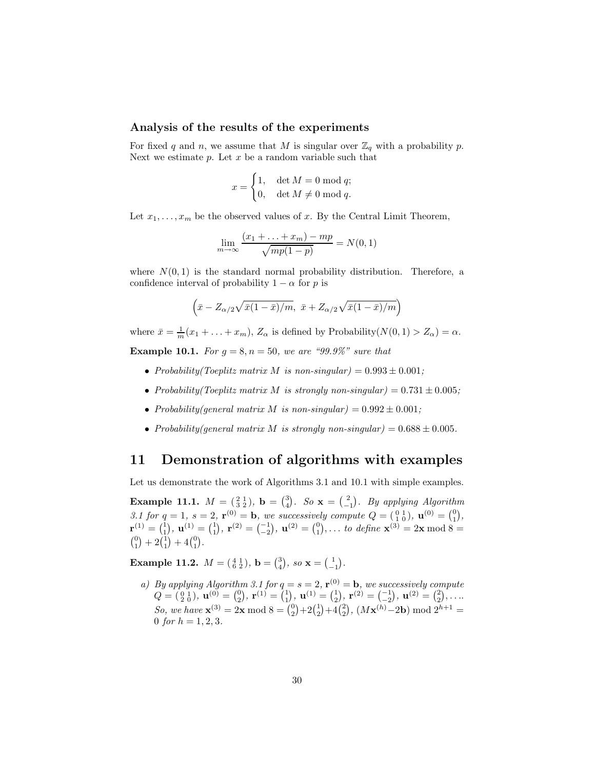### Analysis of the results of the experiments

For fixed $q$ and $n$, we assume that $M$ is singular over $\mathbb{Z}_q$ with a probability $p$. Next we estimate $p$. Let $x$ be a random variable such that

$$x = \begin{cases} 1, & \det M = 0 \bmod q; \\ 0, & \det M \neq 0 \bmod q. \end{cases}$$

Let $x_1, \ldots, x_m$ be the observed values of $x$. By the Central Limit Theorem,

$$\lim_{m\to\infty} \frac{(x_1 + \ldots + x_m) - mp}{\sqrt{mp(1-p)}} = N(0,1)$$

where $N(0,1)$ is the standard normal probability distribution. Therefore, a confidence interval of probability $1-\alpha$ for $p$ is

$$\left(\bar{x} - Z_{\alpha/2}\sqrt{\bar{x}(1-\bar{x})/m},\ \bar{x} + Z_{\alpha/2}\sqrt{\bar{x}(1-\bar{x})/m}\right)$$

where $\bar{x} = \frac{1}{m}(x_1 + \ldots + x_m)$, $Z_\alpha$ is defined by Probability$(N(0,1) > Z_\alpha) = \alpha$.

**Example 10.1.** *For $g = 8, n = 50$, we are "99.9%" sure that*

- *Probability(Toeplitz matrix $M$ is non-singular) $= 0.993 \pm 0.001$;*
- *Probability(Toeplitz matrix $M$ is strongly non-singular) $= 0.731 \pm 0.005$;*
- *Probability(general matrix $M$ is non-singular) $= 0.992 \pm 0.001$;*
- *Probability(general matrix $M$ is strongly non-singular) $= 0.688 \pm 0.005$.*

## 11 Demonstration of algorithms with examples

Let us demonstrate the work of Algorithms 3.1 and 10.1 with simple examples.

**Example 11.1.** $M = \left(\begin{smallmatrix} 2 & 1 \\ 3 & 2 \end{smallmatrix}\right)$, $\mathbf{b} = \binom{3}{4}$. *So* $\mathbf{x} = \binom{2}{-1}$. *By applying Algorithm 3.1 for $q = 1$, $s = 2$, $\mathbf{r}^{(0)} = \mathbf{b}$, we successively compute* $Q = \left(\begin{smallmatrix} 0 & 1 \\ 1 & 0 \end{smallmatrix}\right)$, $\mathbf{u}^{(0)} = \binom{0}{1}$, $\mathbf{r}^{(1)} = \binom{1}{1}$, $\mathbf{u}^{(1)} = \binom{1}{1}$, $\mathbf{r}^{(2)} = \binom{-1}{-2}$, $\mathbf{u}^{(2)} = \binom{0}{1}, \ldots$ *to define* $\mathbf{x}^{(3)} = 2\mathbf{x} \bmod 8 = \binom{0}{1} + 2\binom{1}{1} + 4\binom{0}{1}$.

**Example 11.2.** $M = \left(\begin{smallmatrix} 4 & 1 \\ 6 & 2 \end{smallmatrix}\right)$, $\mathbf{b} = \binom{3}{4}$, *so* $\mathbf{x} = \binom{1}{-1}$.

*a) By applying Algorithm 3.1 for $q = s = 2$, $\mathbf{r}^{(0)} = \mathbf{b}$, we successively compute* $Q = \left(\begin{smallmatrix} 0 & 1 \\ 2 & 0 \end{smallmatrix}\right)$, $\mathbf{u}^{(0)} = \binom{0}{2}$, $\mathbf{r}^{(1)} = \binom{1}{1}$, $\mathbf{u}^{(1)} = \binom{1}{2}$, $\mathbf{r}^{(2)} = \binom{-1}{-2}$, $\mathbf{u}^{(2)} = \binom{2}{2}, \ldots$. *So, we have* $\mathbf{x}^{(3)} = 2\mathbf{x} \bmod 8 = \binom{0}{2} + 2\binom{1}{2} + 4\binom{2}{2}$, $(M\mathbf{x}^{(h)} - 2\mathbf{b}) \bmod 2^{h+1} = 0$ *for $h = 1, 2, 3$.*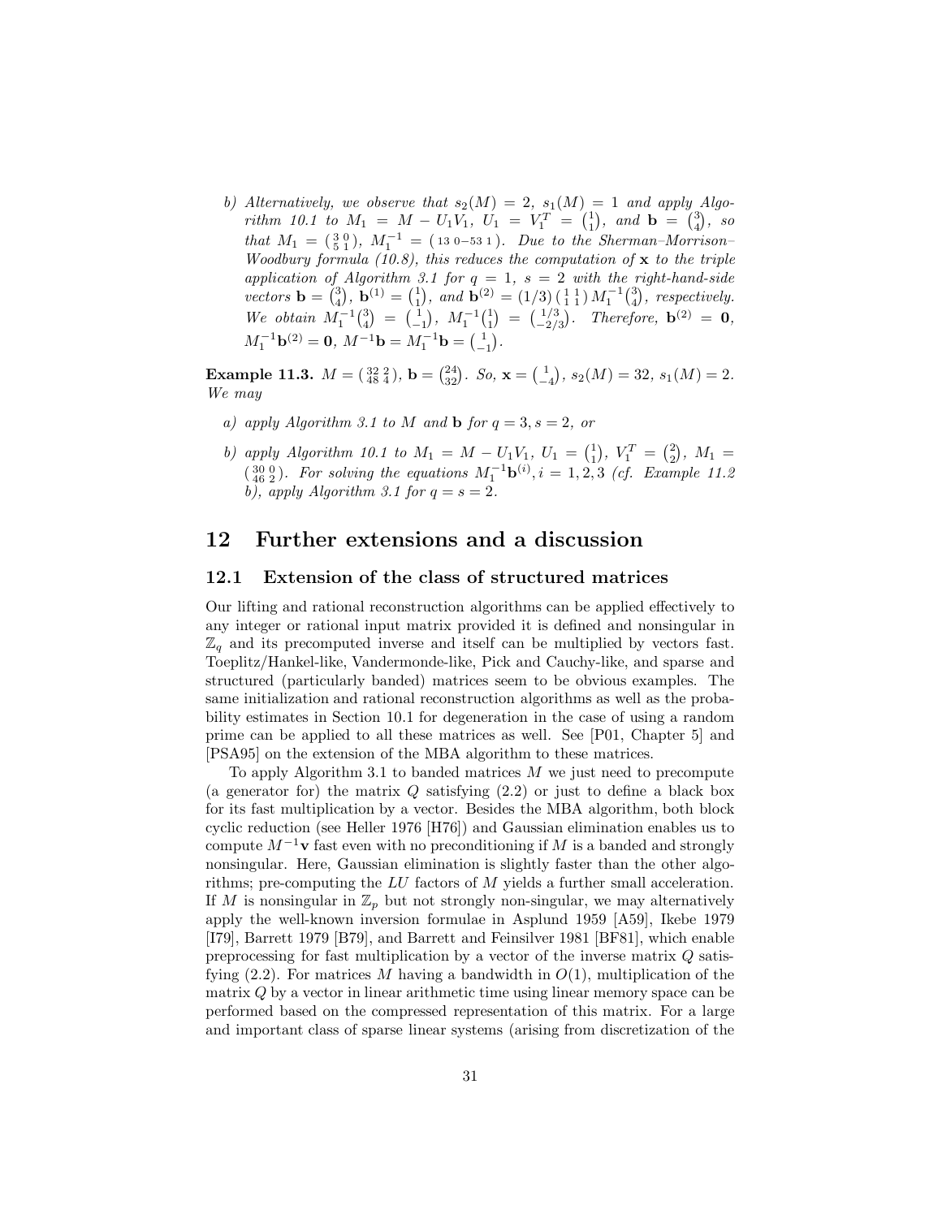b) *Alternatively, we observe that* $s_2(M) = 2$, $s_1(M) = 1$ *and apply Algorithm 10.1 to* $M_1 = M - U_1 V_1$, $U_1 = V_1^T = \binom{1}{1}$, *and* $\mathbf{b} = \binom{3}{4}$, *so that* $M_1 = \begin{pmatrix} 3 & 0 \\ 5 & 1 \end{pmatrix}$, $M_1^{-1} = \begin{pmatrix} 1 & 3 & 0 \\ -5 & 3 & 1 \end{pmatrix}$. *Due to the Sherman–Morrison–Woodbury formula (10.8), this reduces the computation of* $\mathbf{x}$ *to the triple application of Algorithm 3.1 for* $q = 1$, $s = 2$ *with the right-hand-side vectors* $\mathbf{b} = \binom{3}{4}$, $\mathbf{b}^{(1)} = \binom{1}{1}$, *and* $\mathbf{b}^{(2)} = (1/3)\begin{pmatrix} 1 & 1 \\ 1 & 1 \end{pmatrix} M_1^{-1}\binom{3}{4}$, *respectively. We obtain* $M_1^{-1}\binom{3}{4} = \binom{1}{-1}$, $M_1^{-1}\binom{1}{1} = \binom{1/3}{-2/3}$. *Therefore,* $\mathbf{b}^{(2)} = \mathbf{0}$, $M_1^{-1}\mathbf{b}^{(2)} = \mathbf{0}$, $M^{-1}\mathbf{b} = M_1^{-1}\mathbf{b} = \binom{1}{-1}$.

**Example 11.3.** $M = \begin{pmatrix} 32 & 2 \\ 48 & 4 \end{pmatrix}$, $\mathbf{b} = \binom{24}{32}$. *So,* $\mathbf{x} = \binom{1}{-4}$, $s_2(M) = 32$, $s_1(M) = 2$. *We may*

a) *apply Algorithm 3.1 to* $M$ *and* $\mathbf{b}$ *for* $q = 3, s = 2$, *or*

b) *apply Algorithm 10.1 to* $M_1 = M - U_1 V_1$, $U_1 = \binom{1}{1}$, $V_1^T = \binom{2}{2}$, $M_1 = \begin{pmatrix} 30 & 0 \\ 46 & 2 \end{pmatrix}$. *For solving the equations* $M_1^{-1}\mathbf{b}^{(i)}, i = 1, 2, 3$ *(cf. Example 11.2 b), apply Algorithm 3.1 for* $q = s = 2$.

# 12 Further extensions and a discussion

## 12.1 Extension of the class of structured matrices

Our lifting and rational reconstruction algorithms can be applied effectively to any integer or rational input matrix provided it is defined and nonsingular in $\mathbb{Z}_q$ and its precomputed inverse and itself can be multiplied by vectors fast. Toeplitz/Hankel-like, Vandermonde-like, Pick and Cauchy-like, and sparse and structured (particularly banded) matrices seem to be obvious examples. The same initialization and rational reconstruction algorithms as well as the probability estimates in Section 10.1 for degeneration in the case of using a random prime can be applied to all these matrices as well. See [P01, Chapter 5] and [PSA95] on the extension of the MBA algorithm to these matrices.

To apply Algorithm 3.1 to banded matrices $M$ we just need to precompute (a generator for) the matrix $Q$ satisfying (2.2) or just to define a black box for its fast multiplication by a vector. Besides the MBA algorithm, both block cyclic reduction (see Heller 1976 [H76]) and Gaussian elimination enables us to compute $M^{-1}\mathbf{v}$ fast even with no preconditioning if $M$ is a banded and strongly nonsingular. Here, Gaussian elimination is slightly faster than the other algorithms; pre-computing the $LU$ factors of $M$ yields a further small acceleration. If $M$ is nonsingular in $\mathbb{Z}_p$ but not strongly non-singular, we may alternatively apply the well-known inversion formulae in Asplund 1959 [A59], Ikebe 1979 [I79], Barrett 1979 [B79], and Barrett and Feinsilver 1981 [BF81], which enable preprocessing for fast multiplication by a vector of the inverse matrix $Q$ satisfying (2.2). For matrices $M$ having a bandwidth in $O(1)$, multiplication of the matrix $Q$ by a vector in linear arithmetic time using linear memory space can be performed based on the compressed representation of this matrix. For a large and important class of sparse linear systems (arising from discretization of the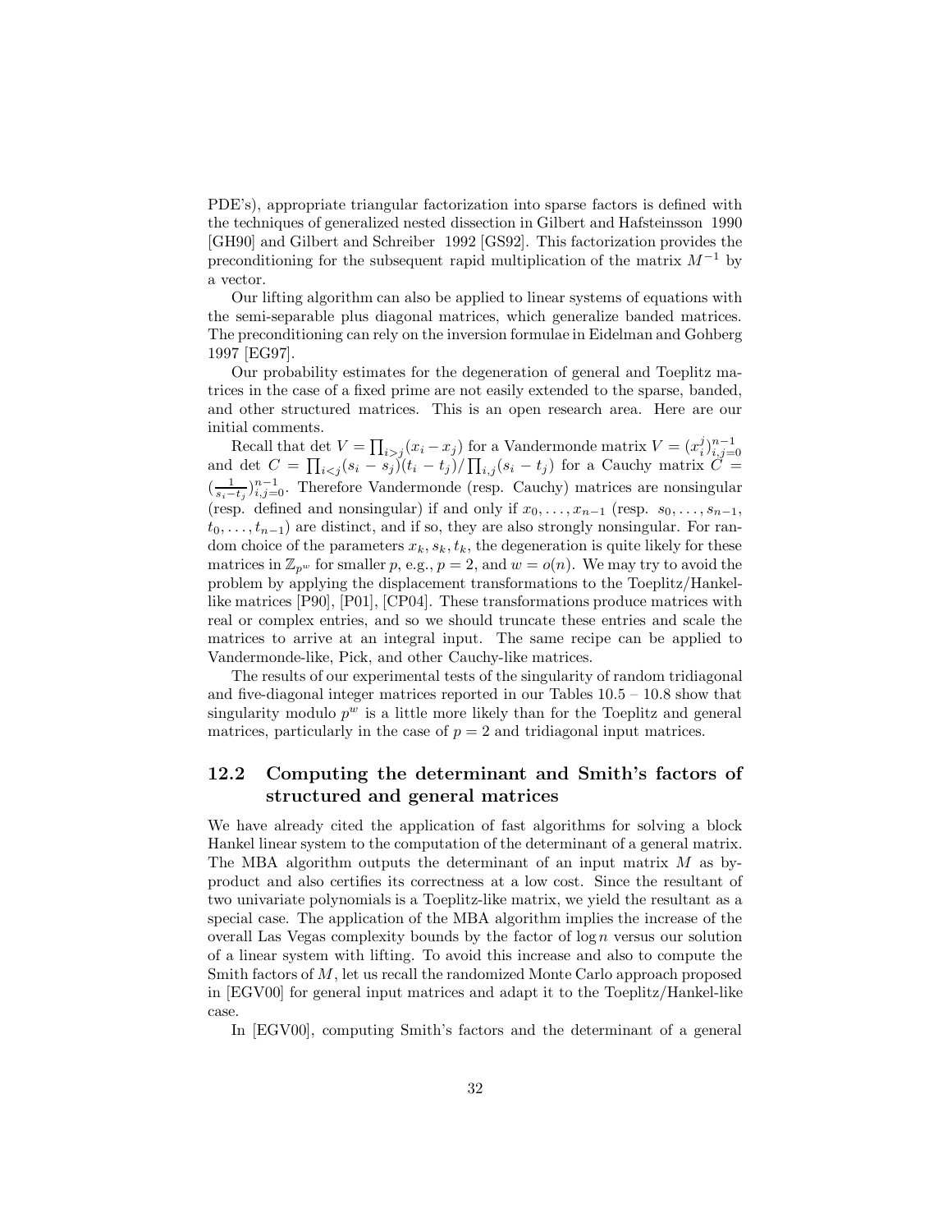PDE's), appropriate triangular factorization into sparse factors is defined with the techniques of generalized nested dissection in Gilbert and Hafsteinsson 1990 [GH90] and Gilbert and Schreiber 1992 [GS92]. This factorization provides the preconditioning for the subsequent rapid multiplication of the matrix $M^{-1}$ by a vector.

Our lifting algorithm can also be applied to linear systems of equations with the semi-separable plus diagonal matrices, which generalize banded matrices. The preconditioning can rely on the inversion formulae in Eidelman and Gohberg 1997 [EG97].

Our probability estimates for the degeneration of general and Toeplitz matrices in the case of a fixed prime are not easily extended to the sparse, banded, and other structured matrices. This is an open research area. Here are our initial comments.

Recall that $\det V = \prod_{i>j}(x_i - x_j)$ for a Vandermonde matrix $V = (x_i^j)_{i,j=0}^{n-1}$ and $\det C = \prod_{i<j}(s_i - s_j)(t_i - t_j)/\prod_{i,j}(s_i - t_j)$ for a Cauchy matrix $C = (\frac{1}{s_i - t_j})_{i,j=0}^{n-1}$. Therefore Vandermonde (resp. Cauchy) matrices are nonsingular (resp. defined and nonsingular) if and only if $x_0, \ldots, x_{n-1}$ (resp. $s_0, \ldots, s_{n-1}$, $t_0, \ldots, t_{n-1}$) are distinct, and if so, they are also strongly nonsingular. For random choice of the parameters $x_k, s_k, t_k$, the degeneration is quite likely for these matrices in $\mathbb{Z}_{p^w}$ for smaller $p$, e.g., $p = 2$, and $w = o(n)$. We may try to avoid the problem by applying the displacement transformations to the Toeplitz/Hankel-like matrices [P90], [P01], [CP04]. These transformations produce matrices with real or complex entries, and so we should truncate these entries and scale the matrices to arrive at an integral input. The same recipe can be applied to Vandermonde-like, Pick, and other Cauchy-like matrices.

The results of our experimental tests of the singularity of random tridiagonal and five-diagonal integer matrices reported in our Tables 10.5 – 10.8 show that singularity modulo $p^w$ is a little more likely than for the Toeplitz and general matrices, particularly in the case of $p = 2$ and tridiagonal input matrices.

## 12.2 Computing the determinant and Smith's factors of structured and general matrices

We have already cited the application of fast algorithms for solving a block Hankel linear system to the computation of the determinant of a general matrix. The MBA algorithm outputs the determinant of an input matrix $M$ as by-product and also certifies its correctness at a low cost. Since the resultant of two univariate polynomials is a Toeplitz-like matrix, we yield the resultant as a special case. The application of the MBA algorithm implies the increase of the overall Las Vegas complexity bounds by the factor of $\log n$ versus our solution of a linear system with lifting. To avoid this increase and also to compute the Smith factors of $M$, let us recall the randomized Monte Carlo approach proposed in [EGV00] for general input matrices and adapt it to the Toeplitz/Hankel-like case.

In [EGV00], computing Smith's factors and the determinant of a general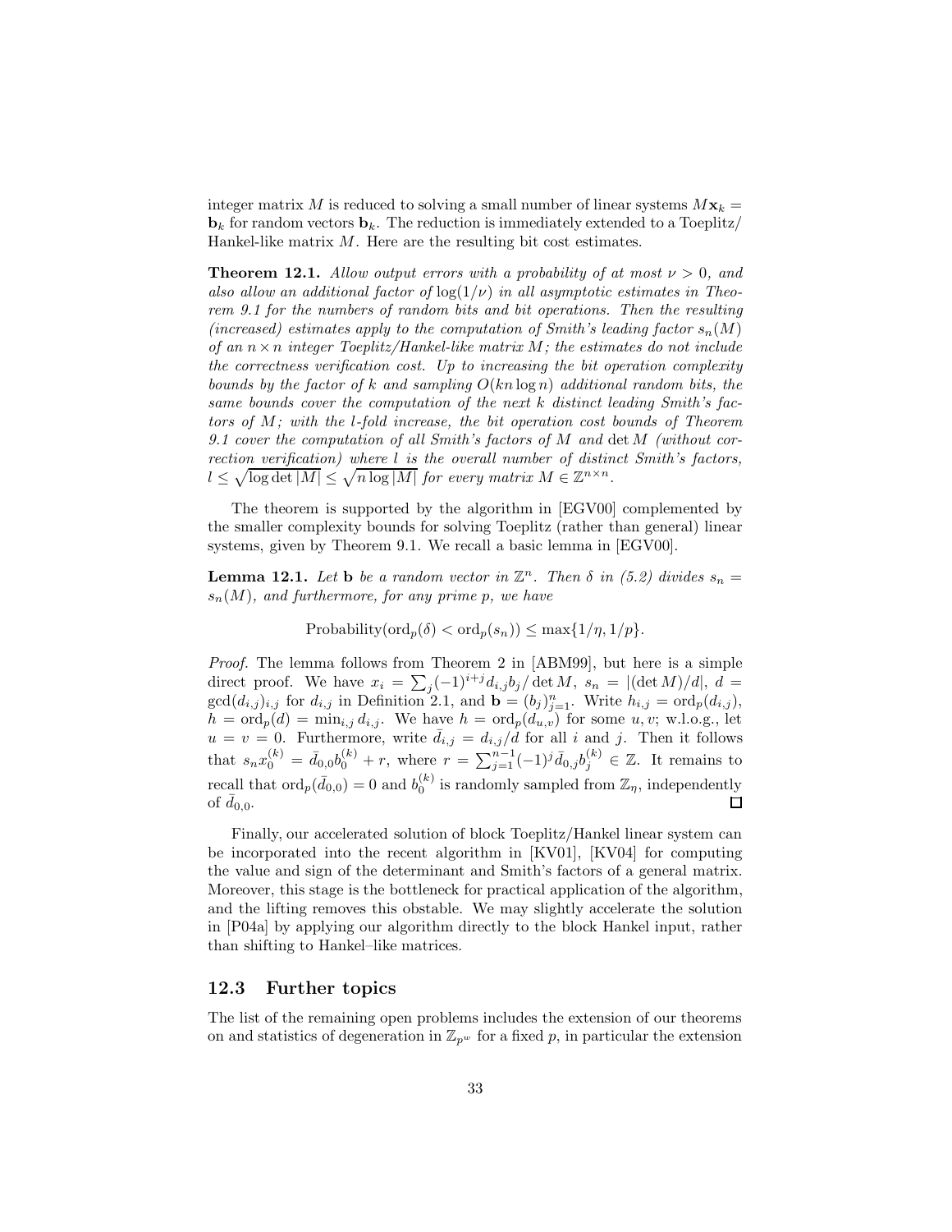integer matrix $M$ is reduced to solving a small number of linear systems $M\mathbf{x}_k = \mathbf{b}_k$ for random vectors $\mathbf{b}_k$. The reduction is immediately extended to a Toeplitz/Hankel-like matrix $M$. Here are the resulting bit cost estimates.

**Theorem 12.1.** *Allow output errors with a probability of at most $\nu > 0$, and also allow an additional factor of $\log(1/\nu)$ in all asymptotic estimates in Theorem 9.1 for the numbers of random bits and bit operations. Then the resulting (increased) estimates apply to the computation of Smith's leading factor $s_n(M)$ of an $n \times n$ integer Toeplitz/Hankel-like matrix $M$; the estimates do not include the correctness verification cost. Up to increasing the bit operation complexity bounds by the factor of $k$ and sampling $O(kn \log n)$ additional random bits, the same bounds cover the computation of the next $k$ distinct leading Smith's factors of $M$; with the $l$-fold increase, the bit operation cost bounds of Theorem 9.1 cover the computation of all Smith's factors of $M$ and $\det M$ (without correction verification) where $l$ is the overall number of distinct Smith's factors, $l \leq \sqrt{\log \det |M|} \leq \sqrt{n \log |M|}$ for every matrix $M \in \mathbb{Z}^{n \times n}$.*

The theorem is supported by the algorithm in [EGV00] complemented by the smaller complexity bounds for solving Toeplitz (rather than general) linear systems, given by Theorem 9.1. We recall a basic lemma in [EGV00].

**Lemma 12.1.** *Let $\mathbf{b}$ be a random vector in $\mathbb{Z}^n$. Then $\delta$ in (5.2) divides $s_n = s_n(M)$, and furthermore, for any prime $p$, we have*

$$\text{Probability}(\text{ord}_p(\delta) < \text{ord}_p(s_n)) \leq \max\{1/\eta, 1/p\}.$$

*Proof.* The lemma follows from Theorem 2 in [ABM99], but here is a simple direct proof. We have $x_i = \sum_j (-1)^{i+j} d_{i,j} b_j / \det M$, $s_n = |(\det M)/d|$, $d = \gcd(d_{i,j})_{i,j}$ for $d_{i,j}$ in Definition 2.1, and $\mathbf{b} = (b_j)_{j=1}^n$. Write $h_{i,j} = \text{ord}_p(d_{i,j})$, $h = \text{ord}_p(d) = \min_{i,j} d_{i,j}$. We have $h = \text{ord}_p(d_{u,v})$ for some $u, v$; w.l.o.g., let $u = v = 0$. Furthermore, write $\bar{d}_{i,j} = d_{i,j}/d$ for all $i$ and $j$. Then it follows that $s_n x_0^{(k)} = \bar{d}_{0,0} b_0^{(k)} + r$, where $r = \sum_{j=1}^{n-1} (-1)^j \bar{d}_{0,j} b_j^{(k)} \in \mathbb{Z}$. It remains to recall that $\text{ord}_p(\bar{d}_{0,0}) = 0$ and $b_0^{(k)}$ is randomly sampled from $\mathbb{Z}_\eta$, independently of $\bar{d}_{0,0}$. □

Finally, our accelerated solution of block Toeplitz/Hankel linear system can be incorporated into the recent algorithm in [KV01], [KV04] for computing the value and sign of the determinant and Smith's factors of a general matrix. Moreover, this stage is the bottleneck for practical application of the algorithm, and the lifting removes this obstable. We may slightly accelerate the solution in [P04a] by applying our algorithm directly to the block Hankel input, rather than shifting to Hankel–like matrices.

## 12.3 Further topics

The list of the remaining open problems includes the extension of our theorems on and statistics of degeneration in $\mathbb{Z}_{p^w}$ for a fixed $p$, in particular the extension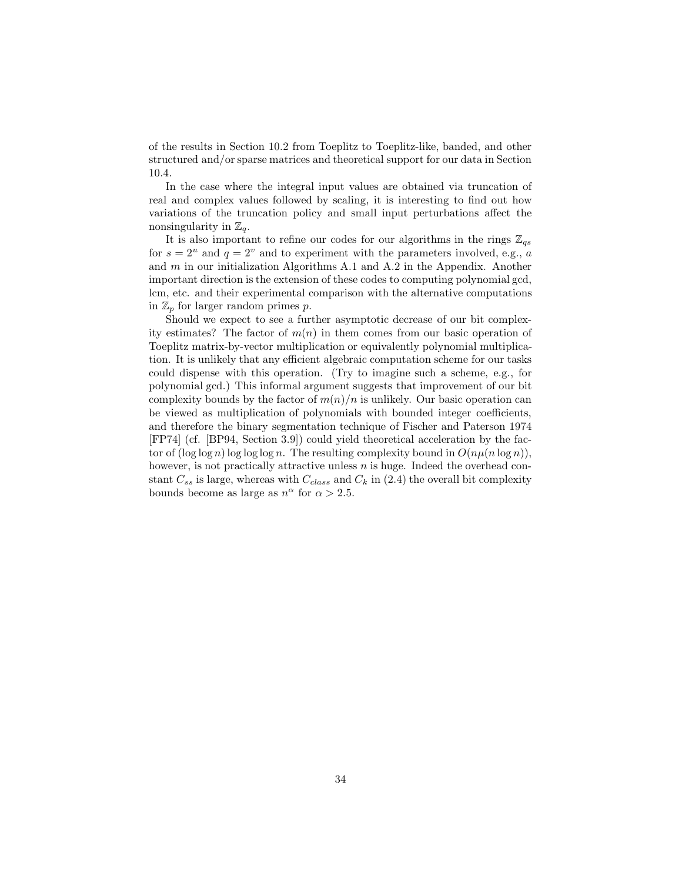of the results in Section 10.2 from Toeplitz to Toeplitz-like, banded, and other structured and/or sparse matrices and theoretical support for our data in Section 10.4.

In the case where the integral input values are obtained via truncation of real and complex values followed by scaling, it is interesting to find out how variations of the truncation policy and small input perturbations affect the nonsingularity in $\mathbb{Z}_q$.

It is also important to refine our codes for our algorithms in the rings $\mathbb{Z}_{qs}$ for $s = 2^u$ and $q = 2^v$ and to experiment with the parameters involved, e.g., $a$ and $m$ in our initialization Algorithms A.1 and A.2 in the Appendix. Another important direction is the extension of these codes to computing polynomial gcd, lcm, etc. and their experimental comparison with the alternative computations in $\mathbb{Z}_p$ for larger random primes $p$.

Should we expect to see a further asymptotic decrease of our bit complexity estimates? The factor of $m(n)$ in them comes from our basic operation of Toeplitz matrix-by-vector multiplication or equivalently polynomial multiplication. It is unlikely that any efficient algebraic computation scheme for our tasks could dispense with this operation. (Try to imagine such a scheme, e.g., for polynomial gcd.) This informal argument suggests that improvement of our bit complexity bounds by the factor of $m(n)/n$ is unlikely. Our basic operation can be viewed as multiplication of polynomials with bounded integer coefficients, and therefore the binary segmentation technique of Fischer and Paterson 1974 [FP74] (cf. [BP94, Section 3.9]) could yield theoretical acceleration by the factor of $(\log \log n) \log \log \log n$. The resulting complexity bound in $O(n\mu(n \log n))$, however, is not practically attractive unless $n$ is huge. Indeed the overhead constant $C_{ss}$ is large, whereas with $C_{class}$ and $C_k$ in (2.4) the overall bit complexity bounds become as large as $n^\alpha$ for $\alpha > 2.5$.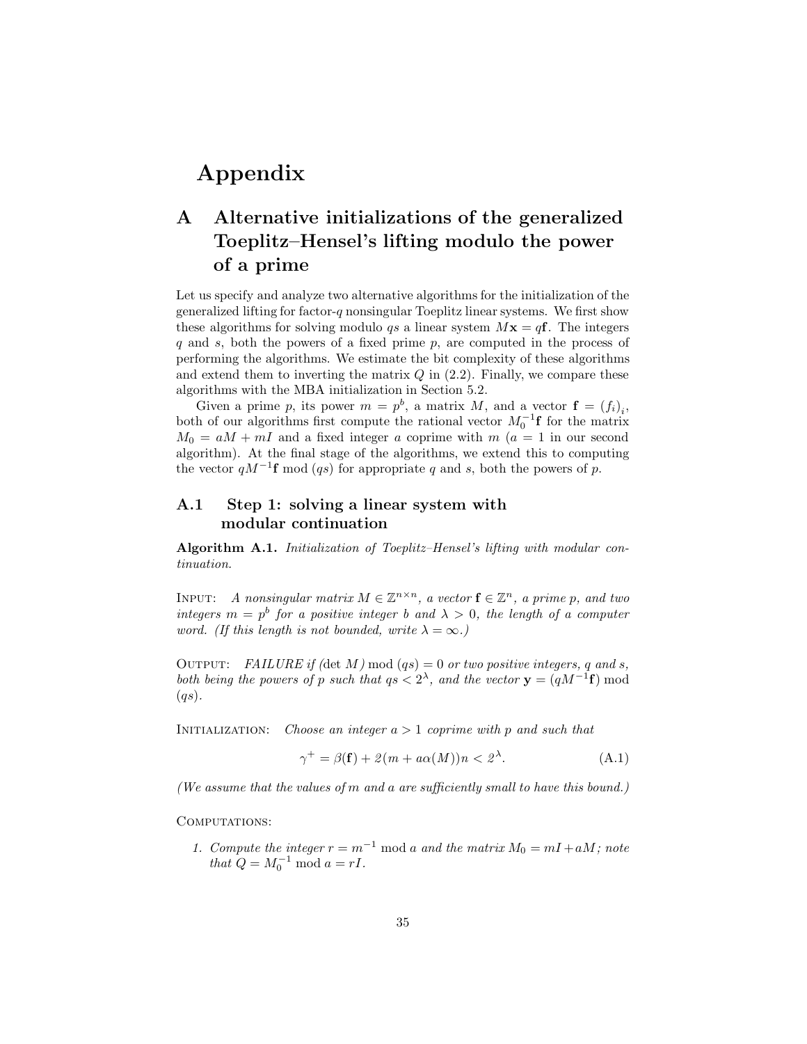# Appendix

## A Alternative initializations of the generalized Toeplitz–Hensel's lifting modulo the power of a prime

Let us specify and analyze two alternative algorithms for the initialization of the generalized lifting for factor-$q$ nonsingular Toeplitz linear systems. We first show these algorithms for solving modulo $qs$ a linear system $M\mathbf{x} = q\mathbf{f}$. The integers $q$ and $s$, both the powers of a fixed prime $p$, are computed in the process of performing the algorithms. We estimate the bit complexity of these algorithms and extend them to inverting the matrix $Q$ in (2.2). Finally, we compare these algorithms with the MBA initialization in Section 5.2.

Given a prime $p$, its power $m = p^b$, a matrix $M$, and a vector $\mathbf{f} = (f_i)_i$, both of our algorithms first compute the rational vector $M_0^{-1}\mathbf{f}$ for the matrix $M_0 = aM + mI$ and a fixed integer $a$ coprime with $m$ ($a = 1$ in our second algorithm). At the final stage of the algorithms, we extend this to computing the vector $qM^{-1}\mathbf{f} \bmod (qs)$ for appropriate $q$ and $s$, both the powers of $p$.

### A.1 Step 1: solving a linear system with modular continuation

**Algorithm A.1.** *Initialization of Toeplitz–Hensel's lifting with modular continuation.*

Input: *A nonsingular matrix $M \in \mathbb{Z}^{n\times n}$, a vector $\mathbf{f} \in \mathbb{Z}^n$, a prime $p$, and two integers $m = p^b$ for a positive integer $b$ and $\lambda > 0$, the length of a computer word. (If this length is not bounded, write $\lambda = \infty$.)*

Output: *FAILURE if ($\det M$) $\bmod (qs) = 0$ or two positive integers, $q$ and $s$, both being the powers of $p$ such that $qs < 2^\lambda$, and the vector $\mathbf{y} = (qM^{-1}\mathbf{f}) \bmod (qs)$.*

Initialization: *Choose an integer $a > 1$ coprime with $p$ and such that*

$$\gamma^+ = \beta(\mathbf{f}) + 2(m + a\alpha(M))n < 2^\lambda. \tag{A.1}$$

*(We assume that the values of $m$ and $a$ are sufficiently small to have this bound.)*

Computations:

1. *Compute the integer $r = m^{-1} \bmod a$ and the matrix $M_0 = mI + aM$; note that $Q = M_0^{-1} \bmod a = rI$.*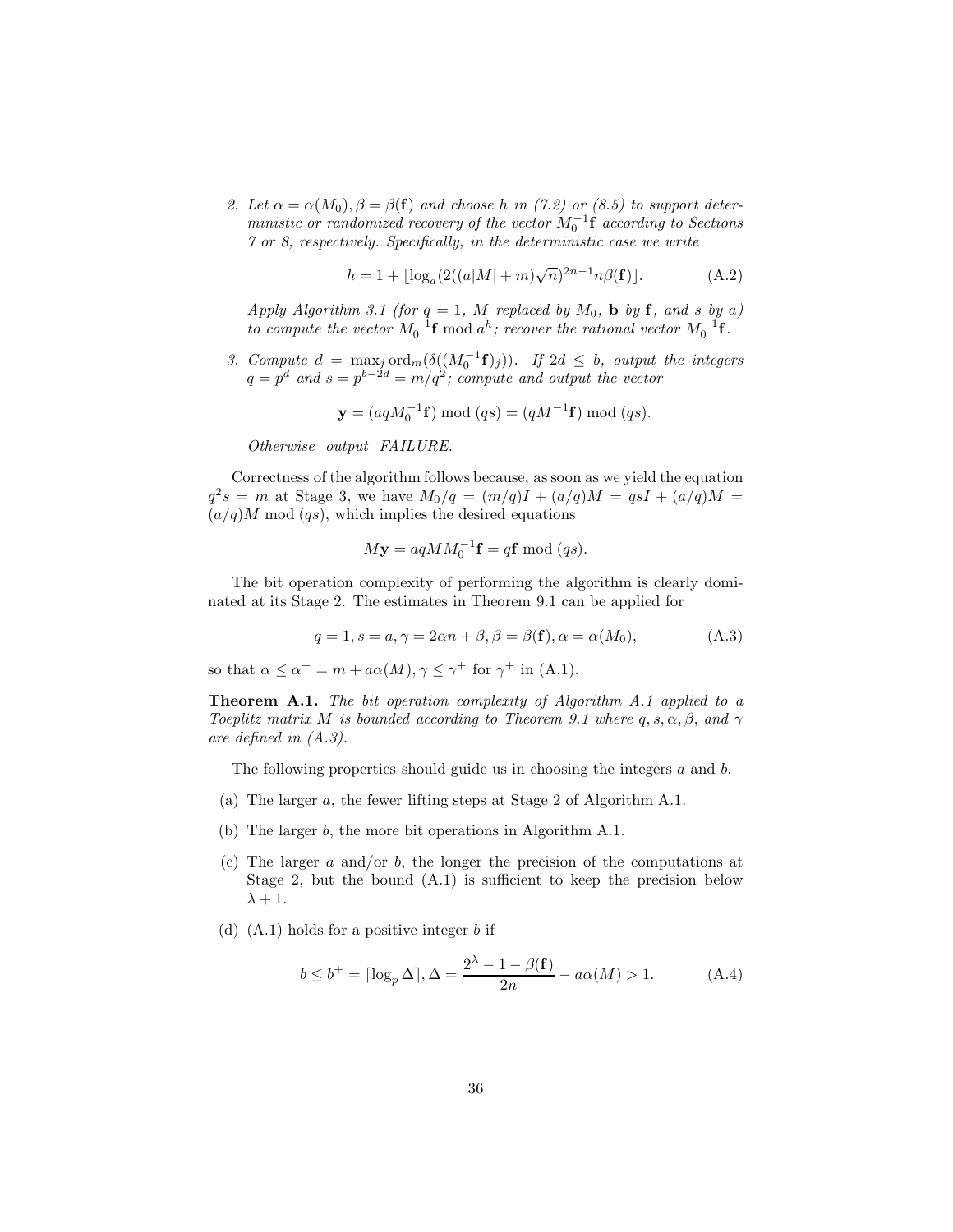2. *Let $\alpha = \alpha(M_0), \beta = \beta(\mathbf{f})$ and choose $h$ in (7.2) or (8.5) to support deterministic or randomized recovery of the vector $M_0^{-1}\mathbf{f}$ according to Sections 7 or 8, respectively. Specifically, in the deterministic case we write*

$$h = 1 + \lfloor \log_a(2((a|M| + m)\sqrt{n})^{2n-1} n\beta(\mathbf{f}) \rfloor. \tag{A.2}$$

*Apply Algorithm 3.1 (for $q = 1$, $M$ replaced by $M_0$, $\mathbf{b}$ by $\mathbf{f}$, and $s$ by $a$) to compute the vector $M_0^{-1}\mathbf{f} \bmod a^h$; recover the rational vector $M_0^{-1}\mathbf{f}$.*

3. *Compute $d = \max_j \operatorname{ord}_m(\delta((M_0^{-1}\mathbf{f})_j))$. If $2d \leq b$, output the integers $q = p^d$ and $s = p^{b-2d} = m/q^2$; compute and output the vector*

$$\mathbf{y} = (aqM_0^{-1}\mathbf{f}) \bmod (qs) = (qM^{-1}\mathbf{f}) \bmod (qs).$$

*Otherwise output FAILURE.*

Correctness of the algorithm follows because, as soon as we yield the equation $q^2 s = m$ at Stage 3, we have $M_0/q = (m/q)I + (a/q)M = qsI + (a/q)M = (a/q)M \bmod (qs)$, which implies the desired equations

$$M\mathbf{y} = aqMM_0^{-1}\mathbf{f} = q\mathbf{f} \bmod (qs).$$

The bit operation complexity of performing the algorithm is clearly dominated at its Stage 2. The estimates in Theorem 9.1 can be applied for

$$q = 1, s = a, \gamma = 2\alpha n + \beta, \beta = \beta(\mathbf{f}), \alpha = \alpha(M_0), \tag{A.3}$$

so that $\alpha \leq \alpha^+ = m + a\alpha(M), \gamma \leq \gamma^+$ for $\gamma^+$ in (A.1).

**Theorem A.1.** *The bit operation complexity of Algorithm A.1 applied to a Toeplitz matrix $M$ is bounded according to Theorem 9.1 where $q, s, \alpha, \beta$, and $\gamma$ are defined in (A.3).*

The following properties should guide us in choosing the integers $a$ and $b$.

(a) The larger $a$, the fewer lifting steps at Stage 2 of Algorithm A.1.

(b) The larger $b$, the more bit operations in Algorithm A.1.

(c) The larger $a$ and/or $b$, the longer the precision of the computations at Stage 2, but the bound (A.1) is sufficient to keep the precision below $\lambda + 1$.

(d) (A.1) holds for a positive integer $b$ if

$$b \leq b^+ = \lceil \log_p \Delta \rceil, \Delta = \frac{2^\lambda - 1 - \beta(\mathbf{f})}{2n} - a\alpha(M) > 1. \tag{A.4}$$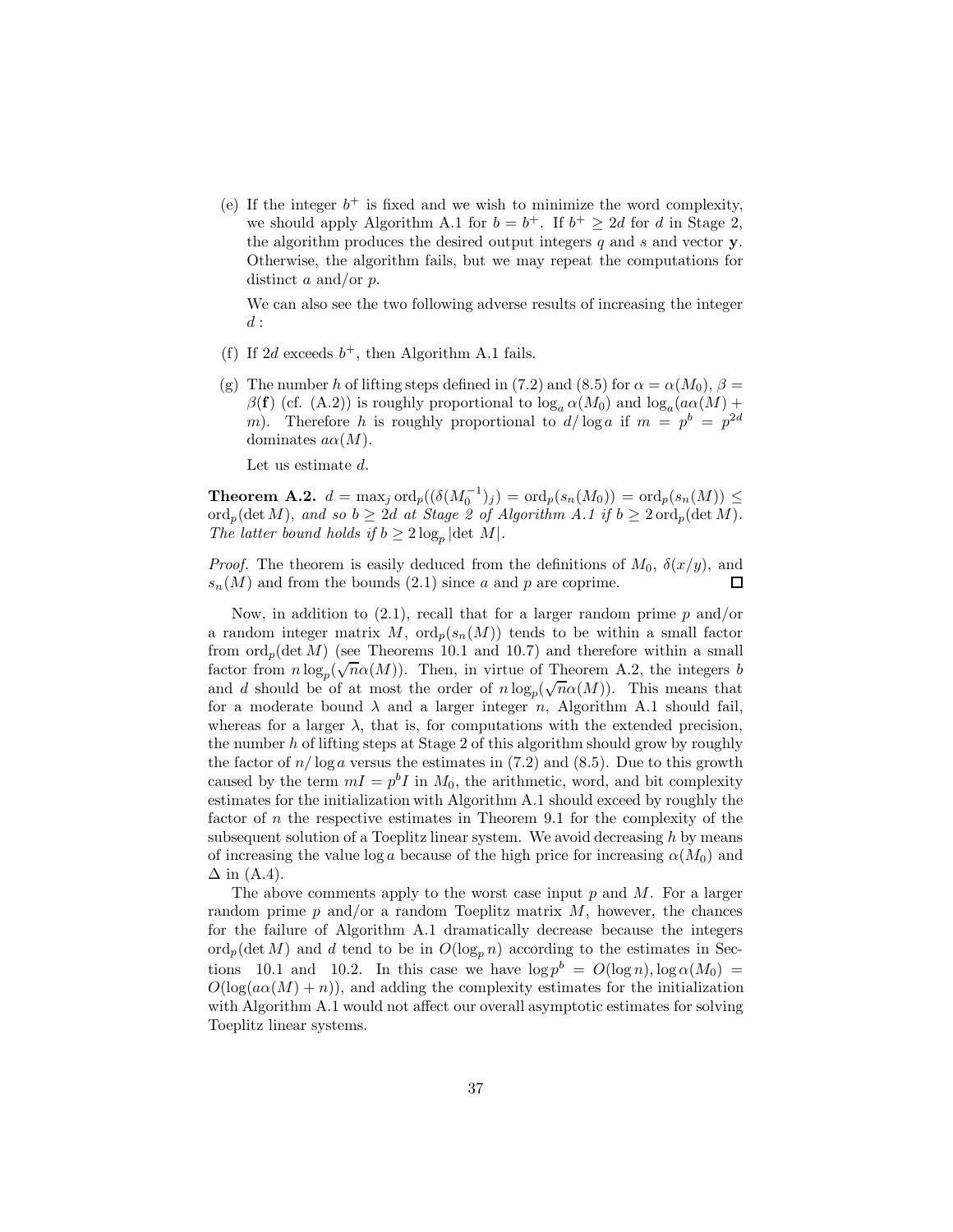(e) If the integer $b^+$ is fixed and we wish to minimize the word complexity, we should apply Algorithm A.1 for $b = b^+$. If $b^+ \geq 2d$ for $d$ in Stage 2, the algorithm produces the desired output integers $q$ and $s$ and vector $\mathbf{y}$. Otherwise, the algorithm fails, but we may repeat the computations for distinct $a$ and/or $p$.

We can also see the two following adverse results of increasing the integer $d$ :

(f) If $2d$ exceeds $b^+$, then Algorithm A.1 fails.

(g) The number $h$ of lifting steps defined in (7.2) and (8.5) for $\alpha = \alpha(M_0)$, $\beta = \beta(\mathbf{f})$ (cf. (A.2)) is roughly proportional to $\log_a \alpha(M_0)$ and $\log_a(a\alpha(M) + m)$. Therefore $h$ is roughly proportional to $d/\log a$ if $m = p^b = p^{2d}$ dominates $a\alpha(M)$.

Let us estimate $d$.

**Theorem A.2.** $d = \max_j \operatorname{ord}_p((\delta(M_0^{-1})_j) = \operatorname{ord}_p(s_n(M_0)) = \operatorname{ord}_p(s_n(M)) \leq \operatorname{ord}_p(\det M)$*, and so* $b \geq 2d$ *at Stage 2 of Algorithm A.1 if* $b \geq 2\operatorname{ord}_p(\det M)$*. The latter bound holds if* $b \geq 2\log_p |\det\ M|$*.*

*Proof.* The theorem is easily deduced from the definitions of $M_0$, $\delta(x/y)$, and $s_n(M)$ and from the bounds (2.1) since $a$ and $p$ are coprime. □

Now, in addition to (2.1), recall that for a larger random prime $p$ and/or a random integer matrix $M$, $\operatorname{ord}_p(s_n(M))$ tends to be within a small factor from $\operatorname{ord}_p(\det M)$ (see Theorems 10.1 and 10.7) and therefore within a small factor from $n\log_p(\sqrt{n}\alpha(M))$. Then, in virtue of Theorem A.2, the integers $b$ and $d$ should be of at most the order of $n\log_p(\sqrt{n}\alpha(M))$. This means that for a moderate bound $\lambda$ and a larger integer $n$, Algorithm A.1 should fail, whereas for a larger $\lambda$, that is, for computations with the extended precision, the number $h$ of lifting steps at Stage 2 of this algorithm should grow by roughly the factor of $n/\log a$ versus the estimates in (7.2) and (8.5). Due to this growth caused by the term $mI = p^b I$ in $M_0$, the arithmetic, word, and bit complexity estimates for the initialization with Algorithm A.1 should exceed by roughly the factor of $n$ the respective estimates in Theorem 9.1 for the complexity of the subsequent solution of a Toeplitz linear system. We avoid decreasing $h$ by means of increasing the value $\log a$ because of the high price for increasing $\alpha(M_0)$ and $\Delta$ in (A.4).

The above comments apply to the worst case input $p$ and $M$. For a larger random prime $p$ and/or a random Toeplitz matrix $M$, however, the chances for the failure of Algorithm A.1 dramatically decrease because the integers $\operatorname{ord}_p(\det M)$ and $d$ tend to be in $O(\log_p n)$ according to the estimates in Sections 10.1 and 10.2. In this case we have $\log p^b = O(\log n), \log\alpha(M_0) = O(\log(a\alpha(M) + n))$, and adding the complexity estimates for the initialization with Algorithm A.1 would not affect our overall asymptotic estimates for solving Toeplitz linear systems.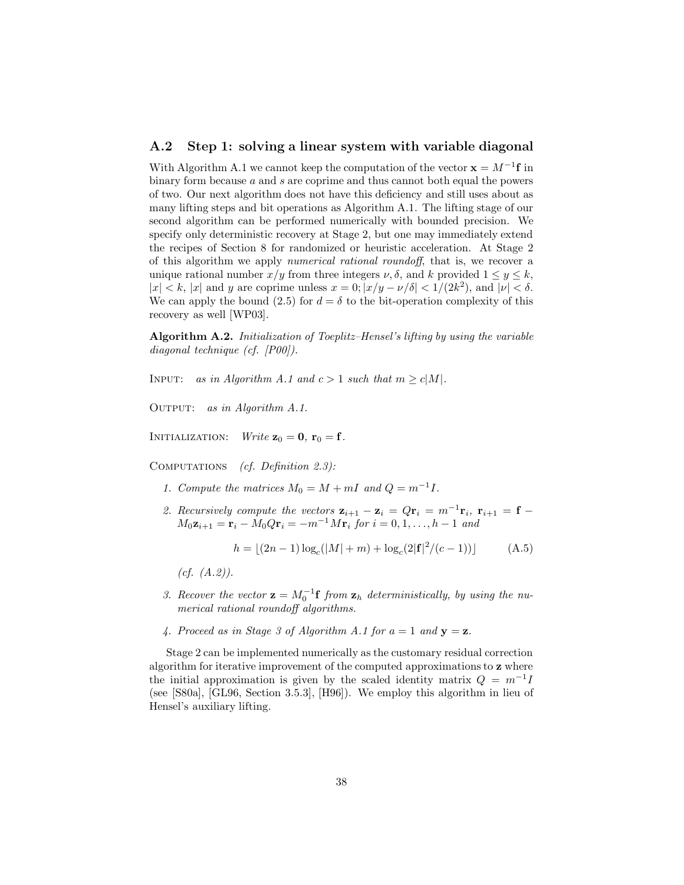## A.2 Step 1: solving a linear system with variable diagonal

With Algorithm A.1 we cannot keep the computation of the vector $\mathbf{x} = M^{-1}\mathbf{f}$ in binary form because $a$ and $s$ are coprime and thus cannot both equal the powers of two. Our next algorithm does not have this deficiency and still uses about as many lifting steps and bit operations as Algorithm A.1. The lifting stage of our second algorithm can be performed numerically with bounded precision. We specify only deterministic recovery at Stage 2, but one may immediately extend the recipes of Section 8 for randomized or heuristic acceleration. At Stage 2 of this algorithm we apply *numerical rational roundoff*, that is, we recover a unique rational number $x/y$ from three integers $\nu, \delta$, and $k$ provided $1 \le y \le k$, $|x| < k$, $|x|$ and $y$ are coprime unless $x = 0$; $|x/y - \nu/\delta| < 1/(2k^2)$, and $|\nu| < \delta$. We can apply the bound (2.5) for $d = \delta$ to the bit-operation complexity of this recovery as well [WP03].

**Algorithm A.2.** *Initialization of Toeplitz–Hensel's lifting by using the variable diagonal technique (cf. [P00]).*

Input: *as in Algorithm A.1 and $c > 1$ such that $m \ge c|M|$.*

Output: *as in Algorithm A.1.*

Initialization: *Write $\mathbf{z}_0 = \mathbf{0}$, $\mathbf{r}_0 = \mathbf{f}$.*

Computations *(cf. Definition 2.3):*

1. *Compute the matrices $M_0 = M + mI$ and $Q = m^{-1}I$.*
2. *Recursively compute the vectors $\mathbf{z}_{i+1} - \mathbf{z}_i = Q\mathbf{r}_i = m^{-1}\mathbf{r}_i$, $\mathbf{r}_{i+1} = \mathbf{f} - M_0\mathbf{z}_{i+1} = \mathbf{r}_i - M_0 Q\mathbf{r}_i = -m^{-1}M\mathbf{r}_i$ for $i = 0, 1, \ldots, h-1$ and*

$$h = \lfloor (2n-1)\log_c(|M| + m) + \log_c(2|\mathbf{f}|^2/(c-1)) \rfloor \tag{A.5}$$

   *(cf. (A.2)).*

3. *Recover the vector $\mathbf{z} = M_0^{-1}\mathbf{f}$ from $\mathbf{z}_h$ deterministically, by using the numerical rational roundoff algorithms.*
4. *Proceed as in Stage 3 of Algorithm A.1 for $a = 1$ and $\mathbf{y} = \mathbf{z}$.*

Stage 2 can be implemented numerically as the customary residual correction algorithm for iterative improvement of the computed approximations to $\mathbf{z}$ where the initial approximation is given by the scaled identity matrix $Q = m^{-1}I$ (see [S80a], [GL96, Section 3.5.3], [H96]). We employ this algorithm in lieu of Hensel's auxiliary lifting.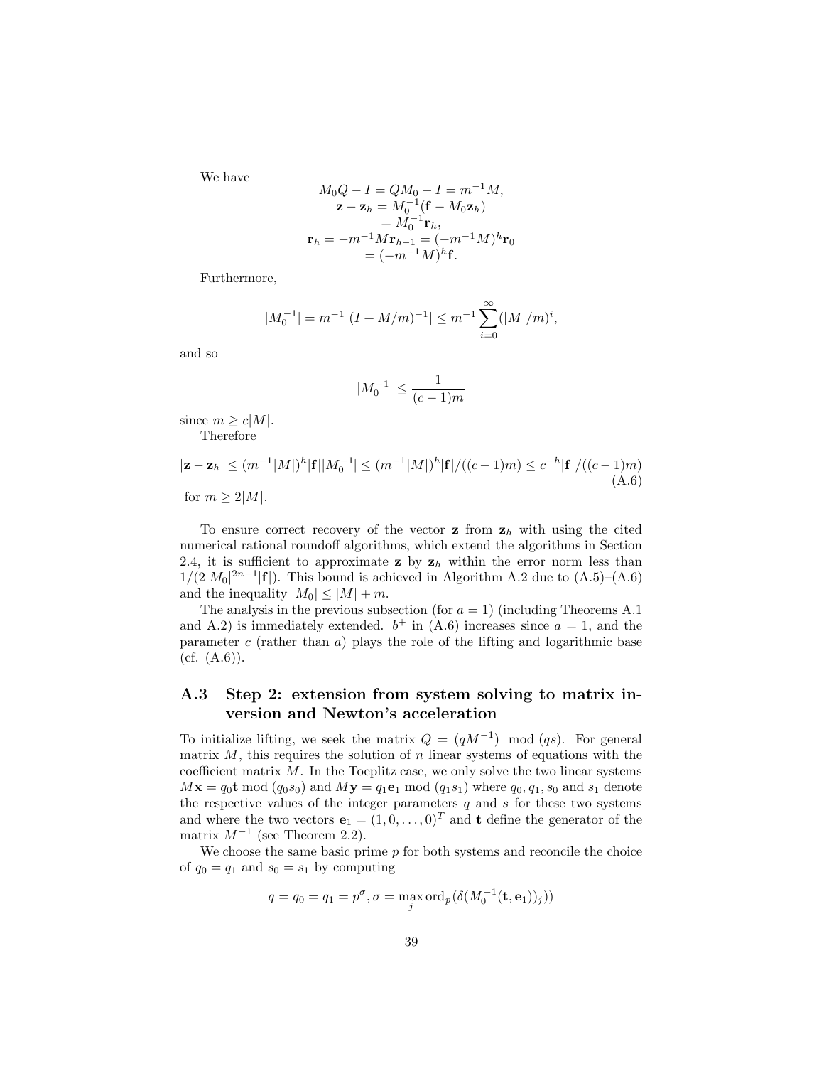We have

$$
\begin{aligned}
M_0Q - I = QM_0 - I &= m^{-1}M, \\
\mathbf{z} - \mathbf{z}_h &= M_0^{-1}(\mathbf{f} - M_0\mathbf{z}_h) \\
&= M_0^{-1}\mathbf{r}_h, \\
\mathbf{r}_h = -m^{-1}M\mathbf{r}_{h-1} &= (-m^{-1}M)^h\mathbf{r}_0 \\
&= (-m^{-1}M)^h\mathbf{f}.
\end{aligned}
$$

Furthermore,

$$
|M_0^{-1}| = m^{-1}|(I + M/m)^{-1}| \leq m^{-1}\sum_{i=0}^{\infty}(|M|/m)^i,
$$

and so

$$
|M_0^{-1}| \leq \frac{1}{(c-1)m}
$$

since $m \geq c|M|$.

Therefore

$$
|\mathbf{z} - \mathbf{z}_h| \leq (m^{-1}|M|)^h|\mathbf{f}||M_0^{-1}| \leq (m^{-1}|M|)^h|\mathbf{f}|/((c-1)m) \leq c^{-h}|\mathbf{f}|/((c-1)m) \tag{A.6}
$$

for $m \geq 2|M|$.

To ensure correct recovery of the vector $\mathbf{z}$ from $\mathbf{z}_h$ with using the cited numerical rational roundoff algorithms, which extend the algorithms in Section 2.4, it is sufficient to approximate $\mathbf{z}$ by $\mathbf{z}_h$ within the error norm less than $1/(2|M_0|^{2n-1}|\mathbf{f}|)$. This bound is achieved in Algorithm A.2 due to (A.5)–(A.6) and the inequality $|M_0| \leq |M| + m$.

The analysis in the previous subsection (for $a = 1$) (including Theorems A.1 and A.2) is immediately extended. $b^+$ in (A.6) increases since $a = 1$, and the parameter $c$ (rather than $a$) plays the role of the lifting and logarithmic base (cf. (A.6)).

## A.3 Step 2: extension from system solving to matrix inversion and Newton's acceleration

To initialize lifting, we seek the matrix $Q = (qM^{-1}) \mod (qs)$. For general matrix $M$, this requires the solution of $n$ linear systems of equations with the coefficient matrix $M$. In the Toeplitz case, we only solve the two linear systems $M\mathbf{x} = q_0\mathbf{t} \mod (q_0s_0)$ and $M\mathbf{y} = q_1\mathbf{e}_1 \mod (q_1s_1)$ where $q_0, q_1, s_0$ and $s_1$ denote the respective values of the integer parameters $q$ and $s$ for these two systems and where the two vectors $\mathbf{e}_1 = (1, 0, \ldots, 0)^T$ and $\mathbf{t}$ define the generator of the matrix $M^{-1}$ (see Theorem 2.2).

We choose the same basic prime $p$ for both systems and reconcile the choice of $q_0 = q_1$ and $s_0 = s_1$ by computing

$$
q = q_0 = q_1 = p^{\sigma}, \sigma = \max_j \operatorname{ord}_p(\delta(M_0^{-1}(\mathbf{t}, \mathbf{e}_1))_j))
$$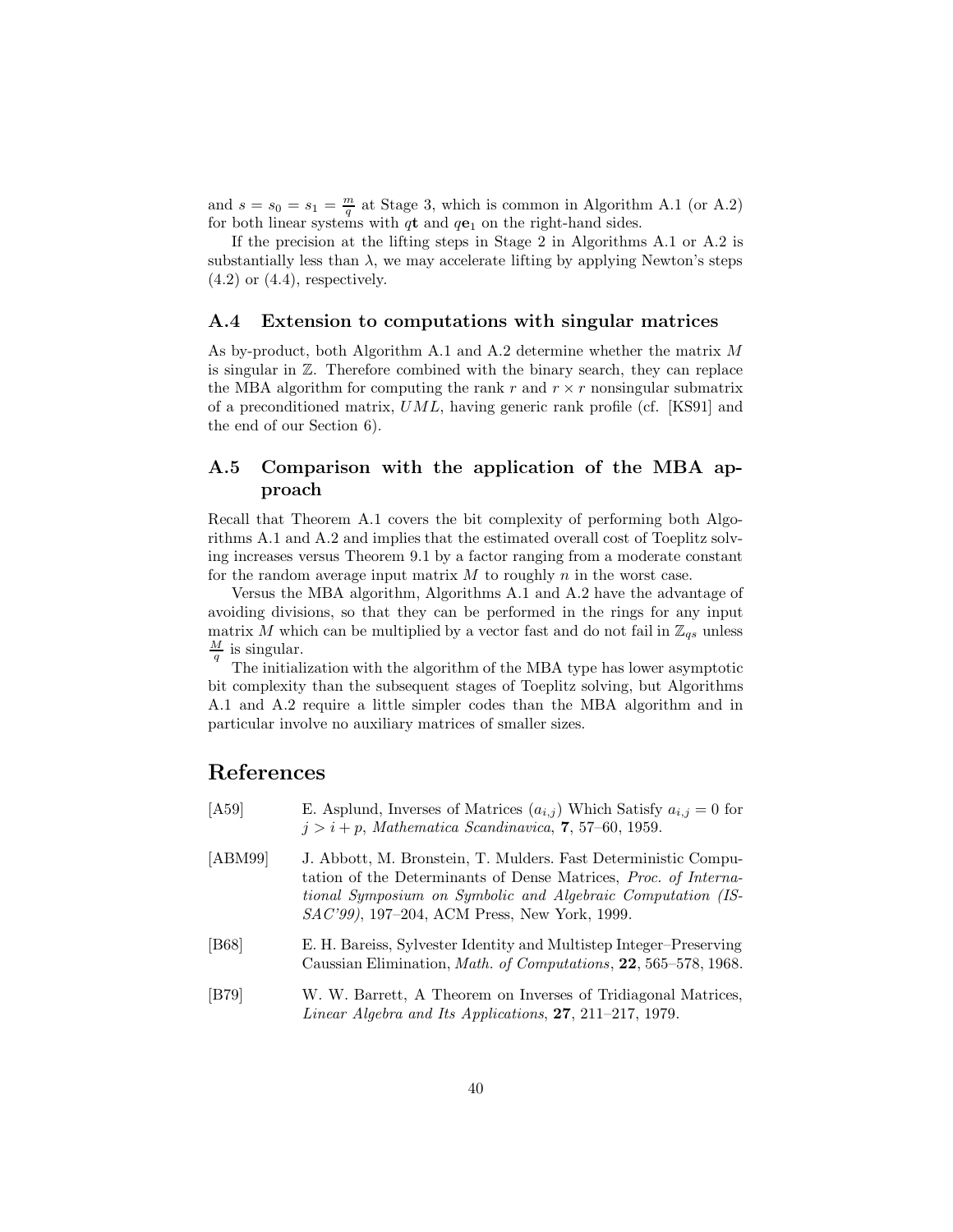and $s = s_0 = s_1 = \frac{m}{q}$ at Stage 3, which is common in Algorithm A.1 (or A.2) for both linear systems with $q\mathbf{t}$ and $q\mathbf{e}_1$ on the right-hand sides.

If the precision at the lifting steps in Stage 2 in Algorithms A.1 or A.2 is substantially less than $\lambda$, we may accelerate lifting by applying Newton's steps (4.2) or (4.4), respectively.

### A.4 Extension to computations with singular matrices

As by-product, both Algorithm A.1 and A.2 determine whether the matrix $M$ is singular in $\mathbb{Z}$. Therefore combined with the binary search, they can replace the MBA algorithm for computing the rank $r$ and $r \times r$ nonsingular submatrix of a preconditioned matrix, $UML$, having generic rank profile (cf. [KS91] and the end of our Section 6).

### A.5 Comparison with the application of the MBA approach

Recall that Theorem A.1 covers the bit complexity of performing both Algorithms A.1 and A.2 and implies that the estimated overall cost of Toeplitz solving increases versus Theorem 9.1 by a factor ranging from a moderate constant for the random average input matrix $M$ to roughly $n$ in the worst case.

Versus the MBA algorithm, Algorithms A.1 and A.2 have the advantage of avoiding divisions, so that they can be performed in the rings for any input matrix $M$ which can be multiplied by a vector fast and do not fail in $\mathbb{Z}_{qs}$ unless $\frac{M}{q}$ is singular.

The initialization with the algorithm of the MBA type has lower asymptotic bit complexity than the subsequent stages of Toeplitz solving, but Algorithms A.1 and A.2 require a little simpler codes than the MBA algorithm and in particular involve no auxiliary matrices of smaller sizes.

## References

[A59] E. Asplund, Inverses of Matrices $(a_{i,j})$ Which Satisfy $a_{i,j} = 0$ for $j > i + p$, *Mathematica Scandinavica*, **7**, 57–60, 1959.

[ABM99] J. Abbott, M. Bronstein, T. Mulders. Fast Deterministic Computation of the Determinants of Dense Matrices, *Proc. of International Symposium on Symbolic and Algebraic Computation (ISSAC'99)*, 197–204, ACM Press, New York, 1999.

[B68] E. H. Bareiss, Sylvester Identity and Multistep Integer–Preserving Caussian Elimination, *Math. of Computations*, **22**, 565–578, 1968.

[B79] W. W. Barrett, A Theorem on Inverses of Tridiagonal Matrices, *Linear Algebra and Its Applications*, **27**, 211–217, 1979.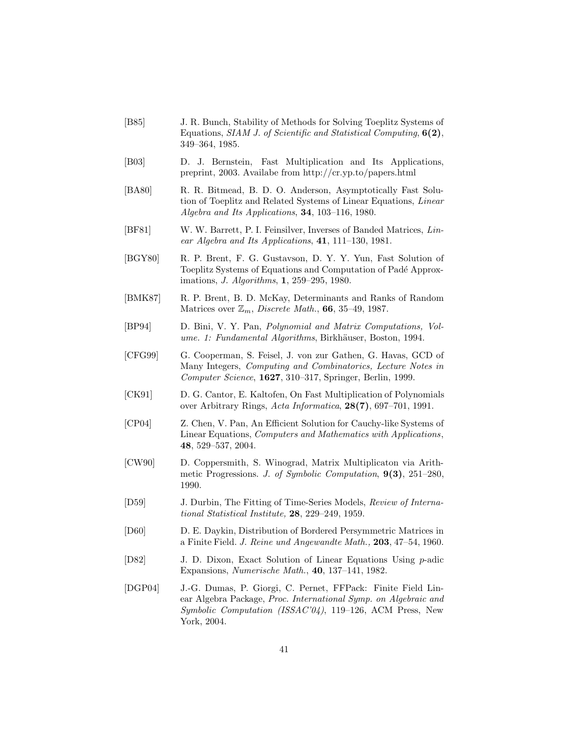[B85] J. R. Bunch, Stability of Methods for Solving Toeplitz Systems of Equations, *SIAM J. of Scientific and Statistical Computing*, **6(2)**, 349–364, 1985.

[B03] D. J. Bernstein, Fast Multiplication and Its Applications, preprint, 2003. Availabe from http://cr.yp.to/papers.html

[BA80] R. R. Bitmead, B. D. O. Anderson, Asymptotically Fast Solution of Toeplitz and Related Systems of Linear Equations, *Linear Algebra and Its Applications*, **34**, 103–116, 1980.

[BF81] W. W. Barrett, P. I. Feinsilver, Inverses of Banded Matrices, *Linear Algebra and Its Applications*, **41**, 111–130, 1981.

[BGY80] R. P. Brent, F. G. Gustavson, D. Y. Y. Yun, Fast Solution of Toeplitz Systems of Equations and Computation of Padé Approximations, *J. Algorithms*, **1**, 259–295, 1980.

[BMK87] R. P. Brent, B. D. McKay, Determinants and Ranks of Random Matrices over $\mathbb{Z}_m$, *Discrete Math.*, **66**, 35–49, 1987.

[BP94] D. Bini, V. Y. Pan, *Polynomial and Matrix Computations, Volume. 1: Fundamental Algorithms*, Birkhäuser, Boston, 1994.

[CFG99] G. Cooperman, S. Feisel, J. von zur Gathen, G. Havas, GCD of Many Integers, *Computing and Combinatorics, Lecture Notes in Computer Science*, **1627**, 310–317, Springer, Berlin, 1999.

[CK91] D. G. Cantor, E. Kaltofen, On Fast Multiplication of Polynomials over Arbitrary Rings, *Acta Informatica*, **28(7)**, 697–701, 1991.

[CP04] Z. Chen, V. Pan, An Efficient Solution for Cauchy-like Systems of Linear Equations, *Computers and Mathematics with Applications*, **48**, 529–537, 2004.

[CW90] D. Coppersmith, S. Winograd, Matrix Multiplicaton via Arithmetic Progressions. *J. of Symbolic Computation*, **9(3)**, 251–280, 1990.

[D59] J. Durbin, The Fitting of Time-Series Models, *Review of International Statistical Institute,* **28**, 229–249, 1959.

[D60] D. E. Daykin, Distribution of Bordered Persymmetric Matrices in a Finite Field. *J. Reine und Angewandte Math.,* **203**, 47–54, 1960.

[D82] J. D. Dixon, Exact Solution of Linear Equations Using $p$-adic Expansions, *Numerische Math.*, **40**, 137–141, 1982.

[DGP04] J.-G. Dumas, P. Giorgi, C. Pernet, FFPack: Finite Field Linear Algebra Package, *Proc. International Symp. on Algebraic and Symbolic Computation (ISSAC'04)*, 119–126, ACM Press, New York, 2004.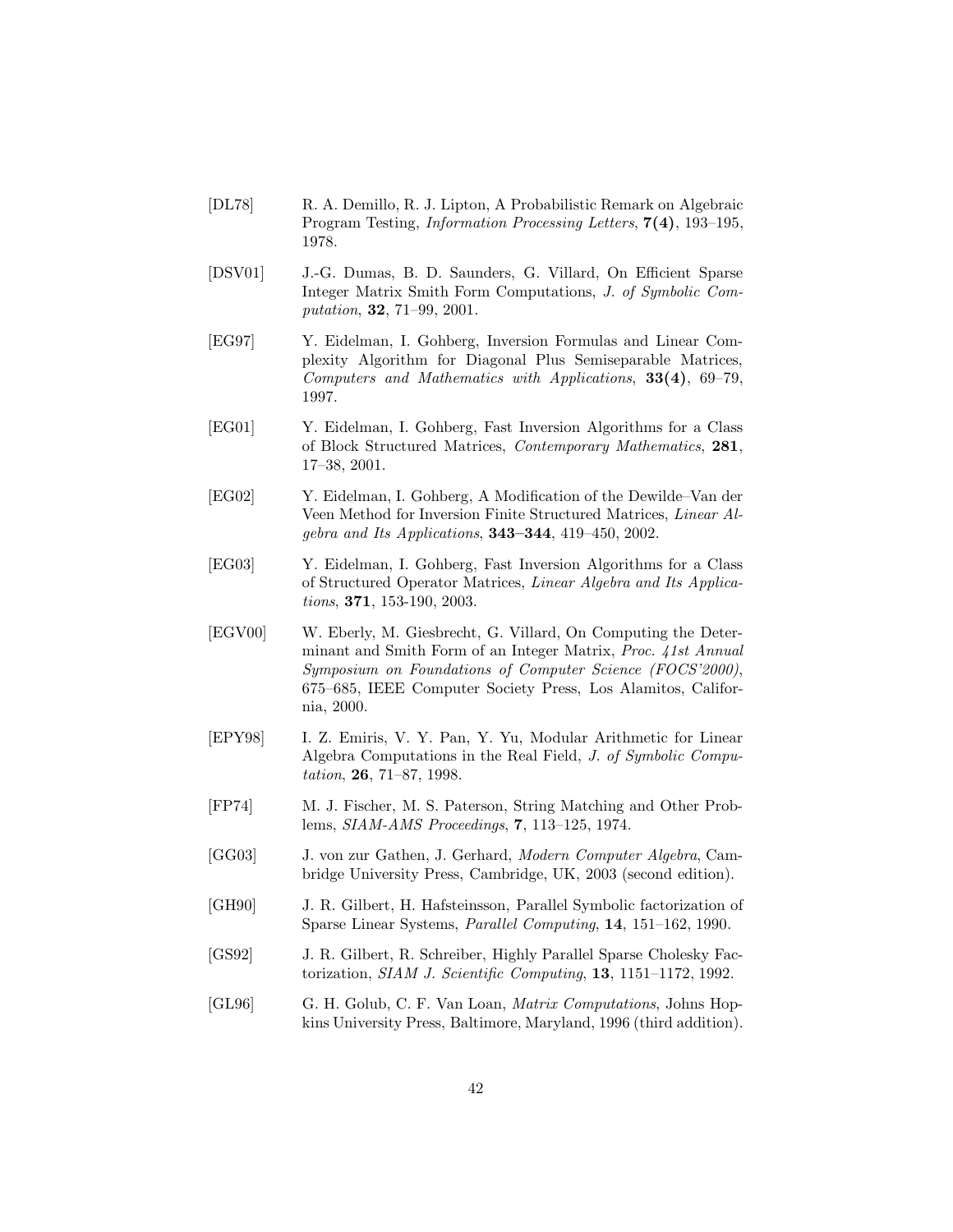[DL78] R. A. Demillo, R. J. Lipton, A Probabilistic Remark on Algebraic Program Testing, *Information Processing Letters*, **7(4)**, 193–195, 1978.

[DSV01] J.-G. Dumas, B. D. Saunders, G. Villard, On Efficient Sparse Integer Matrix Smith Form Computations, *J. of Symbolic Computation*, **32**, 71–99, 2001.

[EG97] Y. Eidelman, I. Gohberg, Inversion Formulas and Linear Complexity Algorithm for Diagonal Plus Semiseparable Matrices, *Computers and Mathematics with Applications*, **33(4)**, 69–79, 1997.

[EG01] Y. Eidelman, I. Gohberg, Fast Inversion Algorithms for a Class of Block Structured Matrices, *Contemporary Mathematics*, **281**, 17–38, 2001.

[EG02] Y. Eidelman, I. Gohberg, A Modification of the Dewilde–Van der Veen Method for Inversion Finite Structured Matrices, *Linear Algebra and Its Applications*, **343–344**, 419–450, 2002.

[EG03] Y. Eidelman, I. Gohberg, Fast Inversion Algorithms for a Class of Structured Operator Matrices, *Linear Algebra and Its Applications*, **371**, 153-190, 2003.

[EGV00] W. Eberly, M. Giesbrecht, G. Villard, On Computing the Determinant and Smith Form of an Integer Matrix, *Proc. 41st Annual Symposium on Foundations of Computer Science (FOCS'2000)*, 675–685, IEEE Computer Society Press, Los Alamitos, California, 2000.

[EPY98] I. Z. Emiris, V. Y. Pan, Y. Yu, Modular Arithmetic for Linear Algebra Computations in the Real Field, *J. of Symbolic Computation*, **26**, 71–87, 1998.

[FP74] M. J. Fischer, M. S. Paterson, String Matching and Other Problems, *SIAM-AMS Proceedings*, **7**, 113–125, 1974.

[GG03] J. von zur Gathen, J. Gerhard, *Modern Computer Algebra*, Cambridge University Press, Cambridge, UK, 2003 (second edition).

[GH90] J. R. Gilbert, H. Hafsteinsson, Parallel Symbolic factorization of Sparse Linear Systems, *Parallel Computing*, **14**, 151–162, 1990.

[GS92] J. R. Gilbert, R. Schreiber, Highly Parallel Sparse Cholesky Factorization, *SIAM J. Scientific Computing*, **13**, 1151–1172, 1992.

[GL96] G. H. Golub, C. F. Van Loan, *Matrix Computations*, Johns Hopkins University Press, Baltimore, Maryland, 1996 (third addition).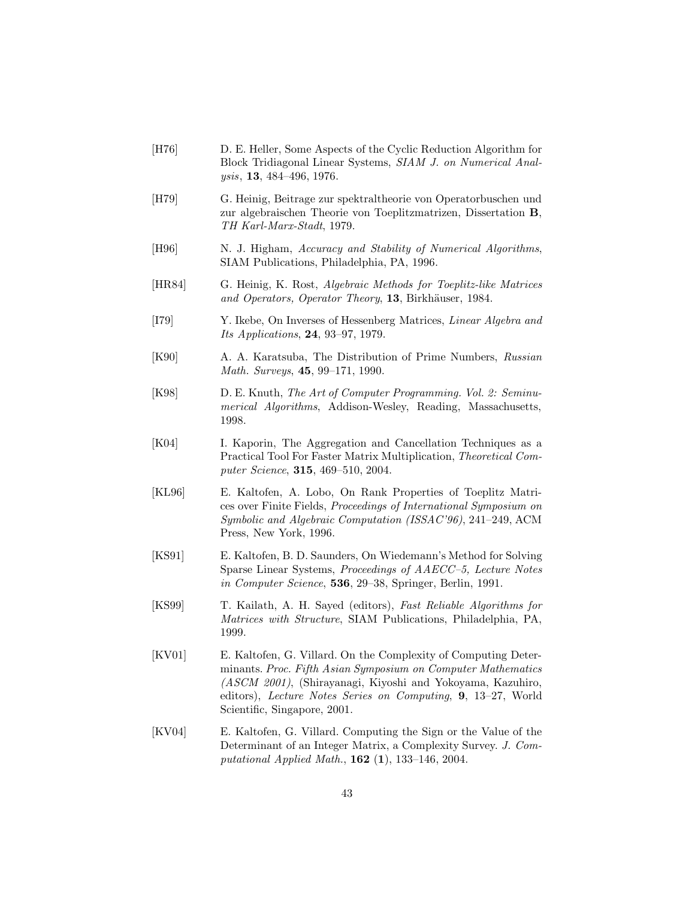[H76] D. E. Heller, Some Aspects of the Cyclic Reduction Algorithm for Block Tridiagonal Linear Systems, *SIAM J. on Numerical Analysis*, **13**, 484–496, 1976.

[H79] G. Heinig, Beitrage zur spektraltheorie von Operatorbuschen und zur algebraischen Theorie von Toeplitzmatrizen, Dissertation **B**, *TH Karl-Marx-Stadt*, 1979.

[H96] N. J. Higham, *Accuracy and Stability of Numerical Algorithms*, SIAM Publications, Philadelphia, PA, 1996.

[HR84] G. Heinig, K. Rost, *Algebraic Methods for Toeplitz-like Matrices and Operators, Operator Theory*, **13**, Birkhäuser, 1984.

[I79] Y. Ikebe, On Inverses of Hessenberg Matrices, *Linear Algebra and Its Applications*, **24**, 93–97, 1979.

[K90] A. A. Karatsuba, The Distribution of Prime Numbers, *Russian Math. Surveys*, **45**, 99–171, 1990.

[K98] D. E. Knuth, *The Art of Computer Programming. Vol. 2: Seminumerical Algorithms*, Addison-Wesley, Reading, Massachusetts, 1998.

[K04] I. Kaporin, The Aggregation and Cancellation Techniques as a Practical Tool For Faster Matrix Multiplication, *Theoretical Computer Science*, **315**, 469–510, 2004.

[KL96] E. Kaltofen, A. Lobo, On Rank Properties of Toeplitz Matrices over Finite Fields, *Proceedings of International Symposium on Symbolic and Algebraic Computation (ISSAC'96)*, 241–249, ACM Press, New York, 1996.

[KS91] E. Kaltofen, B. D. Saunders, On Wiedemann's Method for Solving Sparse Linear Systems, *Proceedings of AAECC–5, Lecture Notes in Computer Science*, **536**, 29–38, Springer, Berlin, 1991.

[KS99] T. Kailath, A. H. Sayed (editors), *Fast Reliable Algorithms for Matrices with Structure*, SIAM Publications, Philadelphia, PA, 1999.

[KV01] E. Kaltofen, G. Villard. On the Complexity of Computing Determinants. *Proc. Fifth Asian Symposium on Computer Mathematics (ASCM 2001)*, (Shirayanagi, Kiyoshi and Yokoyama, Kazuhiro, editors), *Lecture Notes Series on Computing*, **9**, 13–27, World Scientific, Singapore, 2001.

[KV04] E. Kaltofen, G. Villard. Computing the Sign or the Value of the Determinant of an Integer Matrix, a Complexity Survey. *J. Computational Applied Math.*, **162** (**1**), 133–146, 2004.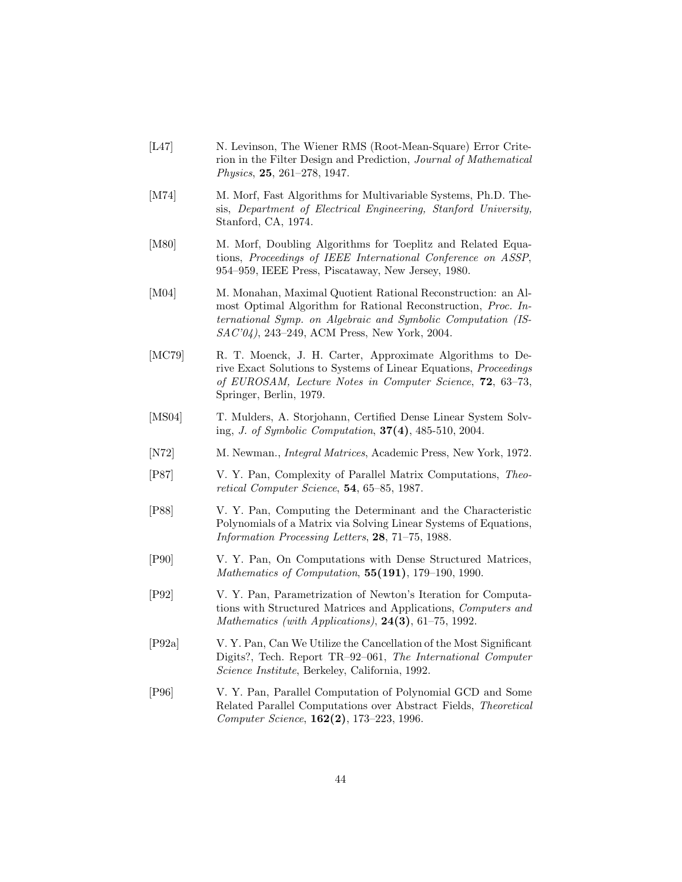[L47] N. Levinson, The Wiener RMS (Root-Mean-Square) Error Criterion in the Filter Design and Prediction, *Journal of Mathematical Physics*, **25**, 261–278, 1947.

[M74] M. Morf, Fast Algorithms for Multivariable Systems, Ph.D. Thesis, *Department of Electrical Engineering, Stanford University,* Stanford, CA, 1974.

[M80] M. Morf, Doubling Algorithms for Toeplitz and Related Equations, *Proceedings of IEEE International Conference on ASSP*, 954–959, IEEE Press, Piscataway, New Jersey, 1980.

[M04] M. Monahan, Maximal Quotient Rational Reconstruction: an Almost Optimal Algorithm for Rational Reconstruction, *Proc. International Symp. on Algebraic and Symbolic Computation (ISSAC'04)*, 243–249, ACM Press, New York, 2004.

[MC79] R. T. Moenck, J. H. Carter, Approximate Algorithms to Derive Exact Solutions to Systems of Linear Equations, *Proceedings of EUROSAM, Lecture Notes in Computer Science*, **72**, 63–73, Springer, Berlin, 1979.

[MS04] T. Mulders, A. Storjohann, Certified Dense Linear System Solving, *J. of Symbolic Computation*, **37(4)**, 485-510, 2004.

[N72] M. Newman., *Integral Matrices*, Academic Press, New York, 1972.

[P87] V. Y. Pan, Complexity of Parallel Matrix Computations, *Theoretical Computer Science*, **54**, 65–85, 1987.

[P88] V. Y. Pan, Computing the Determinant and the Characteristic Polynomials of a Matrix via Solving Linear Systems of Equations, *Information Processing Letters*, **28**, 71–75, 1988.

[P90] V. Y. Pan, On Computations with Dense Structured Matrices, *Mathematics of Computation*, **55(191)**, 179–190, 1990.

[P92] V. Y. Pan, Parametrization of Newton's Iteration for Computations with Structured Matrices and Applications, *Computers and Mathematics (with Applications)*, **24(3)**, 61–75, 1992.

[P92a] V. Y. Pan, Can We Utilize the Cancellation of the Most Significant Digits?, Tech. Report TR–92–061, *The International Computer Science Institute*, Berkeley, California, 1992.

[P96] V. Y. Pan, Parallel Computation of Polynomial GCD and Some Related Parallel Computations over Abstract Fields, *Theoretical Computer Science*, **162(2)**, 173–223, 1996.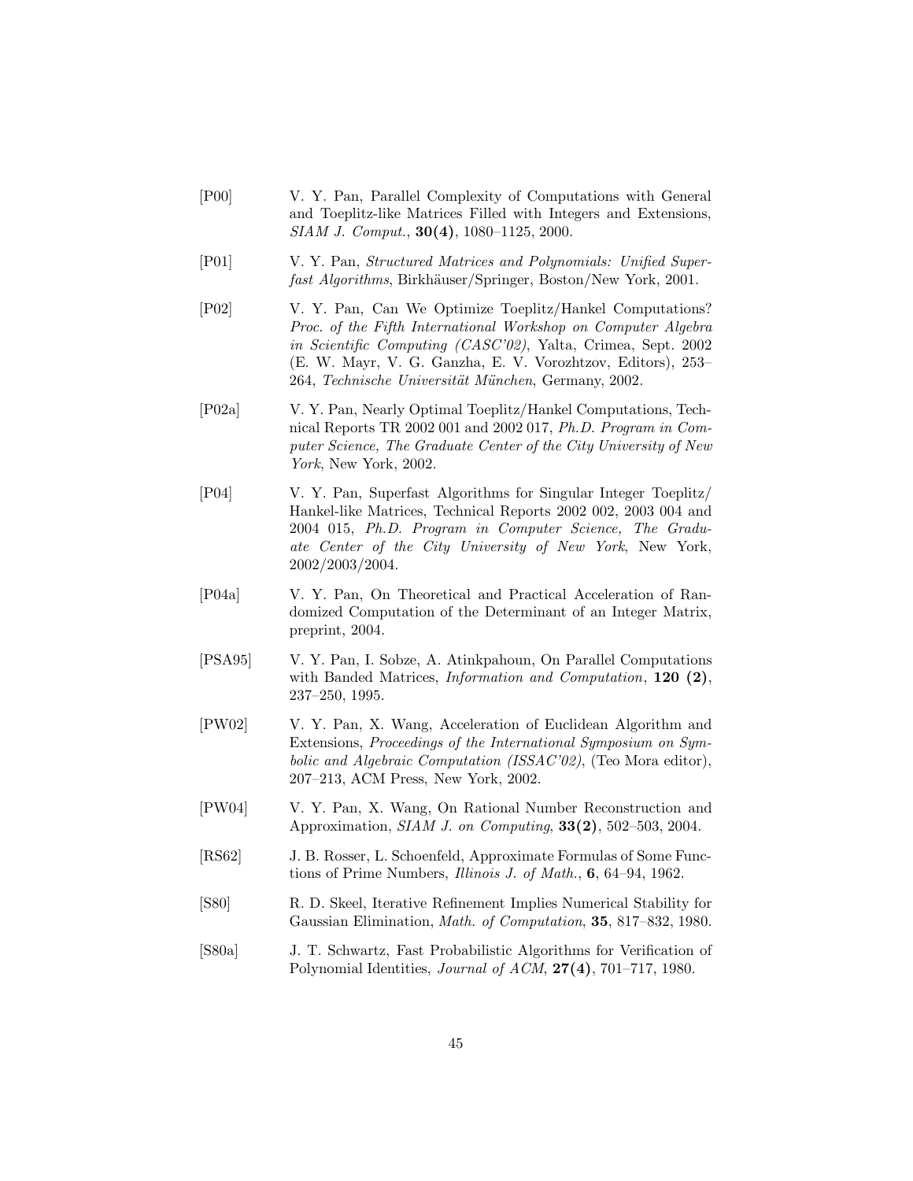[P00] V. Y. Pan, Parallel Complexity of Computations with General and Toeplitz-like Matrices Filled with Integers and Extensions, *SIAM J. Comput.*, **30(4)**, 1080–1125, 2000.

[P01] V. Y. Pan, *Structured Matrices and Polynomials: Unified Superfast Algorithms*, Birkhäuser/Springer, Boston/New York, 2001.

[P02] V. Y. Pan, Can We Optimize Toeplitz/Hankel Computations? *Proc. of the Fifth International Workshop on Computer Algebra in Scientific Computing (CASC'02)*, Yalta, Crimea, Sept. 2002 (E. W. Mayr, V. G. Ganzha, E. V. Vorozhtzov, Editors), 253–264, *Technische Universität München*, Germany, 2002.

[P02a] V. Y. Pan, Nearly Optimal Toeplitz/Hankel Computations, Technical Reports TR 2002 001 and 2002 017, *Ph.D. Program in Computer Science, The Graduate Center of the City University of New York*, New York, 2002.

[P04] V. Y. Pan, Superfast Algorithms for Singular Integer Toeplitz/Hankel-like Matrices, Technical Reports 2002 002, 2003 004 and 2004 015, *Ph.D. Program in Computer Science, The Graduate Center of the City University of New York*, New York, 2002/2003/2004.

[P04a] V. Y. Pan, On Theoretical and Practical Acceleration of Randomized Computation of the Determinant of an Integer Matrix, preprint, 2004.

[PSA95] V. Y. Pan, I. Sobze, A. Atinkpahoun, On Parallel Computations with Banded Matrices, *Information and Computation*, **120 (2)**, 237–250, 1995.

[PW02] V. Y. Pan, X. Wang, Acceleration of Euclidean Algorithm and Extensions, *Proceedings of the International Symposium on Symbolic and Algebraic Computation (ISSAC'02)*, (Teo Mora editor), 207–213, ACM Press, New York, 2002.

[PW04] V. Y. Pan, X. Wang, On Rational Number Reconstruction and Approximation, *SIAM J. on Computing*, **33(2)**, 502–503, 2004.

[RS62] J. B. Rosser, L. Schoenfeld, Approximate Formulas of Some Functions of Prime Numbers, *Illinois J. of Math.*, **6**, 64–94, 1962.

[S80] R. D. Skeel, Iterative Refinement Implies Numerical Stability for Gaussian Elimination, *Math. of Computation*, **35**, 817–832, 1980.

[S80a] J. T. Schwartz, Fast Probabilistic Algorithms for Verification of Polynomial Identities, *Journal of ACM*, **27(4)**, 701–717, 1980.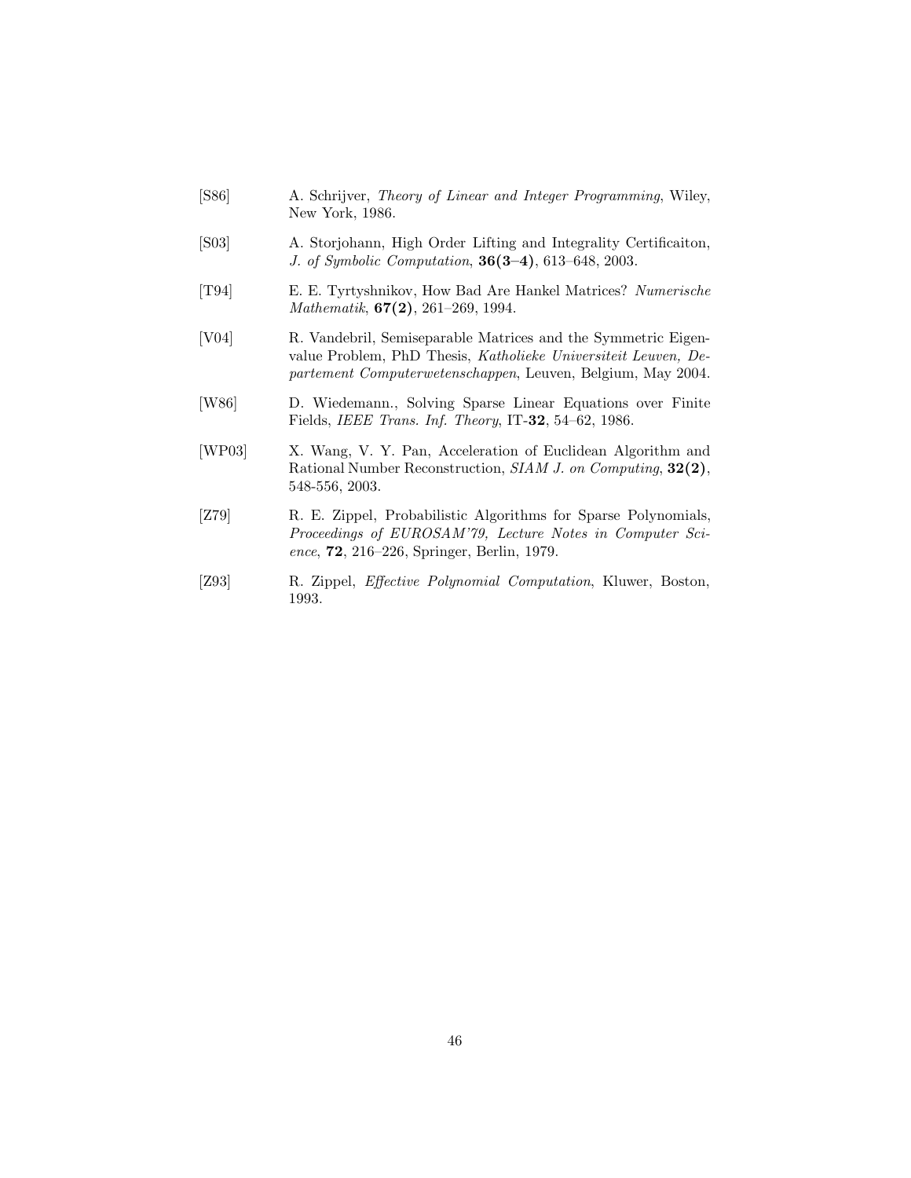[S86] A. Schrijver, *Theory of Linear and Integer Programming*, Wiley, New York, 1986.

[S03] A. Storjohann, High Order Lifting and Integrality Certificaiton, *J. of Symbolic Computation*, **36(3–4)**, 613–648, 2003.

[T94] E. E. Tyrtyshnikov, How Bad Are Hankel Matrices? *Numerische Mathematik*, **67(2)**, 261–269, 1994.

[V04] R. Vandebril, Semiseparable Matrices and the Symmetric Eigenvalue Problem, PhD Thesis, *Katholieke Universiteit Leuven, Departement Computerwetenschappen*, Leuven, Belgium, May 2004.

[W86] D. Wiedemann., Solving Sparse Linear Equations over Finite Fields, *IEEE Trans. Inf. Theory*, IT-**32**, 54–62, 1986.

[WP03] X. Wang, V. Y. Pan, Acceleration of Euclidean Algorithm and Rational Number Reconstruction, *SIAM J. on Computing*, **32(2)**, 548-556, 2003.

[Z79] R. E. Zippel, Probabilistic Algorithms for Sparse Polynomials, *Proceedings of EUROSAM'79, Lecture Notes in Computer Science*, **72**, 216–226, Springer, Berlin, 1979.

[Z93] R. Zippel, *Effective Polynomial Computation*, Kluwer, Boston, 1993.